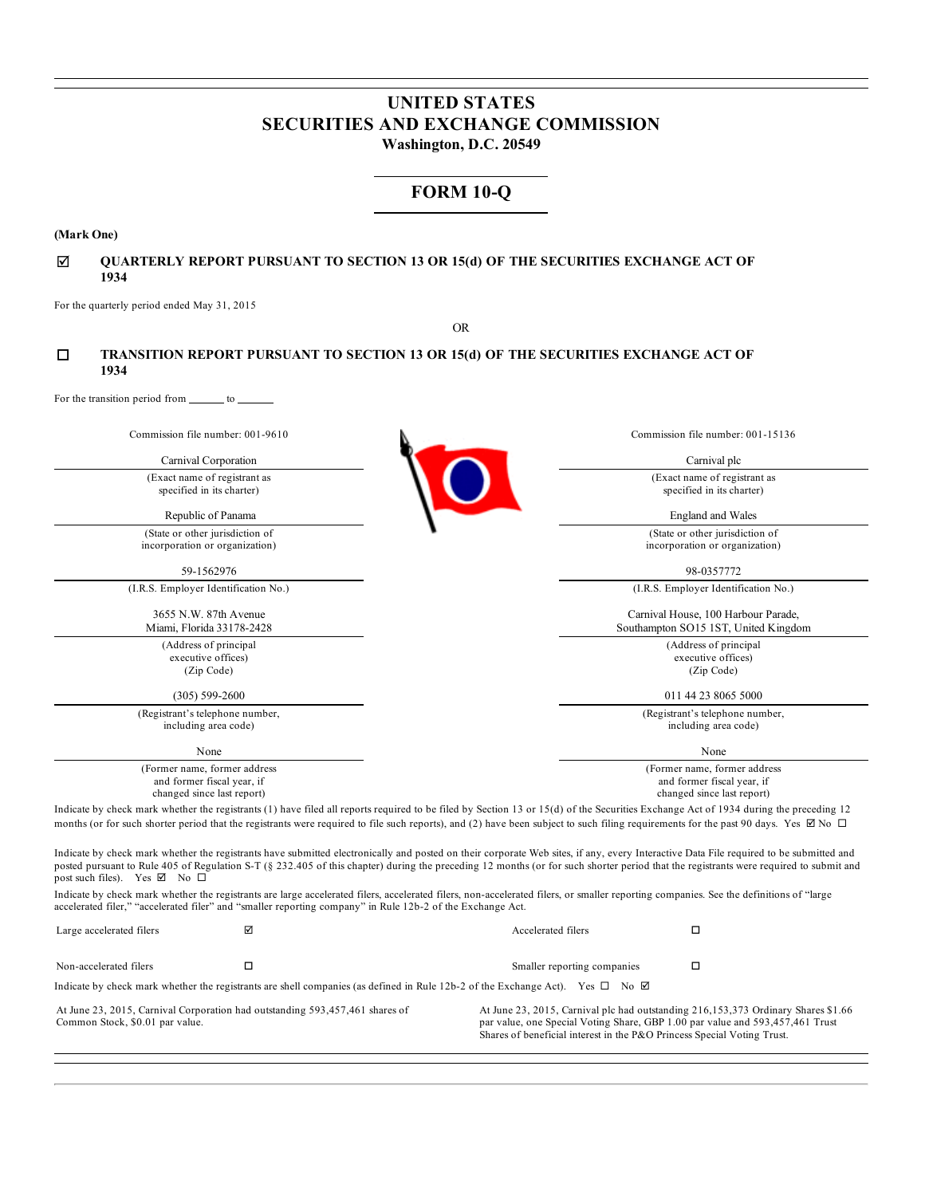# UNITED STATES
# SECURITIES AND EXCHANGE COMMISSION
**Washington, D.C. 20549**

## FORM 10-Q

**(Mark One)**

☑ **QUARTERLY REPORT PURSUANT TO SECTION 13 OR 15(d) OF THE SECURITIES EXCHANGE ACT OF 1934**

For the quarterly period ended May 31, 2015

OR

☐ **TRANSITION REPORT PURSUANT TO SECTION 13 OR 15(d) OF THE SECURITIES EXCHANGE ACT OF 1934**

For the transition period from \_\_\_\_\_\_ to \_\_\_\_\_\_

| Commission file number: 001-9610 | Commission file number: 001-15136 |
|---|---|
| Carnival Corporation | Carnival plc |
| (Exact name of registrant as specified in its charter) | (Exact name of registrant as specified in its charter) |
| Republic of Panama | England and Wales |
| (State or other jurisdiction of incorporation or organization) | (State or other jurisdiction of incorporation or organization) |
| 59-1562976 | 98-0357772 |
| (I.R.S. Employer Identification No.) | (I.R.S. Employer Identification No.) |
| 3655 N.W. 87th Avenue Miami, Florida 33178-2428 | Carnival House, 100 Harbour Parade, Southampton SO15 1ST, United Kingdom |
| (Address of principal executive offices) (Zip Code) | (Address of principal executive offices) (Zip Code) |
| (305) 599-2600 | 011 44 23 8065 5000 |
| (Registrant's telephone number, including area code) | (Registrant's telephone number, including area code) |
| None | None |
| (Former name, former address and former fiscal year, if changed since last report) | (Former name, former address and former fiscal year, if changed since last report) |

Indicate by check mark whether the registrants (1) have filed all reports required to be filed by Section 13 or 15(d) of the Securities Exchange Act of 1934 during the preceding 12 months (or for such shorter period that the registrants were required to file such reports), and (2) have been subject to such filing requirements for the past 90 days. Yes ☑ No ☐

Indicate by check mark whether the registrants have submitted electronically and posted on their corporate Web sites, if any, every Interactive Data File required to be submitted and posted pursuant to Rule 405 of Regulation S-T (§ 232.405 of this chapter) during the preceding 12 months (or for such shorter period that the registrants were required to submit and post such files). Yes ☑ No ☐

Indicate by check mark whether the registrants are large accelerated filers, accelerated filers, non-accelerated filers, or smaller reporting companies. See the definitions of "large accelerated filer," "accelerated filer" and "smaller reporting company" in Rule 12b-2 of the Exchange Act.

| | | | |
|---|---|---|---|
| Large accelerated filers | ☑ | Accelerated filers | ☐ |
| Non-accelerated filers | ☐ | Smaller reporting companies | ☐ |

Indicate by check mark whether the registrants are shell companies (as defined in Rule 12b-2 of the Exchange Act). Yes ☐ No ☑

At June 23, 2015, Carnival Corporation had outstanding 593,457,461 shares of Common Stock, $0.01 par value.

At June 23, 2015, Carnival plc had outstanding 216,153,373 Ordinary Shares $1.66 par value, one Special Voting Share, GBP 1.00 par value and 593,457,461 Trust Shares of beneficial interest in the P&O Princess Special Voting Trust.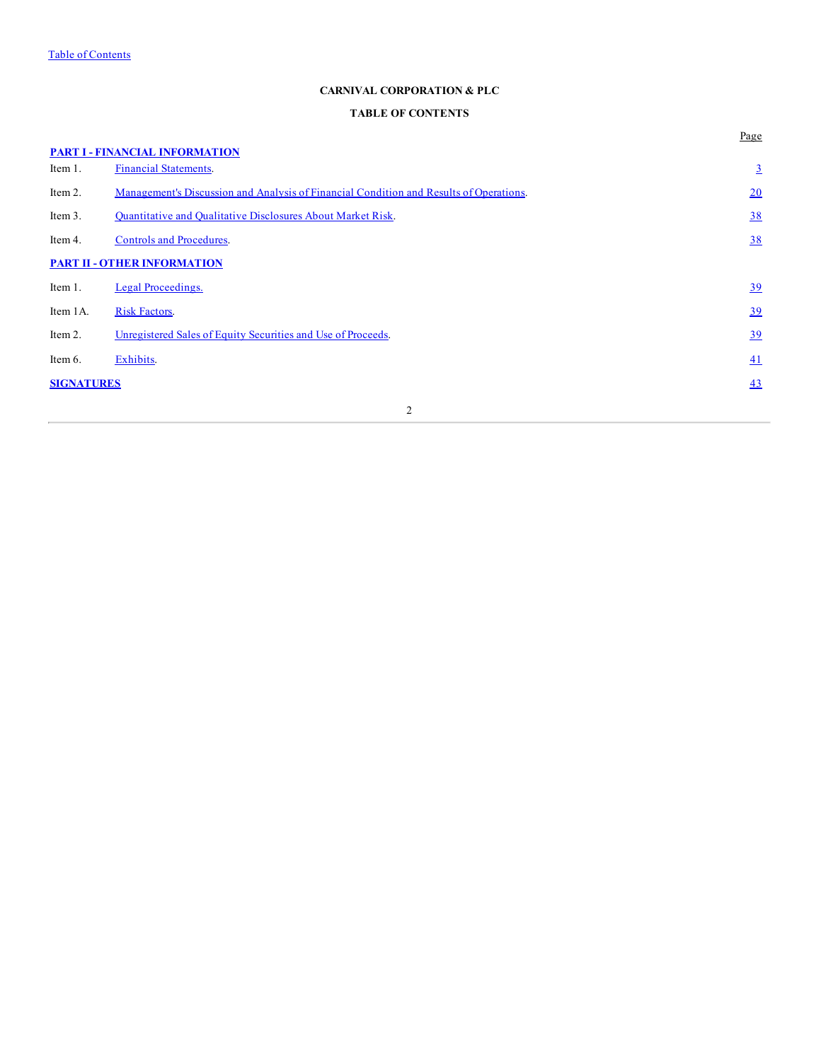Table of Contents

**CARNIVAL CORPORATION & PLC**

**TABLE OF CONTENTS**

| | | Page |
|---|---|---|
| **PART I - FINANCIAL INFORMATION** | | |
| Item 1. | Financial Statements. | 3 |
| Item 2. | Management's Discussion and Analysis of Financial Condition and Results of Operations. | 20 |
| Item 3. | Quantitative and Qualitative Disclosures About Market Risk. | 38 |
| Item 4. | Controls and Procedures. | 38 |
| **PART II - OTHER INFORMATION** | | |
| Item 1. | Legal Proceedings. | 39 |
| Item 1A. | Risk Factors. | 39 |
| Item 2. | Unregistered Sales of Equity Securities and Use of Proceeds. | 39 |
| Item 6. | Exhibits. | 41 |
| **SIGNATURES** | | 43 |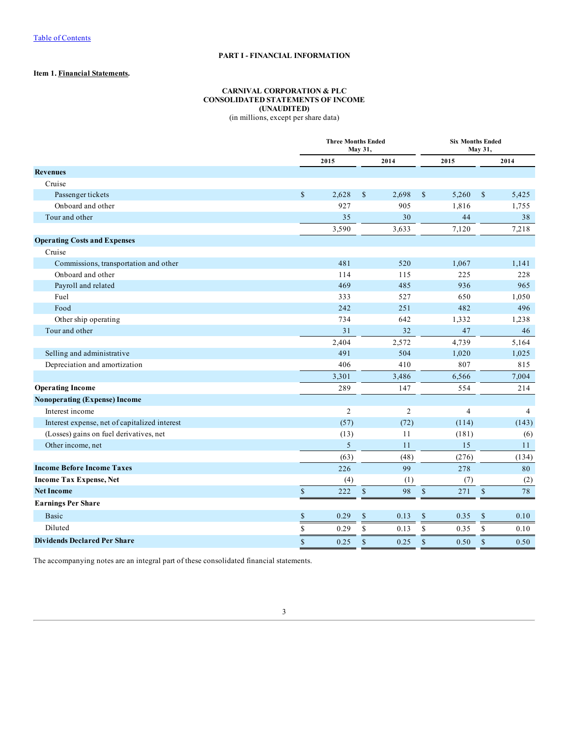[Table of Contents](#)

# PART I - FINANCIAL INFORMATION

## Item 1. Financial Statements.

### CARNIVAL CORPORATION & PLC
### CONSOLIDATED STATEMENTS OF INCOME
### (UNAUDITED)

(in millions, except per share data)

| | Three Months Ended May 31, | | Six Months Ended May 31, | |
|---|---|---|---|---|
| | 2015 | 2014 | 2015 | 2014 |
| **Revenues** | | | | |
| Cruise | | | | |
| Passenger tickets | $ 2,628 | $ 2,698 | $ 5,260 | $ 5,425 |
| Onboard and other | 927 | 905 | 1,816 | 1,755 |
| Tour and other | 35 | 30 | 44 | 38 |
| | 3,590 | 3,633 | 7,120 | 7,218 |
| **Operating Costs and Expenses** | | | | |
| Cruise | | | | |
| Commissions, transportation and other | 481 | 520 | 1,067 | 1,141 |
| Onboard and other | 114 | 115 | 225 | 228 |
| Payroll and related | 469 | 485 | 936 | 965 |
| Fuel | 333 | 527 | 650 | 1,050 |
| Food | 242 | 251 | 482 | 496 |
| Other ship operating | 734 | 642 | 1,332 | 1,238 |
| Tour and other | 31 | 32 | 47 | 46 |
| | 2,404 | 2,572 | 4,739 | 5,164 |
| Selling and administrative | 491 | 504 | 1,020 | 1,025 |
| Depreciation and amortization | 406 | 410 | 807 | 815 |
| | 3,301 | 3,486 | 6,566 | 7,004 |
| **Operating Income** | 289 | 147 | 554 | 214 |
| **Nonoperating (Expense) Income** | | | | |
| Interest income | 2 | 2 | 4 | 4 |
| Interest expense, net of capitalized interest | (57) | (72) | (114) | (143) |
| (Losses) gains on fuel derivatives, net | (13) | 11 | (181) | (6) |
| Other income, net | 5 | 11 | 15 | 11 |
| | (63) | (48) | (276) | (134) |
| **Income Before Income Taxes** | 226 | 99 | 278 | 80 |
| **Income Tax Expense, Net** | (4) | (1) | (7) | (2) |
| **Net Income** | $ 222 | $ 98 | $ 271 | $ 78 |
| **Earnings Per Share** | | | | |
| Basic | $ 0.29 | $ 0.13 | $ 0.35 | $ 0.10 |
| Diluted | $ 0.29 | $ 0.13 | $ 0.35 | $ 0.10 |
| **Dividends Declared Per Share** | $ 0.25 | $ 0.25 | $ 0.50 | $ 0.50 |

The accompanying notes are an integral part of these consolidated financial statements.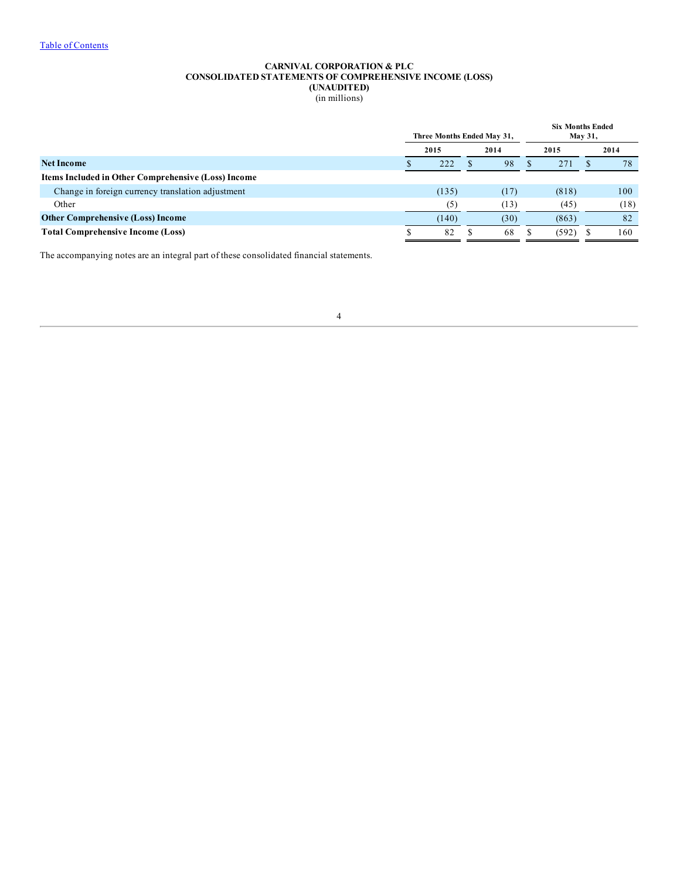# CARNIVAL CORPORATION & PLC
## CONSOLIDATED STATEMENTS OF COMPREHENSIVE INCOME (LOSS)
## (UNAUDITED)
(in millions)

| | Three Months Ended May 31, | | Six Months Ended May 31, | |
|---|---|---|---|---|
| | 2015 | 2014 | 2015 | 2014 |
| **Net Income** | $ 222 | $ 98 | $ 271 | $ 78 |
| **Items Included in Other Comprehensive (Loss) Income** | | | | |
| Change in foreign currency translation adjustment | (135) | (17) | (818) | 100 |
| Other | (5) | (13) | (45) | (18) |
| **Other Comprehensive (Loss) Income** | (140) | (30) | (863) | 82 |
| **Total Comprehensive Income (Loss)** | $ 82 | $ 68 | $ (592) | $ 160 |

The accompanying notes are an integral part of these consolidated financial statements.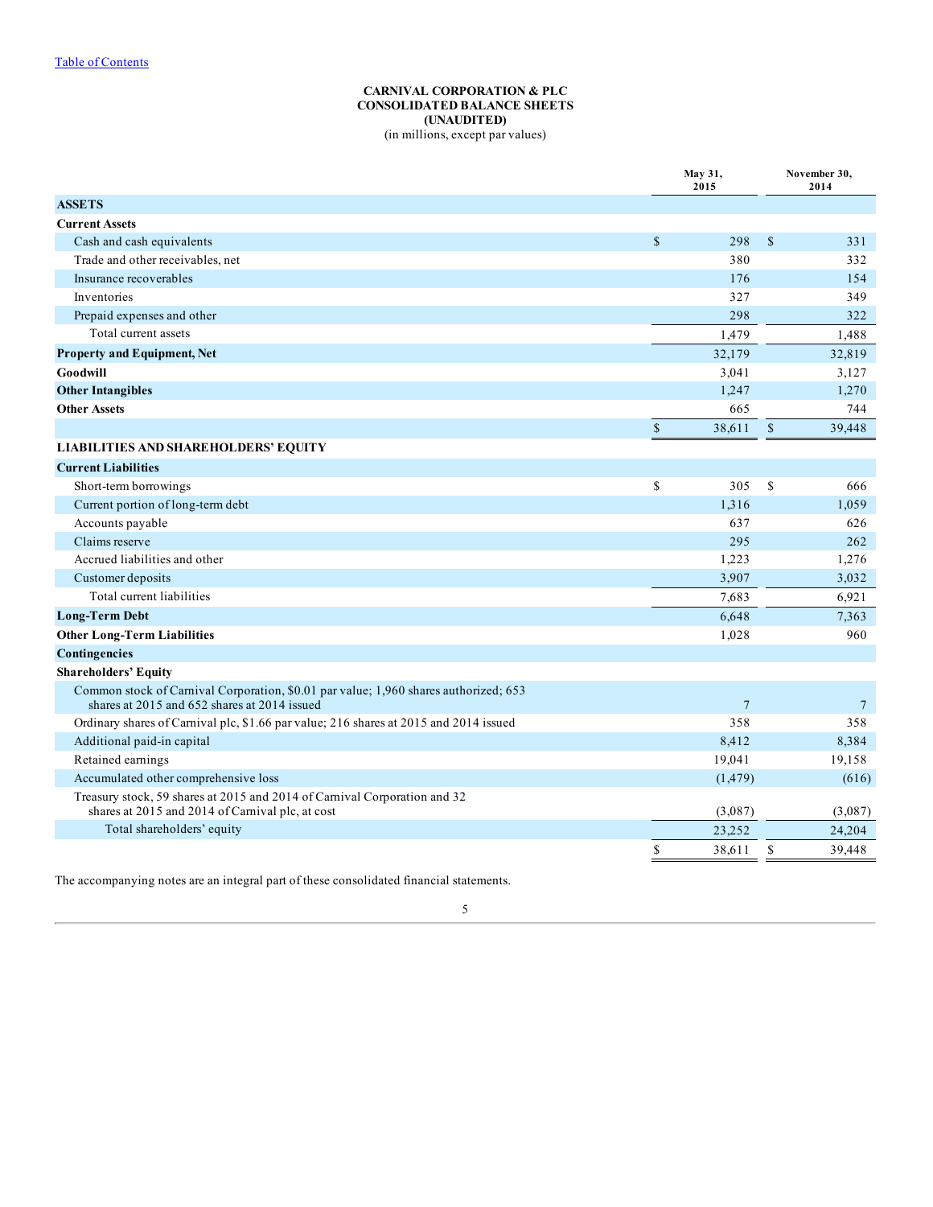[Table of Contents](#)

# CARNIVAL CORPORATION & PLC
## CONSOLIDATED BALANCE SHEETS
## (UNAUDITED)
(in millions, except par values)

| | May 31, 2015 | November 30, 2014 |
|---|---|---|
| **ASSETS** | | |
| **Current Assets** | | |
| Cash and cash equivalents | $ 298 | $ 331 |
| Trade and other receivables, net | 380 | 332 |
| Insurance recoverables | 176 | 154 |
| Inventories | 327 | 349 |
| Prepaid expenses and other | 298 | 322 |
| Total current assets | 1,479 | 1,488 |
| **Property and Equipment, Net** | 32,179 | 32,819 |
| **Goodwill** | 3,041 | 3,127 |
| **Other Intangibles** | 1,247 | 1,270 |
| **Other Assets** | 665 | 744 |
| | $ 38,611 | $ 39,448 |
| **LIABILITIES AND SHAREHOLDERS' EQUITY** | | |
| **Current Liabilities** | | |
| Short-term borrowings | $ 305 | $ 666 |
| Current portion of long-term debt | 1,316 | 1,059 |
| Accounts payable | 637 | 626 |
| Claims reserve | 295 | 262 |
| Accrued liabilities and other | 1,223 | 1,276 |
| Customer deposits | 3,907 | 3,032 |
| Total current liabilities | 7,683 | 6,921 |
| **Long-Term Debt** | 6,648 | 7,363 |
| **Other Long-Term Liabilities** | 1,028 | 960 |
| **Contingencies** | | |
| **Shareholders' Equity** | | |
| Common stock of Carnival Corporation, $0.01 par value; 1,960 shares authorized; 653 shares at 2015 and 652 shares at 2014 issued | 7 | 7 |
| Ordinary shares of Carnival plc, $1.66 par value; 216 shares at 2015 and 2014 issued | 358 | 358 |
| Additional paid-in capital | 8,412 | 8,384 |
| Retained earnings | 19,041 | 19,158 |
| Accumulated other comprehensive loss | (1,479) | (616) |
| Treasury stock, 59 shares at 2015 and 2014 of Carnival Corporation and 32 shares at 2015 and 2014 of Carnival plc, at cost | (3,087) | (3,087) |
| Total shareholders' equity | 23,252 | 24,204 |
| | $ 38,611 | $ 39,448 |

The accompanying notes are an integral part of these consolidated financial statements.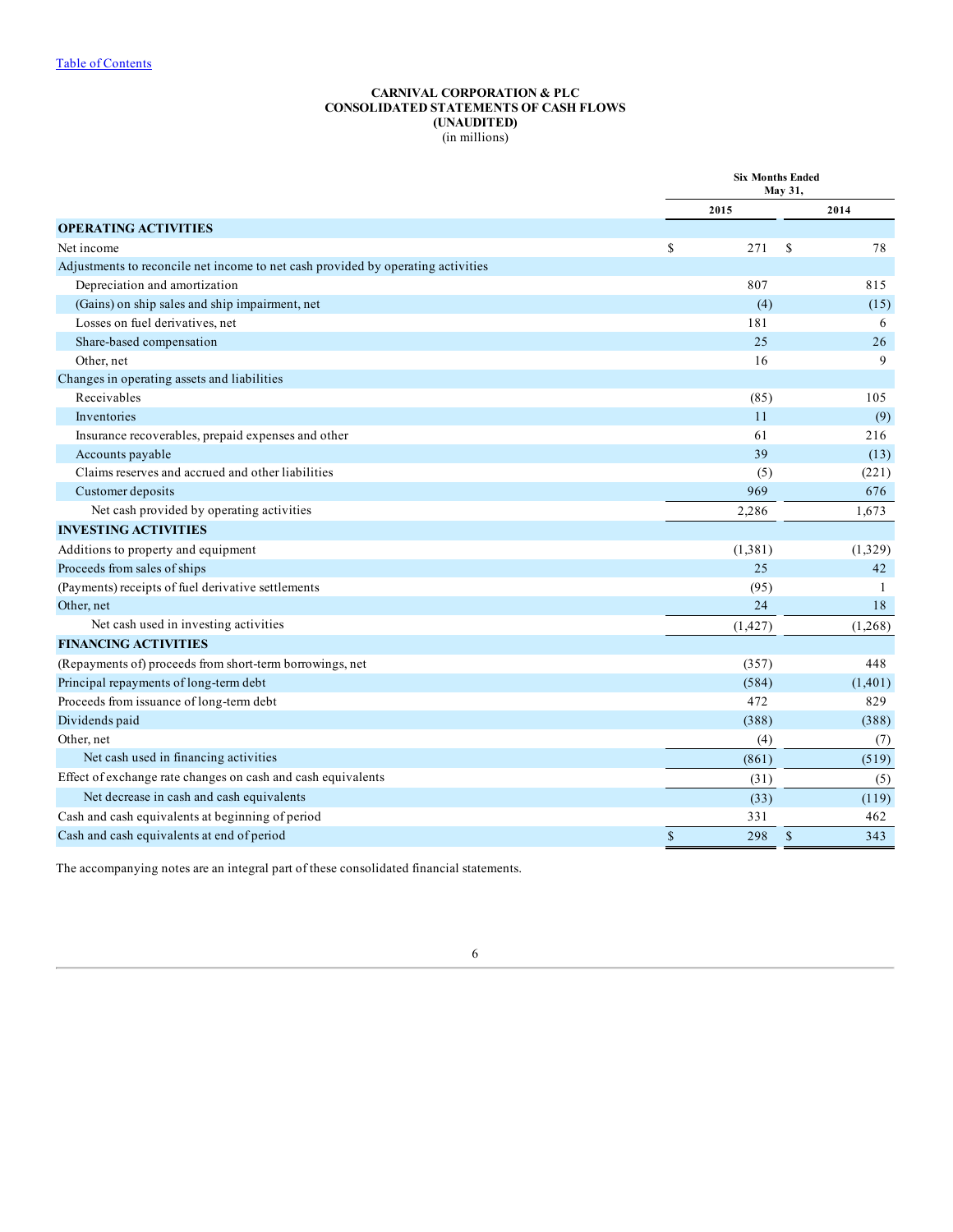[Table of Contents]

**CARNIVAL CORPORATION & PLC**
**CONSOLIDATED STATEMENTS OF CASH FLOWS**
**(UNAUDITED)**
(in millions)

| | Six Months Ended May 31, | |
|---|---|---|
| | **2015** | **2014** |
| **OPERATING ACTIVITIES** | | |
| Net income | $ 271 | $ 78 |
| Adjustments to reconcile net income to net cash provided by operating activities | | |
| Depreciation and amortization | 807 | 815 |
| (Gains) on ship sales and ship impairment, net | (4) | (15) |
| Losses on fuel derivatives, net | 181 | 6 |
| Share-based compensation | 25 | 26 |
| Other, net | 16 | 9 |
| Changes in operating assets and liabilities | | |
| Receivables | (85) | 105 |
| Inventories | 11 | (9) |
| Insurance recoverables, prepaid expenses and other | 61 | 216 |
| Accounts payable | 39 | (13) |
| Claims reserves and accrued and other liabilities | (5) | (221) |
| Customer deposits | 969 | 676 |
| Net cash provided by operating activities | 2,286 | 1,673 |
| **INVESTING ACTIVITIES** | | |
| Additions to property and equipment | (1,381) | (1,329) |
| Proceeds from sales of ships | 25 | 42 |
| (Payments) receipts of fuel derivative settlements | (95) | 1 |
| Other, net | 24 | 18 |
| Net cash used in investing activities | (1,427) | (1,268) |
| **FINANCING ACTIVITIES** | | |
| (Repayments of) proceeds from short-term borrowings, net | (357) | 448 |
| Principal repayments of long-term debt | (584) | (1,401) |
| Proceeds from issuance of long-term debt | 472 | 829 |
| Dividends paid | (388) | (388) |
| Other, net | (4) | (7) |
| Net cash used in financing activities | (861) | (519) |
| Effect of exchange rate changes on cash and cash equivalents | (31) | (5) |
| Net decrease in cash and cash equivalents | (33) | (119) |
| Cash and cash equivalents at beginning of period | 331 | 462 |
| Cash and cash equivalents at end of period | $ 298 | $ 343 |

The accompanying notes are an integral part of these consolidated financial statements.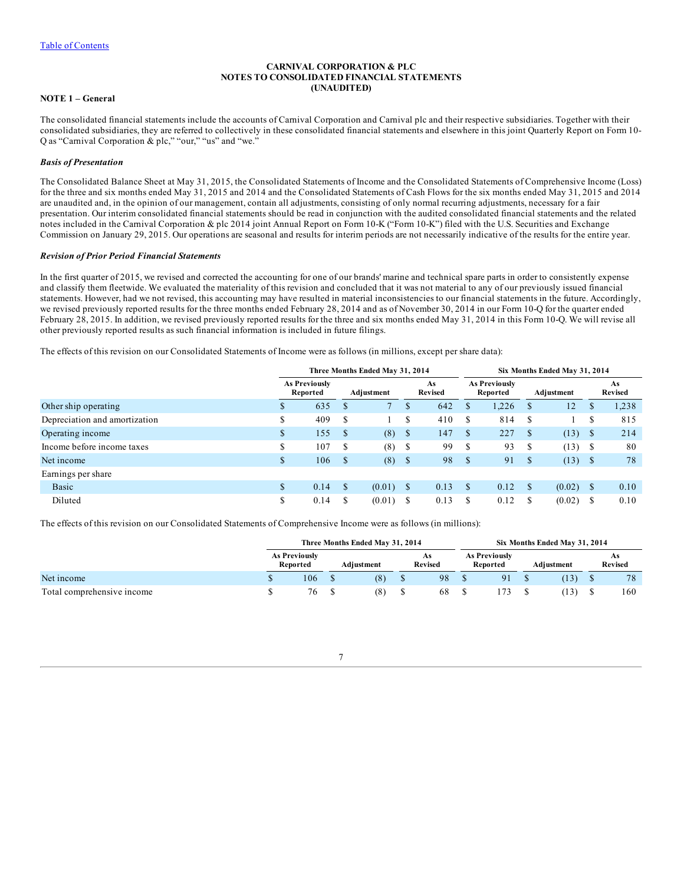[Table of Contents]

**CARNIVAL CORPORATION & PLC**
**NOTES TO CONSOLIDATED FINANCIAL STATEMENTS**
**(UNAUDITED)**

## NOTE 1 – General

The consolidated financial statements include the accounts of Carnival Corporation and Carnival plc and their respective subsidiaries. Together with their consolidated subsidiaries, they are referred to collectively in these consolidated financial statements and elsewhere in this joint Quarterly Report on Form 10-Q as "Carnival Corporation & plc," "our," "us" and "we."

### *Basis of Presentation*

The Consolidated Balance Sheet at May 31, 2015, the Consolidated Statements of Income and the Consolidated Statements of Comprehensive Income (Loss) for the three and six months ended May 31, 2015 and 2014 and the Consolidated Statements of Cash Flows for the six months ended May 31, 2015 and 2014 are unaudited and, in the opinion of our management, contain all adjustments, consisting of only normal recurring adjustments, necessary for a fair presentation. Our interim consolidated financial statements should be read in conjunction with the audited consolidated financial statements and the related notes included in the Carnival Corporation & plc 2014 joint Annual Report on Form 10-K ("Form 10-K") filed with the U.S. Securities and Exchange Commission on January 29, 2015. Our operations are seasonal and results for interim periods are not necessarily indicative of the results for the entire year.

### *Revision of Prior Period Financial Statements*

In the first quarter of 2015, we revised and corrected the accounting for one of our brands' marine and technical spare parts in order to consistently expense and classify them fleetwide. We evaluated the materiality of this revision and concluded that it was not material to any of our previously issued financial statements. However, had we not revised, this accounting may have resulted in material inconsistencies to our financial statements in the future. Accordingly, we revised previously reported results for the three months ended February 28, 2014 and as of November 30, 2014 in our Form 10-Q for the quarter ended February 28, 2015. In addition, we revised previously reported results for the three and six months ended May 31, 2014 in this Form 10-Q. We will revise all other previously reported results as such financial information is included in future filings.

The effects of this revision on our Consolidated Statements of Income were as follows (in millions, except per share data):

| | Three Months Ended May 31, 2014 | | | Six Months Ended May 31, 2014 | | |
|---|---|---|---|---|---|---|
| | As Previously Reported | Adjustment | As Revised | As Previously Reported | Adjustment | As Revised |
| Other ship operating | $ 635 | $ 7 | $ 642 | $ 1,226 | $ 12 | $ 1,238 |
| Depreciation and amortization | $ 409 | $ 1 | $ 410 | $ 814 | $ 1 | $ 815 |
| Operating income | $ 155 | $ (8) | $ 147 | $ 227 | $ (13) | $ 214 |
| Income before income taxes | $ 107 | $ (8) | $ 99 | $ 93 | $ (13) | $ 80 |
| Net income | $ 106 | $ (8) | $ 98 | $ 91 | $ (13) | $ 78 |
| Earnings per share | | | | | | |
| Basic | $ 0.14 | $ (0.01) | $ 0.13 | $ 0.12 | $ (0.02) | $ 0.10 |
| Diluted | $ 0.14 | $ (0.01) | $ 0.13 | $ 0.12 | $ (0.02) | $ 0.10 |

The effects of this revision on our Consolidated Statements of Comprehensive Income were as follows (in millions):

| | Three Months Ended May 31, 2014 | | | Six Months Ended May 31, 2014 | | |
|---|---|---|---|---|---|---|
| | As Previously Reported | Adjustment | As Revised | As Previously Reported | Adjustment | As Revised |
| Net income | $ 106 | $ (8) | $ 98 | $ 91 | $ (13) | $ 78 |
| Total comprehensive income | $ 76 | $ (8) | $ 68 | $ 173 | $ (13) | $ 160 |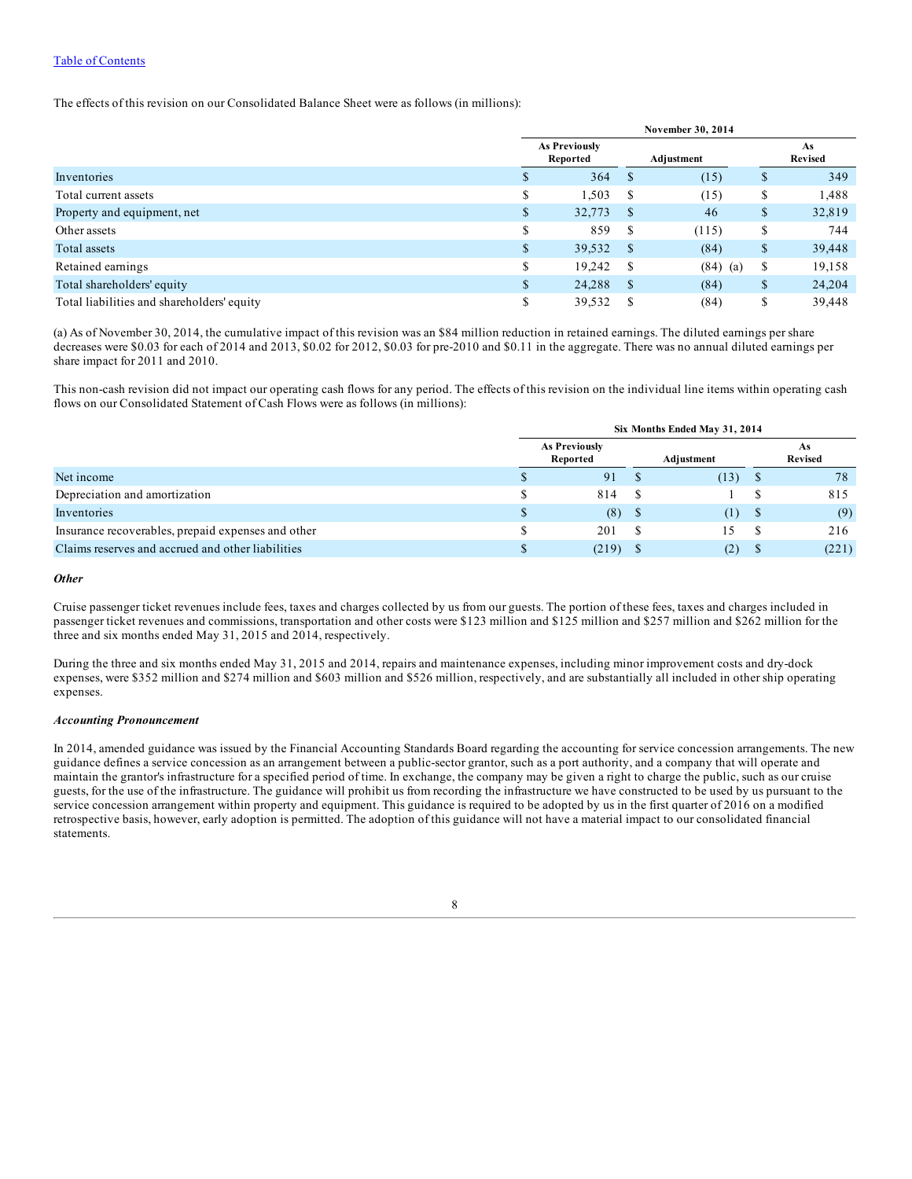The effects of this revision on our Consolidated Balance Sheet were as follows (in millions):

| | November 30, 2014 | | |
|---|---|---|---|
| | As Previously Reported | Adjustment | As Revised |
| Inventories | $ 364 | $ (15) | $ 349 |
| Total current assets | $ 1,503 | $ (15) | $ 1,488 |
| Property and equipment, net | $ 32,773 | $ 46 | $ 32,819 |
| Other assets | $ 859 | $ (115) | $ 744 |
| Total assets | $ 39,532 | $ (84) | $ 39,448 |
| Retained earnings | $ 19,242 | $ (84) (a) | $ 19,158 |
| Total shareholders' equity | $ 24,288 | $ (84) | $ 24,204 |
| Total liabilities and shareholders' equity | $ 39,532 | $ (84) | $ 39,448 |

(a) As of November 30, 2014, the cumulative impact of this revision was an $84 million reduction in retained earnings. The diluted earnings per share decreases were $0.03 for each of 2014 and 2013, $0.02 for 2012, $0.03 for pre-2010 and $0.11 in the aggregate. There was no annual diluted earnings per share impact for 2011 and 2010.

This non-cash revision did not impact our operating cash flows for any period. The effects of this revision on the individual line items within operating cash flows on our Consolidated Statement of Cash Flows were as follows (in millions):

| | Six Months Ended May 31, 2014 | | |
|---|---|---|---|
| | As Previously Reported | Adjustment | As Revised |
| Net income | $ 91 | $ (13) | $ 78 |
| Depreciation and amortization | $ 814 | $ 1 | $ 815 |
| Inventories | $ (8) | $ (1) | $ (9) |
| Insurance recoverables, prepaid expenses and other | $ 201 | $ 15 | $ 216 |
| Claims reserves and accrued and other liabilities | $ (219) | $ (2) | $ (221) |

***Other***

Cruise passenger ticket revenues include fees, taxes and charges collected by us from our guests. The portion of these fees, taxes and charges included in passenger ticket revenues and commissions, transportation and other costs were $123 million and $125 million and $257 million and $262 million for the three and six months ended May 31, 2015 and 2014, respectively.

During the three and six months ended May 31, 2015 and 2014, repairs and maintenance expenses, including minor improvement costs and dry-dock expenses, were $352 million and $274 million and $603 million and $526 million, respectively, and are substantially all included in other ship operating expenses.

***Accounting Pronouncement***

In 2014, amended guidance was issued by the Financial Accounting Standards Board regarding the accounting for service concession arrangements. The new guidance defines a service concession as an arrangement between a public-sector grantor, such as a port authority, and a company that will operate and maintain the grantor's infrastructure for a specified period of time. In exchange, the company may be given a right to charge the public, such as our cruise guests, for the use of the infrastructure. The guidance will prohibit us from recording the infrastructure we have constructed to be used by us pursuant to the service concession arrangement within property and equipment. This guidance is required to be adopted by us in the first quarter of 2016 on a modified retrospective basis, however, early adoption is permitted. The adoption of this guidance will not have a material impact to our consolidated financial statements.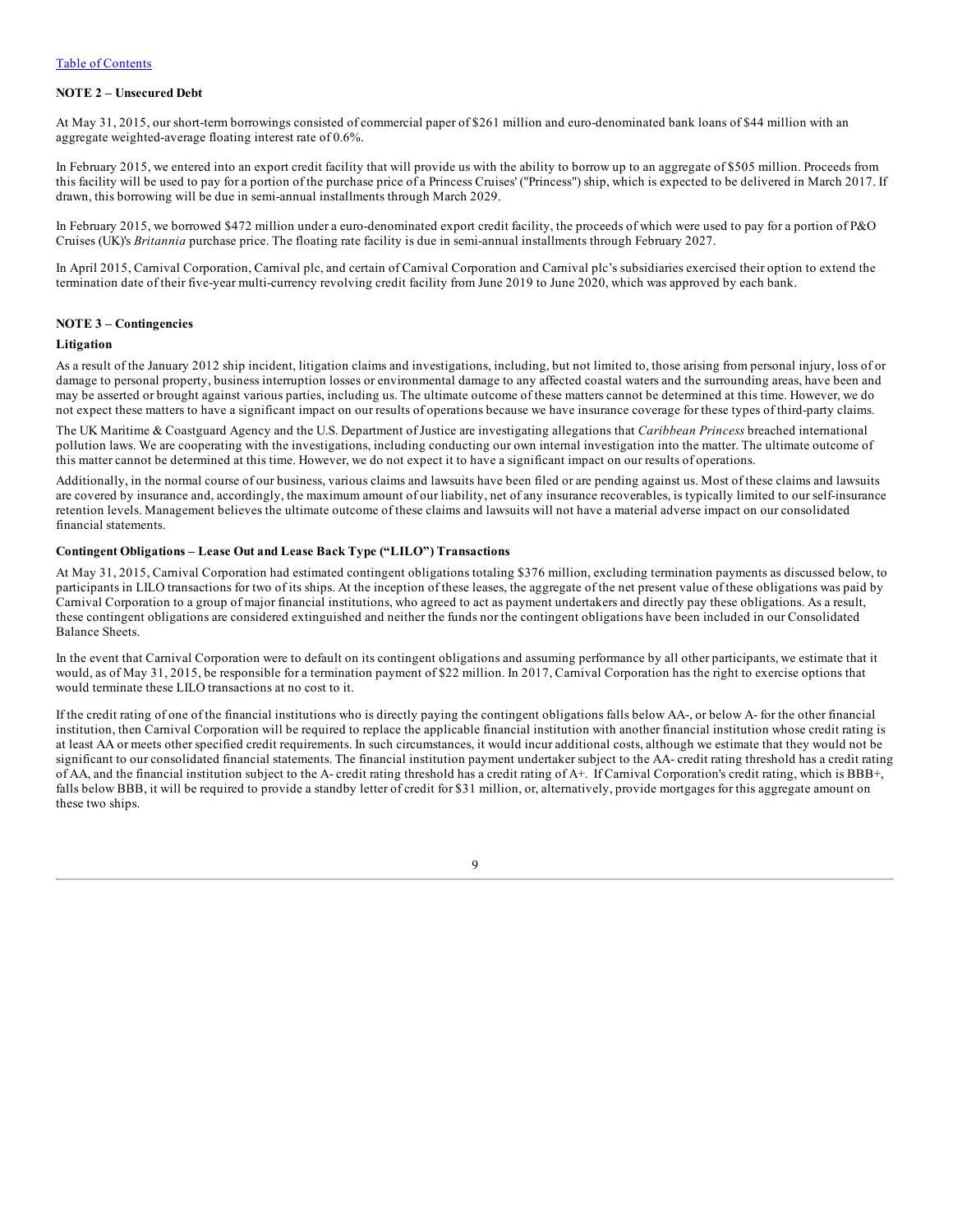[Table of Contents](#)

**NOTE 2 – Unsecured Debt**

At May 31, 2015, our short-term borrowings consisted of commercial paper of $261 million and euro-denominated bank loans of $44 million with an aggregate weighted-average floating interest rate of 0.6%.

In February 2015, we entered into an export credit facility that will provide us with the ability to borrow up to an aggregate of $505 million. Proceeds from this facility will be used to pay for a portion of the purchase price of a Princess Cruises' ("Princess") ship, which is expected to be delivered in March 2017. If drawn, this borrowing will be due in semi-annual installments through March 2029.

In February 2015, we borrowed $472 million under a euro-denominated export credit facility, the proceeds of which were used to pay for a portion of P&O Cruises (UK)'s *Britannia* purchase price. The floating rate facility is due in semi-annual installments through February 2027.

In April 2015, Carnival Corporation, Carnival plc, and certain of Carnival Corporation and Carnival plc's subsidiaries exercised their option to extend the termination date of their five-year multi-currency revolving credit facility from June 2019 to June 2020, which was approved by each bank.

**NOTE 3 – Contingencies**

**Litigation**

As a result of the January 2012 ship incident, litigation claims and investigations, including, but not limited to, those arising from personal injury, loss of or damage to personal property, business interruption losses or environmental damage to any affected coastal waters and the surrounding areas, have been and may be asserted or brought against various parties, including us. The ultimate outcome of these matters cannot be determined at this time. However, we do not expect these matters to have a significant impact on our results of operations because we have insurance coverage for these types of third-party claims.

The UK Maritime & Coastguard Agency and the U.S. Department of Justice are investigating allegations that *Caribbean Princess* breached international pollution laws. We are cooperating with the investigations, including conducting our own internal investigation into the matter. The ultimate outcome of this matter cannot be determined at this time. However, we do not expect it to have a significant impact on our results of operations.

Additionally, in the normal course of our business, various claims and lawsuits have been filed or are pending against us. Most of these claims and lawsuits are covered by insurance and, accordingly, the maximum amount of our liability, net of any insurance recoverables, is typically limited to our self-insurance retention levels. Management believes the ultimate outcome of these claims and lawsuits will not have a material adverse impact on our consolidated financial statements.

**Contingent Obligations – Lease Out and Lease Back Type ("LILO") Transactions**

At May 31, 2015, Carnival Corporation had estimated contingent obligations totaling $376 million, excluding termination payments as discussed below, to participants in LILO transactions for two of its ships. At the inception of these leases, the aggregate of the net present value of these obligations was paid by Carnival Corporation to a group of major financial institutions, who agreed to act as payment undertakers and directly pay these obligations. As a result, these contingent obligations are considered extinguished and neither the funds nor the contingent obligations have been included in our Consolidated Balance Sheets.

In the event that Carnival Corporation were to default on its contingent obligations and assuming performance by all other participants, we estimate that it would, as of May 31, 2015, be responsible for a termination payment of $22 million. In 2017, Carnival Corporation has the right to exercise options that would terminate these LILO transactions at no cost to it.

If the credit rating of one of the financial institutions who is directly paying the contingent obligations falls below AA-, or below A- for the other financial institution, then Carnival Corporation will be required to replace the applicable financial institution with another financial institution whose credit rating is at least AA or meets other specified credit requirements. In such circumstances, it would incur additional costs, although we estimate that they would not be significant to our consolidated financial statements. The financial institution payment undertaker subject to the AA- credit rating threshold has a credit rating of AA, and the financial institution subject to the A- credit rating threshold has a credit rating of A+. If Carnival Corporation's credit rating, which is BBB+, falls below BBB, it will be required to provide a standby letter of credit for $31 million, or, alternatively, provide mortgages for this aggregate amount on these two ships.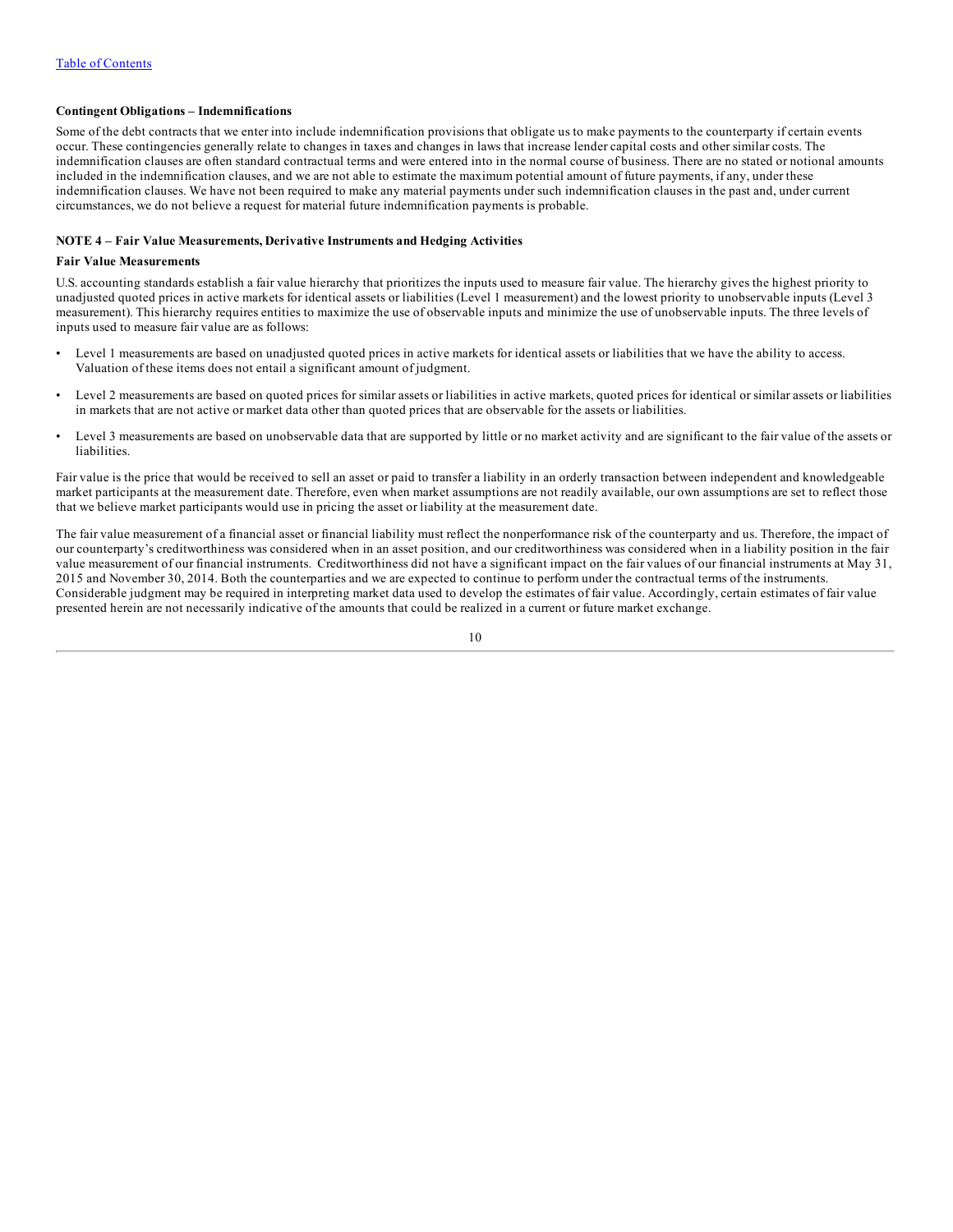**Contingent Obligations – Indemnifications**

Some of the debt contracts that we enter into include indemnification provisions that obligate us to make payments to the counterparty if certain events occur. These contingencies generally relate to changes in taxes and changes in laws that increase lender capital costs and other similar costs. The indemnification clauses are often standard contractual terms and were entered into in the normal course of business. There are no stated or notional amounts included in the indemnification clauses, and we are not able to estimate the maximum potential amount of future payments, if any, under these indemnification clauses. We have not been required to make any material payments under such indemnification clauses in the past and, under current circumstances, we do not believe a request for material future indemnification payments is probable.

## NOTE 4 – Fair Value Measurements, Derivative Instruments and Hedging Activities

**Fair Value Measurements**

U.S. accounting standards establish a fair value hierarchy that prioritizes the inputs used to measure fair value. The hierarchy gives the highest priority to unadjusted quoted prices in active markets for identical assets or liabilities (Level 1 measurement) and the lowest priority to unobservable inputs (Level 3 measurement). This hierarchy requires entities to maximize the use of observable inputs and minimize the use of unobservable inputs. The three levels of inputs used to measure fair value are as follows:

- Level 1 measurements are based on unadjusted quoted prices in active markets for identical assets or liabilities that we have the ability to access. Valuation of these items does not entail a significant amount of judgment.
- Level 2 measurements are based on quoted prices for similar assets or liabilities in active markets, quoted prices for identical or similar assets or liabilities in markets that are not active or market data other than quoted prices that are observable for the assets or liabilities.
- Level 3 measurements are based on unobservable data that are supported by little or no market activity and are significant to the fair value of the assets or liabilities.

Fair value is the price that would be received to sell an asset or paid to transfer a liability in an orderly transaction between independent and knowledgeable market participants at the measurement date. Therefore, even when market assumptions are not readily available, our own assumptions are set to reflect those that we believe market participants would use in pricing the asset or liability at the measurement date.

The fair value measurement of a financial asset or financial liability must reflect the nonperformance risk of the counterparty and us. Therefore, the impact of our counterparty's creditworthiness was considered when in an asset position, and our creditworthiness was considered when in a liability position in the fair value measurement of our financial instruments. Creditworthiness did not have a significant impact on the fair values of our financial instruments at May 31, 2015 and November 30, 2014. Both the counterparties and we are expected to continue to perform under the contractual terms of the instruments. Considerable judgment may be required in interpreting market data used to develop the estimates of fair value. Accordingly, certain estimates of fair value presented herein are not necessarily indicative of the amounts that could be realized in a current or future market exchange.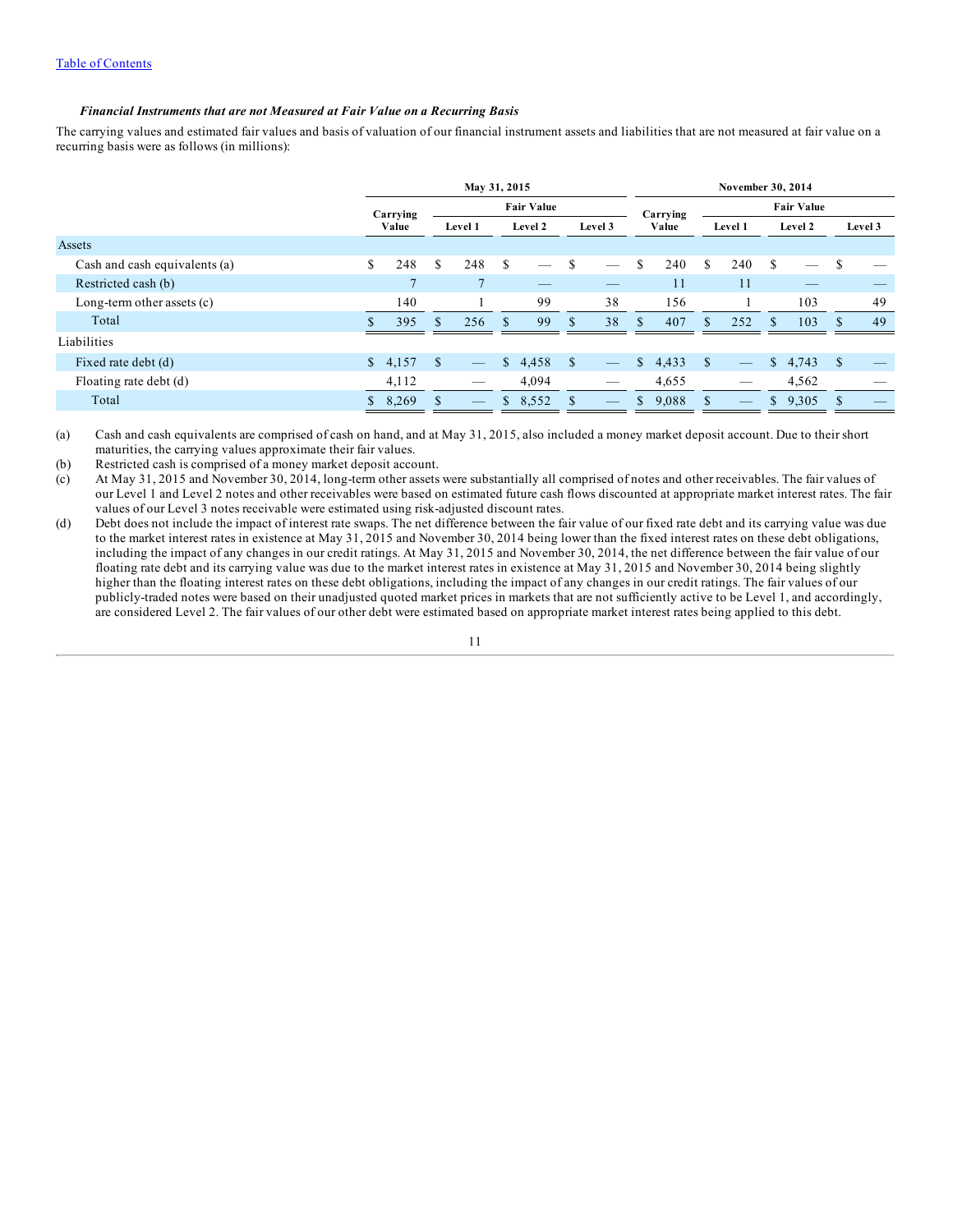### *Financial Instruments that are not Measured at Fair Value on a Recurring Basis*

The carrying values and estimated fair values and basis of valuation of our financial instrument assets and liabilities that are not measured at fair value on a recurring basis were as follows (in millions):

| | May 31, 2015 | | | | November 30, 2014 | | | |
|---|---|---|---|---|---|---|---|---|
| | Carrying Value | Fair Value | | | Carrying Value | Fair Value | | |
| | | Level 1 | Level 2 | Level 3 | | Level 1 | Level 2 | Level 3 |
| **Assets** | | | | | | | | |
| Cash and cash equivalents (a) | $ 248 | $ 248 | $ — | $ — | $ 240 | $ 240 | $ — | $ — |
| Restricted cash (b) | 7 | 7 | — | — | 11 | 11 | — | — |
| Long-term other assets (c) | 140 | 1 | 99 | 38 | 156 | 1 | 103 | 49 |
| Total | $ 395 | $ 256 | $ 99 | $ 38 | $ 407 | $ 252 | $ 103 | $ 49 |
| **Liabilities** | | | | | | | | |
| Fixed rate debt (d) | $ 4,157 | $ — | $ 4,458 | $ — | $ 4,433 | $ — | $ 4,743 | $ — |
| Floating rate debt (d) | 4,112 | — | 4,094 | — | 4,655 | — | 4,562 | — |
| Total | $ 8,269 | $ — | $ 8,552 | $ — | $ 9,088 | $ — | $ 9,305 | $ — |

(a) Cash and cash equivalents are comprised of cash on hand, and at May 31, 2015, also included a money market deposit account. Due to their short maturities, the carrying values approximate their fair values.

(b) Restricted cash is comprised of a money market deposit account.

(c) At May 31, 2015 and November 30, 2014, long-term other assets were substantially all comprised of notes and other receivables. The fair values of our Level 1 and Level 2 notes and other receivables were based on estimated future cash flows discounted at appropriate market interest rates. The fair values of our Level 3 notes receivable were estimated using risk-adjusted discount rates.

(d) Debt does not include the impact of interest rate swaps. The net difference between the fair value of our fixed rate debt and its carrying value was due to the market interest rates in existence at May 31, 2015 and November 30, 2014 being lower than the fixed interest rates on these debt obligations, including the impact of any changes in our credit ratings. At May 31, 2015 and November 30, 2014, the net difference between the fair value of our floating rate debt and its carrying value was due to the market interest rates in existence at May 31, 2015 and November 30, 2014 being slightly higher than the floating interest rates on these debt obligations, including the impact of any changes in our credit ratings. The fair values of our publicly-traded notes were based on their unadjusted quoted market prices in markets that are not sufficiently active to be Level 1, and accordingly, are considered Level 2. The fair values of our other debt were estimated based on appropriate market interest rates being applied to this debt.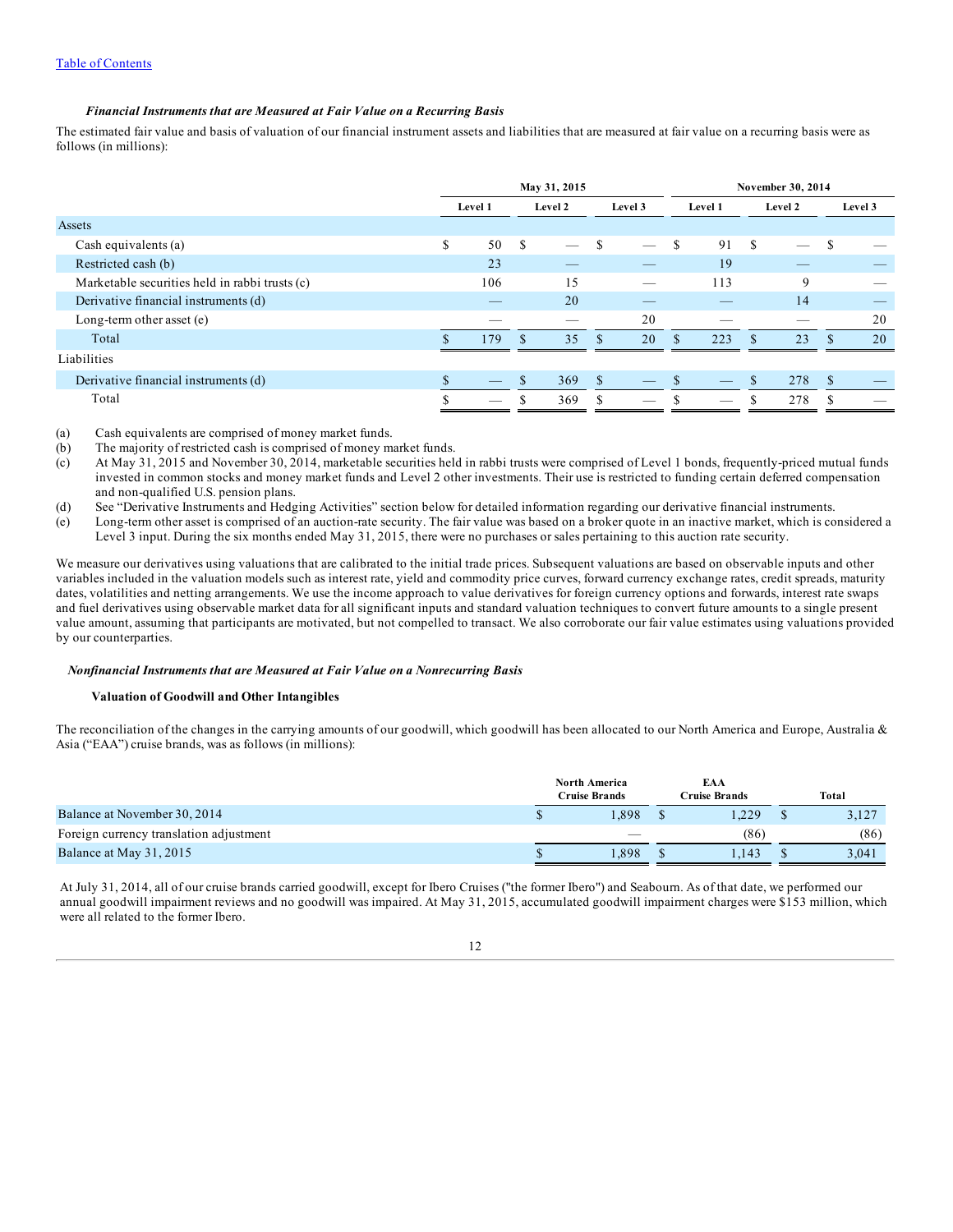*Financial Instruments that are Measured at Fair Value on a Recurring Basis*

The estimated fair value and basis of valuation of our financial instrument assets and liabilities that are measured at fair value on a recurring basis were as follows (in millions):

| | May 31, 2015 | | | November 30, 2014 | | |
|---|---|---|---|---|---|---|
| | Level 1 | Level 2 | Level 3 | Level 1 | Level 2 | Level 3 |
| Assets | | | | | | |
| Cash equivalents (a) | $ 50 | $ — | $ — | $ 91 | $ — | $ — |
| Restricted cash (b) | 23 | — | — | 19 | — | — |
| Marketable securities held in rabbi trusts (c) | 106 | 15 | — | 113 | 9 | — |
| Derivative financial instruments (d) | — | 20 | — | — | 14 | — |
| Long-term other asset (e) | — | — | 20 | — | — | 20 |
| Total | $ 179 | $ 35 | $ 20 | $ 223 | $ 23 | $ 20 |
| Liabilities | | | | | | |
| Derivative financial instruments (d) | $ — | $ 369 | $ — | $ — | $ 278 | $ — |
| Total | $ — | $ 369 | $ — | $ — | $ 278 | $ — |

(a) Cash equivalents are comprised of money market funds.

(b) The majority of restricted cash is comprised of money market funds.

(c) At May 31, 2015 and November 30, 2014, marketable securities held in rabbi trusts were comprised of Level 1 bonds, frequently-priced mutual funds invested in common stocks and money market funds and Level 2 other investments. Their use is restricted to funding certain deferred compensation and non-qualified U.S. pension plans.

(d) See "Derivative Instruments and Hedging Activities" section below for detailed information regarding our derivative financial instruments.

(e) Long-term other asset is comprised of an auction-rate security. The fair value was based on a broker quote in an inactive market, which is considered a Level 3 input. During the six months ended May 31, 2015, there were no purchases or sales pertaining to this auction rate security.

We measure our derivatives using valuations that are calibrated to the initial trade prices. Subsequent valuations are based on observable inputs and other variables included in the valuation models such as interest rate, yield and commodity price curves, forward currency exchange rates, credit spreads, maturity dates, volatilities and netting arrangements. We use the income approach to value derivatives for foreign currency options and forwards, interest rate swaps and fuel derivatives using observable market data for all significant inputs and standard valuation techniques to convert future amounts to a single present value amount, assuming that participants are motivated, but not compelled to transact. We also corroborate our fair value estimates using valuations provided by our counterparties.

*Nonfinancial Instruments that are Measured at Fair Value on a Nonrecurring Basis*

**Valuation of Goodwill and Other Intangibles**

The reconciliation of the changes in the carrying amounts of our goodwill, which goodwill has been allocated to our North America and Europe, Australia & Asia ("EAA") cruise brands, was as follows (in millions):

| | North America Cruise Brands | EAA Cruise Brands | Total |
|---|---|---|---|
| Balance at November 30, 2014 | $ 1,898 | $ 1,229 | $ 3,127 |
| Foreign currency translation adjustment | — | (86) | (86) |
| Balance at May 31, 2015 | $ 1,898 | $ 1,143 | $ 3,041 |

At July 31, 2014, all of our cruise brands carried goodwill, except for Ibero Cruises ("the former Ibero") and Seabourn. As of that date, we performed our annual goodwill impairment reviews and no goodwill was impaired. At May 31, 2015, accumulated goodwill impairment charges were $153 million, which were all related to the former Ibero.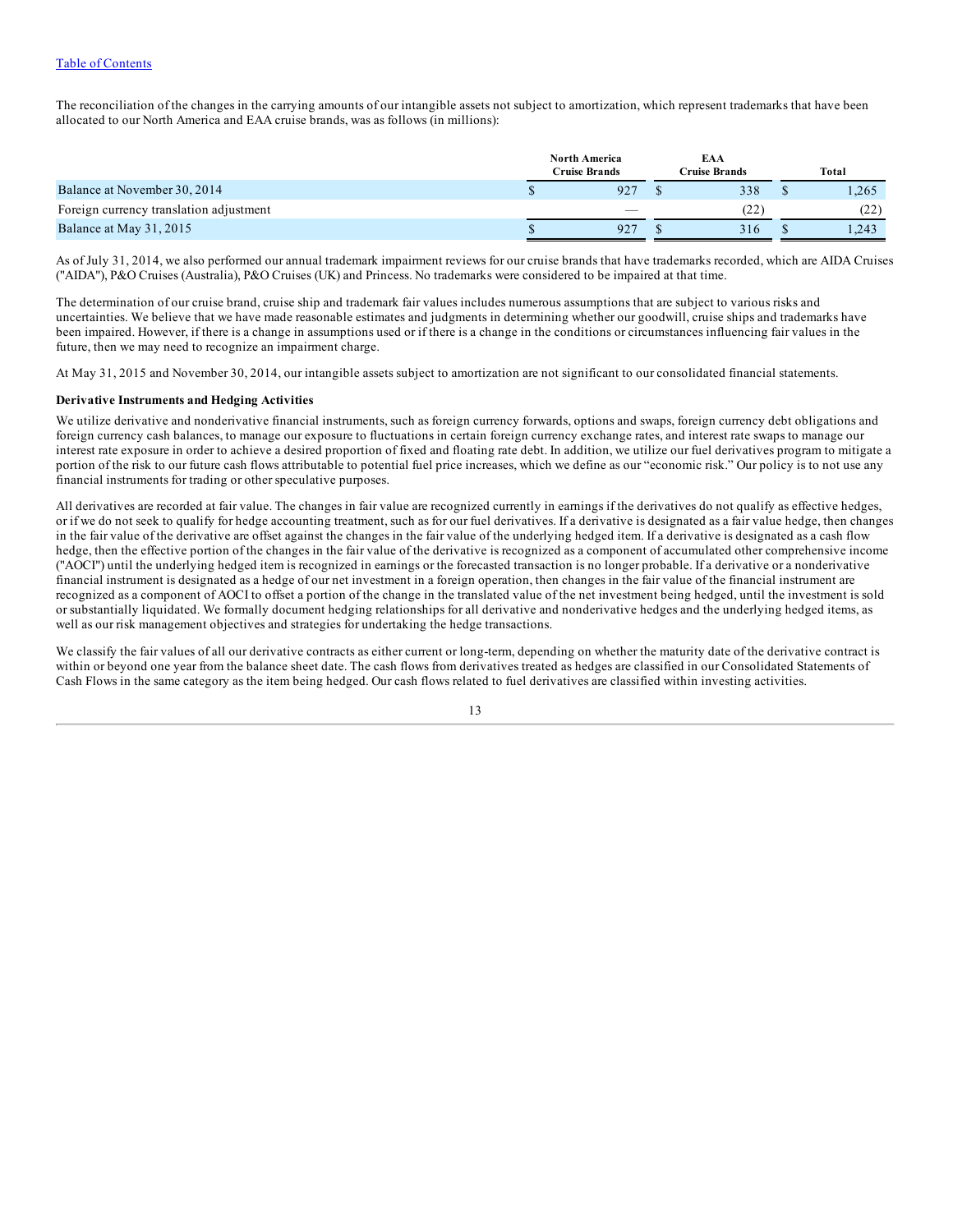The reconciliation of the changes in the carrying amounts of our intangible assets not subject to amortization, which represent trademarks that have been allocated to our North America and EAA cruise brands, was as follows (in millions):

| | North America Cruise Brands | EAA Cruise Brands | Total |
|---|---|---|---|
| Balance at November 30, 2014 | $ 927 | $ 338 | $ 1,265 |
| Foreign currency translation adjustment | — | (22) | (22) |
| Balance at May 31, 2015 | $ 927 | $ 316 | $ 1,243 |

As of July 31, 2014, we also performed our annual trademark impairment reviews for our cruise brands that have trademarks recorded, which are AIDA Cruises ("AIDA"), P&O Cruises (Australia), P&O Cruises (UK) and Princess. No trademarks were considered to be impaired at that time.

The determination of our cruise brand, cruise ship and trademark fair values includes numerous assumptions that are subject to various risks and uncertainties. We believe that we have made reasonable estimates and judgments in determining whether our goodwill, cruise ships and trademarks have been impaired. However, if there is a change in assumptions used or if there is a change in the conditions or circumstances influencing fair values in the future, then we may need to recognize an impairment charge.

At May 31, 2015 and November 30, 2014, our intangible assets subject to amortization are not significant to our consolidated financial statements.

**Derivative Instruments and Hedging Activities**

We utilize derivative and nonderivative financial instruments, such as foreign currency forwards, options and swaps, foreign currency debt obligations and foreign currency cash balances, to manage our exposure to fluctuations in certain foreign currency exchange rates, and interest rate swaps to manage our interest rate exposure in order to achieve a desired proportion of fixed and floating rate debt. In addition, we utilize our fuel derivatives program to mitigate a portion of the risk to our future cash flows attributable to potential fuel price increases, which we define as our "economic risk." Our policy is to not use any financial instruments for trading or other speculative purposes.

All derivatives are recorded at fair value. The changes in fair value are recognized currently in earnings if the derivatives do not qualify as effective hedges, or if we do not seek to qualify for hedge accounting treatment, such as for our fuel derivatives. If a derivative is designated as a fair value hedge, then changes in the fair value of the derivative are offset against the changes in the fair value of the underlying hedged item. If a derivative is designated as a cash flow hedge, then the effective portion of the changes in the fair value of the derivative is recognized as a component of accumulated other comprehensive income ("AOCI") until the underlying hedged item is recognized in earnings or the forecasted transaction is no longer probable. If a derivative or a nonderivative financial instrument is designated as a hedge of our net investment in a foreign operation, then changes in the fair value of the financial instrument are recognized as a component of AOCI to offset a portion of the change in the translated value of the net investment being hedged, until the investment is sold or substantially liquidated. We formally document hedging relationships for all derivative and nonderivative hedges and the underlying hedged items, as well as our risk management objectives and strategies for undertaking the hedge transactions.

We classify the fair values of all our derivative contracts as either current or long-term, depending on whether the maturity date of the derivative contract is within or beyond one year from the balance sheet date. The cash flows from derivatives treated as hedges are classified in our Consolidated Statements of Cash Flows in the same category as the item being hedged. Our cash flows related to fuel derivatives are classified within investing activities.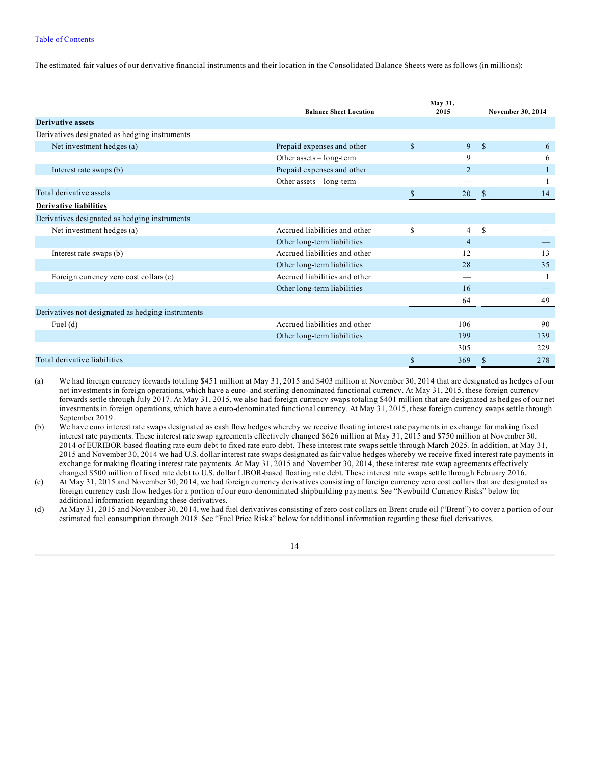The estimated fair values of our derivative financial instruments and their location in the Consolidated Balance Sheets were as follows (in millions):

| | Balance Sheet Location | May 31, 2015 | November 30, 2014 |
|---|---|---|---|
| **Derivative assets** | | | |
| Derivatives designated as hedging instruments | | | |
| Net investment hedges (a) | Prepaid expenses and other | $ 9 | $ 6 |
| | Other assets – long-term | 9 | 6 |
| Interest rate swaps (b) | Prepaid expenses and other | 2 | 1 |
| | Other assets – long-term | — | 1 |
| Total derivative assets | | $ 20 | $ 14 |
| **Derivative liabilities** | | | |
| Derivatives designated as hedging instruments | | | |
| Net investment hedges (a) | Accrued liabilities and other | $ 4 | $ — |
| | Other long-term liabilities | 4 | — |
| Interest rate swaps (b) | Accrued liabilities and other | 12 | 13 |
| | Other long-term liabilities | 28 | 35 |
| Foreign currency zero cost collars (c) | Accrued liabilities and other | — | 1 |
| | Other long-term liabilities | 16 | — |
| | | 64 | 49 |
| Derivatives not designated as hedging instruments | | | |
| Fuel (d) | Accrued liabilities and other | 106 | 90 |
| | Other long-term liabilities | 199 | 139 |
| | | 305 | 229 |
| Total derivative liabilities | | $ 369 | $ 278 |

(a) We had foreign currency forwards totaling $451 million at May 31, 2015 and $403 million at November 30, 2014 that are designated as hedges of our net investments in foreign operations, which have a euro- and sterling-denominated functional currency. At May 31, 2015, these foreign currency forwards settle through July 2017. At May 31, 2015, we also had foreign currency swaps totaling $401 million that are designated as hedges of our net investments in foreign operations, which have a euro-denominated functional currency. At May 31, 2015, these foreign currency swaps settle through September 2019.

(b) We have euro interest rate swaps designated as cash flow hedges whereby we receive floating interest rate payments in exchange for making fixed interest rate payments. These interest rate swap agreements effectively changed $626 million at May 31, 2015 and $750 million at November 30, 2014 of EURIBOR-based floating rate euro debt to fixed rate euro debt. These interest rate swaps settle through March 2025. In addition, at May 31, 2015 and November 30, 2014 we had U.S. dollar interest rate swaps designated as fair value hedges whereby we receive fixed interest rate payments in exchange for making floating interest rate payments. At May 31, 2015 and November 30, 2014, these interest rate swap agreements effectively changed $500 million of fixed rate debt to U.S. dollar LIBOR-based floating rate debt. These interest rate swaps settle through February 2016.

(c) At May 31, 2015 and November 30, 2014, we had foreign currency derivatives consisting of foreign currency zero cost collars that are designated as foreign currency cash flow hedges for a portion of our euro-denominated shipbuilding payments. See "Newbuild Currency Risks" below for additional information regarding these derivatives.

(d) At May 31, 2015 and November 30, 2014, we had fuel derivatives consisting of zero cost collars on Brent crude oil ("Brent") to cover a portion of our estimated fuel consumption through 2018. See "Fuel Price Risks" below for additional information regarding these fuel derivatives.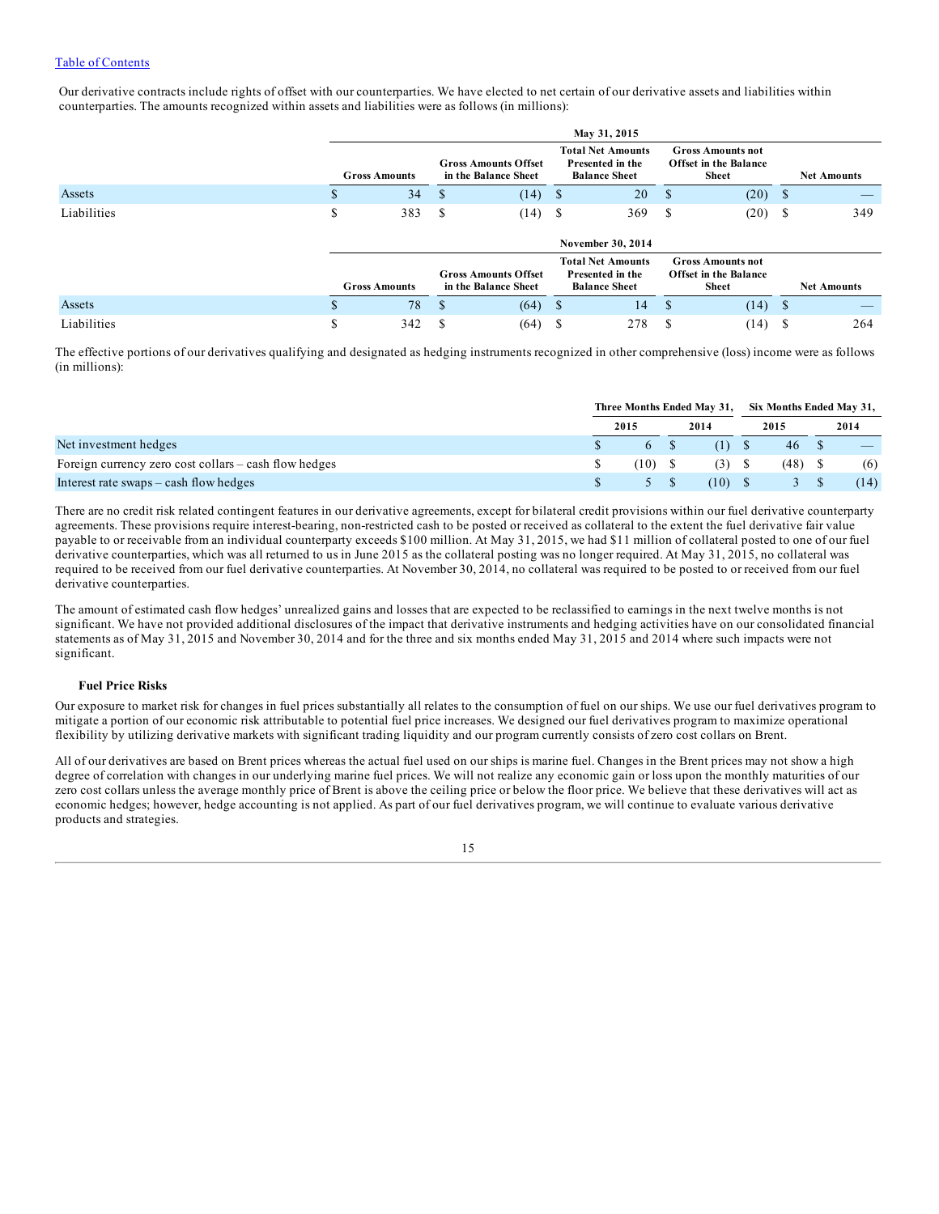Our derivative contracts include rights of offset with our counterparties. We have elected to net certain of our derivative assets and liabilities within counterparties. The amounts recognized within assets and liabilities were as follows (in millions):

| | May 31, 2015 | | | | |
|---|---|---|---|---|---|
| | Gross Amounts | Gross Amounts Offset in the Balance Sheet | Total Net Amounts Presented in the Balance Sheet | Gross Amounts not Offset in the Balance Sheet | Net Amounts |
| Assets | $ 34 | $ (14) | $ 20 | $ (20) | $ — |
| Liabilities | $ 383 | $ (14) | $ 369 | $ (20) | $ 349 |

| | November 30, 2014 | | | | |
|---|---|---|---|---|---|
| | Gross Amounts | Gross Amounts Offset in the Balance Sheet | Total Net Amounts Presented in the Balance Sheet | Gross Amounts not Offset in the Balance Sheet | Net Amounts |
| Assets | $ 78 | $ (64) | $ 14 | $ (14) | $ — |
| Liabilities | $ 342 | $ (64) | $ 278 | $ (14) | $ 264 |

The effective portions of our derivatives qualifying and designated as hedging instruments recognized in other comprehensive (loss) income were as follows (in millions):

| | Three Months Ended May 31, | | Six Months Ended May 31, | |
|---|---|---|---|---|
| | 2015 | 2014 | 2015 | 2014 |
| Net investment hedges | $ 6 | $ (1) | $ 46 | $ — |
| Foreign currency zero cost collars – cash flow hedges | $ (10) | $ (3) | $ (48) | $ (6) |
| Interest rate swaps – cash flow hedges | $ 5 | $ (10) | $ 3 | $ (14) |

There are no credit risk related contingent features in our derivative agreements, except for bilateral credit provisions within our fuel derivative counterparty agreements. These provisions require interest-bearing, non-restricted cash to be posted or received as collateral to the extent the fuel derivative fair value payable to or receivable from an individual counterparty exceeds $100 million. At May 31, 2015, we had $11 million of collateral posted to one of our fuel derivative counterparties, which was all returned to us in June 2015 as the collateral posting was no longer required. At May 31, 2015, no collateral was required to be received from our fuel derivative counterparties. At November 30, 2014, no collateral was required to be posted to or received from our fuel derivative counterparties.

The amount of estimated cash flow hedges' unrealized gains and losses that are expected to be reclassified to earnings in the next twelve months is not significant. We have not provided additional disclosures of the impact that derivative instruments and hedging activities have on our consolidated financial statements as of May 31, 2015 and November 30, 2014 and for the three and six months ended May 31, 2015 and 2014 where such impacts were not significant.

**Fuel Price Risks**

Our exposure to market risk for changes in fuel prices substantially all relates to the consumption of fuel on our ships. We use our fuel derivatives program to mitigate a portion of our economic risk attributable to potential fuel price increases. We designed our fuel derivatives program to maximize operational flexibility by utilizing derivative markets with significant trading liquidity and our program currently consists of zero cost collars on Brent.

All of our derivatives are based on Brent prices whereas the actual fuel used on our ships is marine fuel. Changes in the Brent prices may not show a high degree of correlation with changes in our underlying marine fuel prices. We will not realize any economic gain or loss upon the monthly maturities of our zero cost collars unless the average monthly price of Brent is above the ceiling price or below the floor price. We believe that these derivatives will act as economic hedges; however, hedge accounting is not applied. As part of our fuel derivatives program, we will continue to evaluate various derivative products and strategies.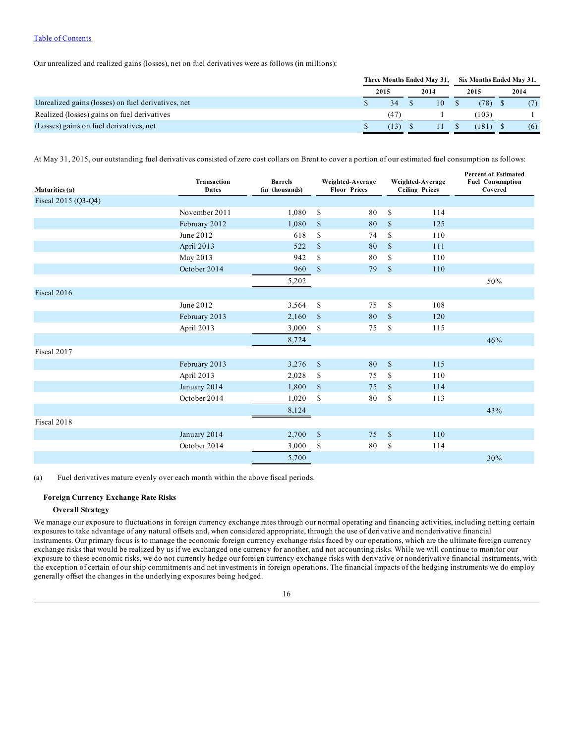[Table of Contents](#)

Our unrealized and realized gains (losses), net on fuel derivatives were as follows (in millions):

| | Three Months Ended May 31, | | Six Months Ended May 31, | |
|---|---|---|---|---|
| | 2015 | 2014 | 2015 | 2014 |
| Unrealized gains (losses) on fuel derivatives, net | $ 34 | $ 10 | $ (78) | $ (7) |
| Realized (losses) gains on fuel derivatives | (47) | 1 | (103) | 1 |
| (Losses) gains on fuel derivatives, net | $ (13) | $ 11 | $ (181) | $ (6) |

At May 31, 2015, our outstanding fuel derivatives consisted of zero cost collars on Brent to cover a portion of our estimated fuel consumption as follows:

| Maturities (a) | Transaction Dates | Barrels (in thousands) | Weighted-Average Floor Prices | Weighted-Average Ceiling Prices | Percent of Estimated Fuel Consumption Covered |
|---|---|---|---|---|---|
| Fiscal 2015 (Q3-Q4) | | | | | |
| | November 2011 | 1,080 | $ 80 | $ 114 | |
| | February 2012 | 1,080 | $ 80 | $ 125 | |
| | June 2012 | 618 | $ 74 | $ 110 | |
| | April 2013 | 522 | $ 80 | $ 111 | |
| | May 2013 | 942 | $ 80 | $ 110 | |
| | October 2014 | 960 | $ 79 | $ 110 | |
| | | 5,202 | | | 50% |
| Fiscal 2016 | | | | | |
| | June 2012 | 3,564 | $ 75 | $ 108 | |
| | February 2013 | 2,160 | $ 80 | $ 120 | |
| | April 2013 | 3,000 | $ 75 | $ 115 | |
| | | 8,724 | | | 46% |
| Fiscal 2017 | | | | | |
| | February 2013 | 3,276 | $ 80 | $ 115 | |
| | April 2013 | 2,028 | $ 75 | $ 110 | |
| | January 2014 | 1,800 | $ 75 | $ 114 | |
| | October 2014 | 1,020 | $ 80 | $ 113 | |
| | | 8,124 | | | 43% |
| Fiscal 2018 | | | | | |
| | January 2014 | 2,700 | $ 75 | $ 110 | |
| | October 2014 | 3,000 | $ 80 | $ 114 | |
| | | 5,700 | | | 30% |

(a) Fuel derivatives mature evenly over each month within the above fiscal periods.

**Foreign Currency Exchange Rate Risks**

**Overall Strategy**

We manage our exposure to fluctuations in foreign currency exchange rates through our normal operating and financing activities, including netting certain exposures to take advantage of any natural offsets and, when considered appropriate, through the use of derivative and nonderivative financial instruments. Our primary focus is to manage the economic foreign currency exchange risks faced by our operations, which are the ultimate foreign currency exchange risks that would be realized by us if we exchanged one currency for another, and not accounting risks. While we will continue to monitor our exposure to these economic risks, we do not currently hedge our foreign currency exchange risks with derivative or nonderivative financial instruments, with the exception of certain of our ship commitments and net investments in foreign operations. The financial impacts of the hedging instruments we do employ generally offset the changes in the underlying exposures being hedged.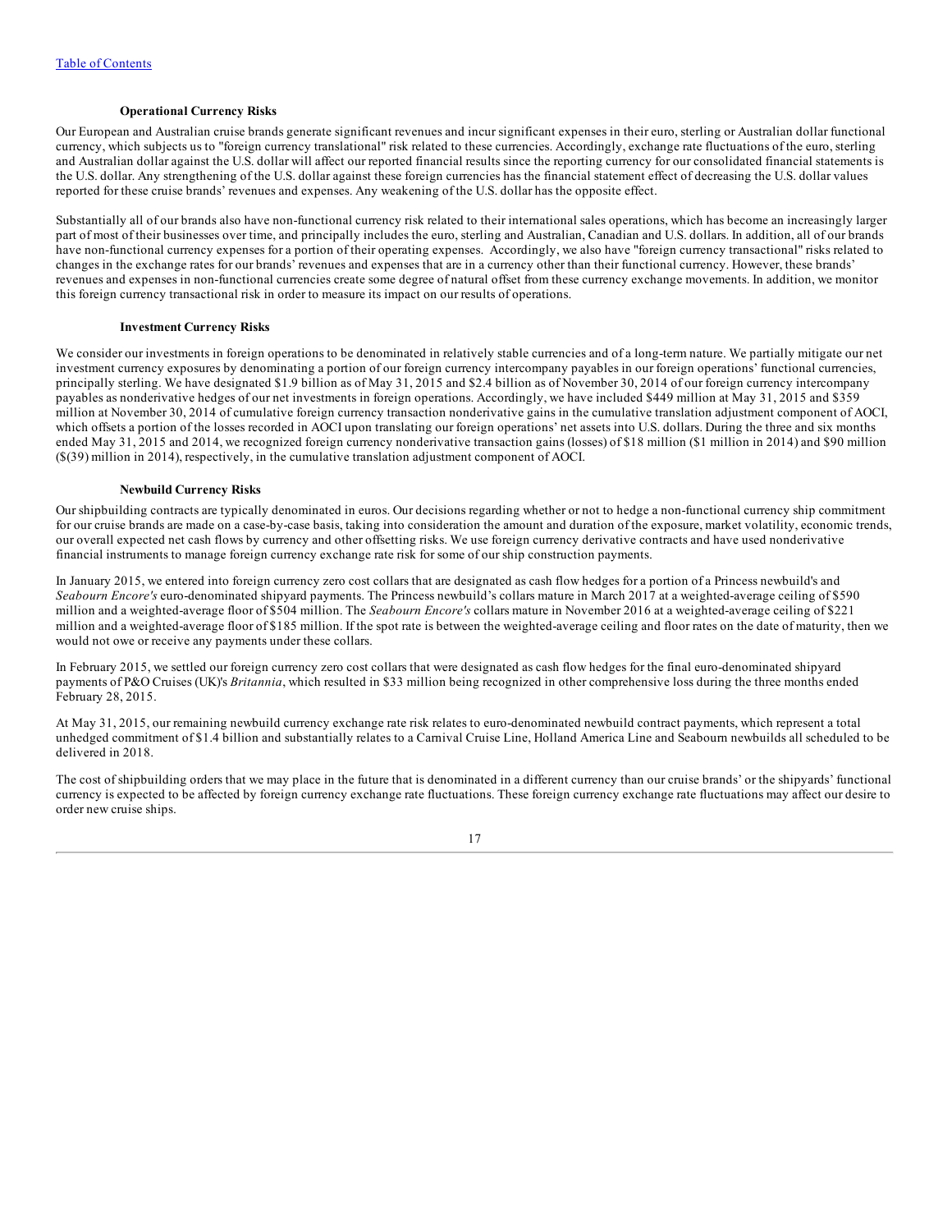### Operational Currency Risks

Our European and Australian cruise brands generate significant revenues and incur significant expenses in their euro, sterling or Australian dollar functional currency, which subjects us to "foreign currency translational" risk related to these currencies. Accordingly, exchange rate fluctuations of the euro, sterling and Australian dollar against the U.S. dollar will affect our reported financial results since the reporting currency for our consolidated financial statements is the U.S. dollar. Any strengthening of the U.S. dollar against these foreign currencies has the financial statement effect of decreasing the U.S. dollar values reported for these cruise brands' revenues and expenses. Any weakening of the U.S. dollar has the opposite effect.

Substantially all of our brands also have non-functional currency risk related to their international sales operations, which has become an increasingly larger part of most of their businesses over time, and principally includes the euro, sterling and Australian, Canadian and U.S. dollars. In addition, all of our brands have non-functional currency expenses for a portion of their operating expenses. Accordingly, we also have "foreign currency transactional" risks related to changes in the exchange rates for our brands' revenues and expenses that are in a currency other than their functional currency. However, these brands' revenues and expenses in non-functional currencies create some degree of natural offset from these currency exchange movements. In addition, we monitor this foreign currency transactional risk in order to measure its impact on our results of operations.

### Investment Currency Risks

We consider our investments in foreign operations to be denominated in relatively stable currencies and of a long-term nature. We partially mitigate our net investment currency exposures by denominating a portion of our foreign currency intercompany payables in our foreign operations' functional currencies, principally sterling. We have designated $1.9 billion as of May 31, 2015 and $2.4 billion as of November 30, 2014 of our foreign currency intercompany payables as nonderivative hedges of our net investments in foreign operations. Accordingly, we have included $449 million at May 31, 2015 and $359 million at November 30, 2014 of cumulative foreign currency transaction nonderivative gains in the cumulative translation adjustment component of AOCI, which offsets a portion of the losses recorded in AOCI upon translating our foreign operations' net assets into U.S. dollars. During the three and six months ended May 31, 2015 and 2014, we recognized foreign currency nonderivative transaction gains (losses) of $18 million ($1 million in 2014) and $90 million ($(39) million in 2014), respectively, in the cumulative translation adjustment component of AOCI.

### Newbuild Currency Risks

Our shipbuilding contracts are typically denominated in euros. Our decisions regarding whether or not to hedge a non-functional currency ship commitment for our cruise brands are made on a case-by-case basis, taking into consideration the amount and duration of the exposure, market volatility, economic trends, our overall expected net cash flows by currency and other offsetting risks. We use foreign currency derivative contracts and have used nonderivative financial instruments to manage foreign currency exchange rate risk for some of our ship construction payments.

In January 2015, we entered into foreign currency zero cost collars that are designated as cash flow hedges for a portion of a Princess newbuild's and *Seabourn Encore's* euro-denominated shipyard payments. The Princess newbuild's collars mature in March 2017 at a weighted-average ceiling of $590 million and a weighted-average floor of $504 million. The *Seabourn Encore's* collars mature in November 2016 at a weighted-average ceiling of $221 million and a weighted-average floor of $185 million. If the spot rate is between the weighted-average ceiling and floor rates on the date of maturity, then we would not owe or receive any payments under these collars.

In February 2015, we settled our foreign currency zero cost collars that were designated as cash flow hedges for the final euro-denominated shipyard payments of P&O Cruises (UK)'s *Britannia*, which resulted in $33 million being recognized in other comprehensive loss during the three months ended February 28, 2015.

At May 31, 2015, our remaining newbuild currency exchange rate risk relates to euro-denominated newbuild contract payments, which represent a total unhedged commitment of $1.4 billion and substantially relates to a Carnival Cruise Line, Holland America Line and Seabourn newbuilds all scheduled to be delivered in 2018.

The cost of shipbuilding orders that we may place in the future that is denominated in a different currency than our cruise brands' or the shipyards' functional currency is expected to be affected by foreign currency exchange rate fluctuations. These foreign currency exchange rate fluctuations may affect our desire to order new cruise ships.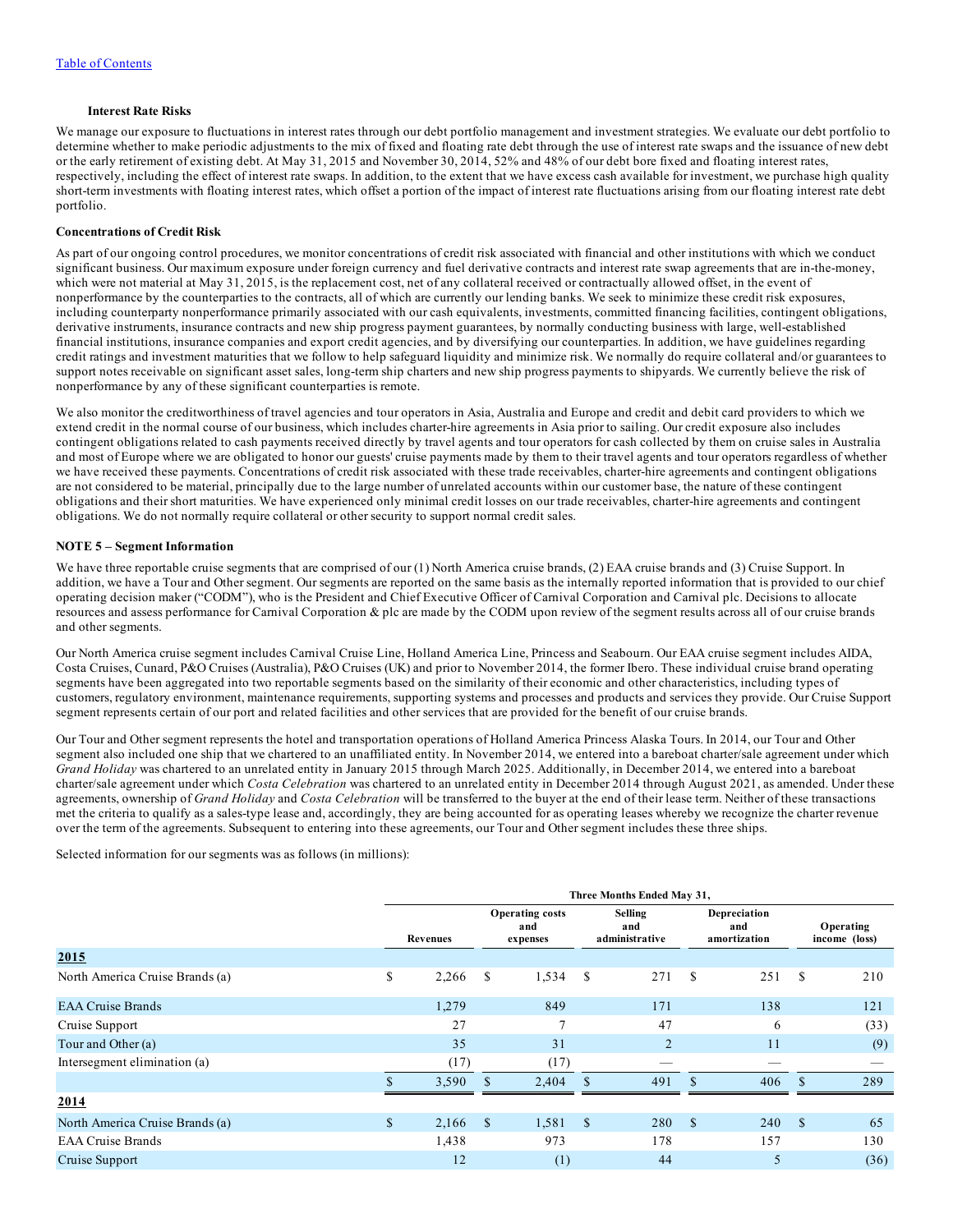Table of Contents

**Interest Rate Risks**

We manage our exposure to fluctuations in interest rates through our debt portfolio management and investment strategies. We evaluate our debt portfolio to determine whether to make periodic adjustments to the mix of fixed and floating rate debt through the use of interest rate swaps and the issuance of new debt or the early retirement of existing debt. At May 31, 2015 and November 30, 2014, 52% and 48% of our debt bore fixed and floating interest rates, respectively, including the effect of interest rate swaps. In addition, to the extent that we have excess cash available for investment, we purchase high quality short-term investments with floating interest rates, which offset a portion of the impact of interest rate fluctuations arising from our floating interest rate debt portfolio.

**Concentrations of Credit Risk**

As part of our ongoing control procedures, we monitor concentrations of credit risk associated with financial and other institutions with which we conduct significant business. Our maximum exposure under foreign currency and fuel derivative contracts and interest rate swap agreements that are in-the-money, which were not material at May 31, 2015, is the replacement cost, net of any collateral received or contractually allowed offset, in the event of nonperformance by the counterparties to the contracts, all of which are currently our lending banks. We seek to minimize these credit risk exposures, including counterparty nonperformance primarily associated with our cash equivalents, investments, committed financing facilities, contingent obligations, derivative instruments, insurance contracts and new ship progress payment guarantees, by normally conducting business with large, well-established financial institutions, insurance companies and export credit agencies, and by diversifying our counterparties. In addition, we have guidelines regarding credit ratings and investment maturities that we follow to help safeguard liquidity and minimize risk. We normally do require collateral and/or guarantees to support notes receivable on significant asset sales, long-term ship charters and new ship progress payments to shipyards. We currently believe the risk of nonperformance by any of these significant counterparties is remote.

We also monitor the creditworthiness of travel agencies and tour operators in Asia, Australia and Europe and credit and debit card providers to which we extend credit in the normal course of our business, which includes charter-hire agreements in Asia prior to sailing. Our credit exposure also includes contingent obligations related to cash payments received directly by travel agents and tour operators for cash collected by them on cruise sales in Australia and most of Europe where we are obligated to honor our guests' cruise payments made by them to their travel agents and tour operators regardless of whether we have received these payments. Concentrations of credit risk associated with these trade receivables, charter-hire agreements and contingent obligations are not considered to be material, principally due to the large number of unrelated accounts within our customer base, the nature of these contingent obligations and their short maturities. We have experienced only minimal credit losses on our trade receivables, charter-hire agreements and contingent obligations. We do not normally require collateral or other security to support normal credit sales.

**NOTE 5 – Segment Information**

We have three reportable cruise segments that are comprised of our (1) North America cruise brands, (2) EAA cruise brands and (3) Cruise Support. In addition, we have a Tour and Other segment. Our segments are reported on the same basis as the internally reported information that is provided to our chief operating decision maker ("CODM"), who is the President and Chief Executive Officer of Carnival Corporation and Carnival plc. Decisions to allocate resources and assess performance for Carnival Corporation & plc are made by the CODM upon review of the segment results across all of our cruise brands and other segments.

Our North America cruise segment includes Carnival Cruise Line, Holland America Line, Princess and Seabourn. Our EAA cruise segment includes AIDA, Costa Cruises, Cunard, P&O Cruises (Australia), P&O Cruises (UK) and prior to November 2014, the former Ibero. These individual cruise brand operating segments have been aggregated into two reportable segments based on the similarity of their economic and other characteristics, including types of customers, regulatory environment, maintenance requirements, supporting systems and processes and products and services they provide. Our Cruise Support segment represents certain of our port and related facilities and other services that are provided for the benefit of our cruise brands.

Our Tour and Other segment represents the hotel and transportation operations of Holland America Princess Alaska Tours. In 2014, our Tour and Other segment also included one ship that we chartered to an unaffiliated entity. In November 2014, we entered into a bareboat charter/sale agreement under which *Grand Holiday* was chartered to an unrelated entity in January 2015 through March 2025. Additionally, in December 2014, we entered into a bareboat charter/sale agreement under which *Costa Celebration* was chartered to an unrelated entity in December 2014 through August 2021, as amended. Under these agreements, ownership of *Grand Holiday* and *Costa Celebration* will be transferred to the buyer at the end of their lease term. Neither of these transactions met the criteria to qualify as a sales-type lease and, accordingly, they are being accounted for as operating leases whereby we recognize the charter revenue over the term of the agreements. Subsequent to entering into these agreements, our Tour and Other segment includes these three ships.

Selected information for our segments was as follows (in millions):

| | Three Months Ended May 31, | | | | |
|---|---|---|---|---|---|
| | Revenues | Operating costs and expenses | Selling and administrative | Depreciation and amortization | Operating income (loss) |
| **2015** | | | | | |
| North America Cruise Brands (a) | $ 2,266 | $ 1,534 | $ 271 | $ 251 | $ 210 |
| EAA Cruise Brands | 1,279 | 849 | 171 | 138 | 121 |
| Cruise Support | 27 | 7 | 47 | 6 | (33) |
| Tour and Other (a) | 35 | 31 | 2 | 11 | (9) |
| Intersegment elimination (a) | (17) | (17) | — | — | — |
| | $ 3,590 | $ 2,404 | $ 491 | $ 406 | $ 289 |
| **2014** | | | | | |
| North America Cruise Brands (a) | $ 2,166 | $ 1,581 | $ 280 | $ 240 | $ 65 |
| EAA Cruise Brands | 1,438 | 973 | 178 | 157 | 130 |
| Cruise Support | 12 | (1) | 44 | 5 | (36) |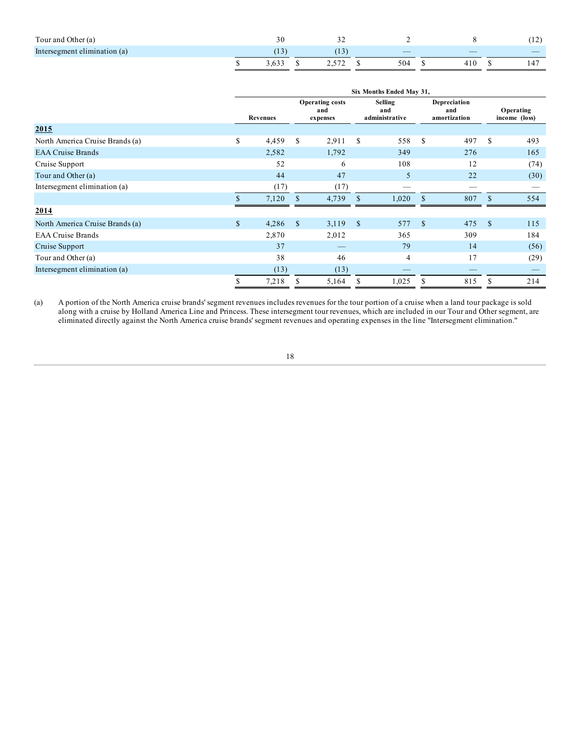| | Revenues | Operating costs and expenses | Selling and administrative | Depreciation and amortization | Operating income (loss) |
|---|---|---|---|---|---|
| Tour and Other (a) | 30 | 32 | 2 | 8 | (12) |
| Intersegment elimination (a) | (13) | (13) | — | — | — |
| | $ 3,633 | $ 2,572 | $ 504 | $ 410 | $ 147 |

| | Six Months Ended May 31, | | | | |
|---|---|---|---|---|---|
| | Revenues | Operating costs and expenses | Selling and administrative | Depreciation and amortization | Operating income (loss) |
| **2015** | | | | | |
| North America Cruise Brands (a) | $ 4,459 | $ 2,911 | $ 558 | $ 497 | $ 493 |
| EAA Cruise Brands | 2,582 | 1,792 | 349 | 276 | 165 |
| Cruise Support | 52 | 6 | 108 | 12 | (74) |
| Tour and Other (a) | 44 | 47 | 5 | 22 | (30) |
| Intersegment elimination (a) | (17) | (17) | — | — | — |
| | $ 7,120 | $ 4,739 | $ 1,020 | $ 807 | $ 554 |
| **2014** | | | | | |
| North America Cruise Brands (a) | $ 4,286 | $ 3,119 | $ 577 | $ 475 | $ 115 |
| EAA Cruise Brands | 2,870 | 2,012 | 365 | 309 | 184 |
| Cruise Support | 37 | — | 79 | 14 | (56) |
| Tour and Other (a) | 38 | 46 | 4 | 17 | (29) |
| Intersegment elimination (a) | (13) | (13) | — | — | — |
| | $ 7,218 | $ 5,164 | $ 1,025 | $ 815 | $ 214 |

(a) A portion of the North America cruise brands' segment revenues includes revenues for the tour portion of a cruise when a land tour package is sold along with a cruise by Holland America Line and Princess. These intersegment tour revenues, which are included in our Tour and Other segment, are eliminated directly against the North America cruise brands' segment revenues and operating expenses in the line "Intersegment elimination."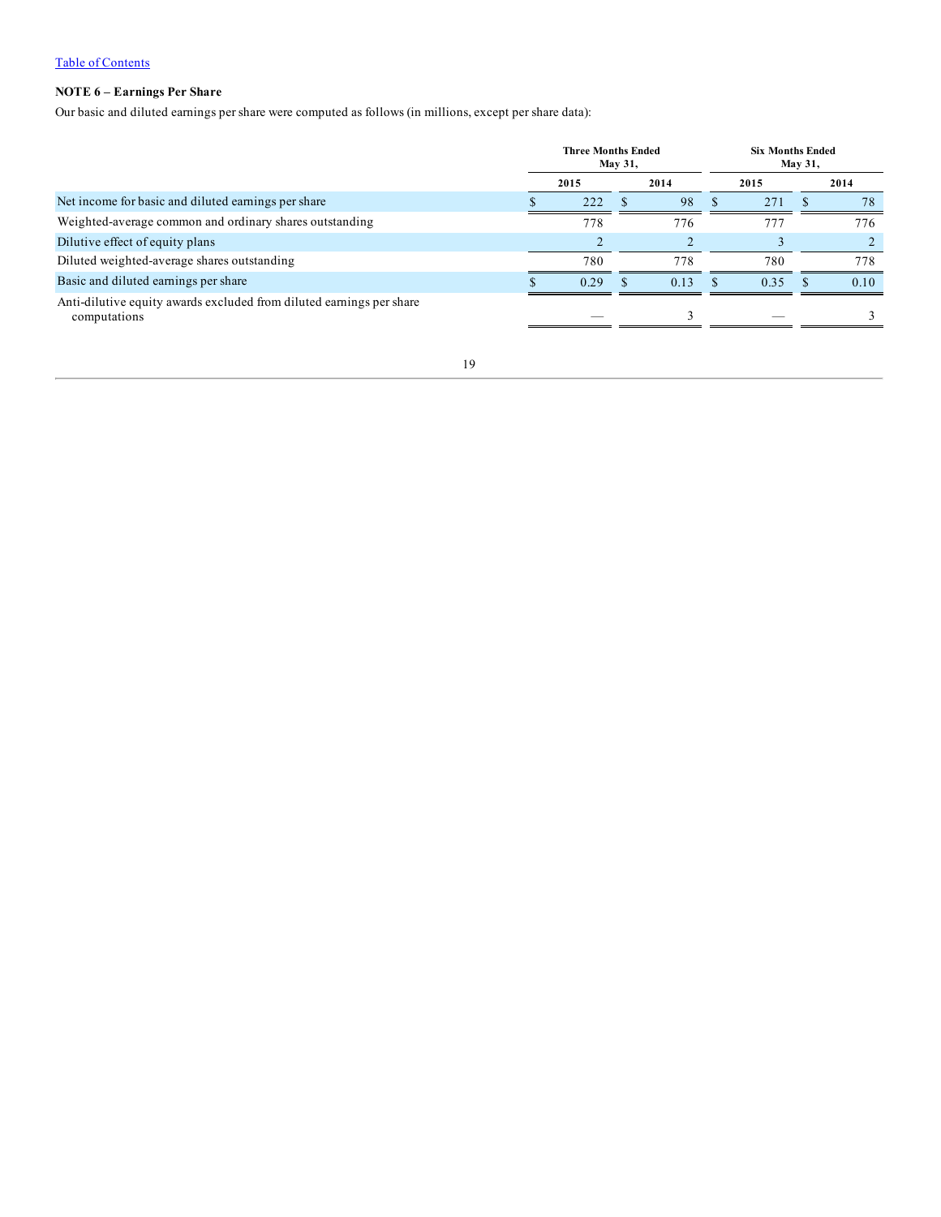## NOTE 6 – Earnings Per Share

Our basic and diluted earnings per share were computed as follows (in millions, except per share data):

| | Three Months Ended May 31, | | Six Months Ended May 31, | |
|---|---|---|---|---|
| | 2015 | 2014 | 2015 | 2014 |
| Net income for basic and diluted earnings per share | $ 222 | $ 98 | $ 271 | $ 78 |
| Weighted-average common and ordinary shares outstanding | 778 | 776 | 777 | 776 |
| Dilutive effect of equity plans | 2 | 2 | 3 | 2 |
| Diluted weighted-average shares outstanding | 780 | 778 | 780 | 778 |
| Basic and diluted earnings per share | $ 0.29 | $ 0.13 | $ 0.35 | $ 0.10 |
| Anti-dilutive equity awards excluded from diluted earnings per share computations | — | 3 | — | 3 |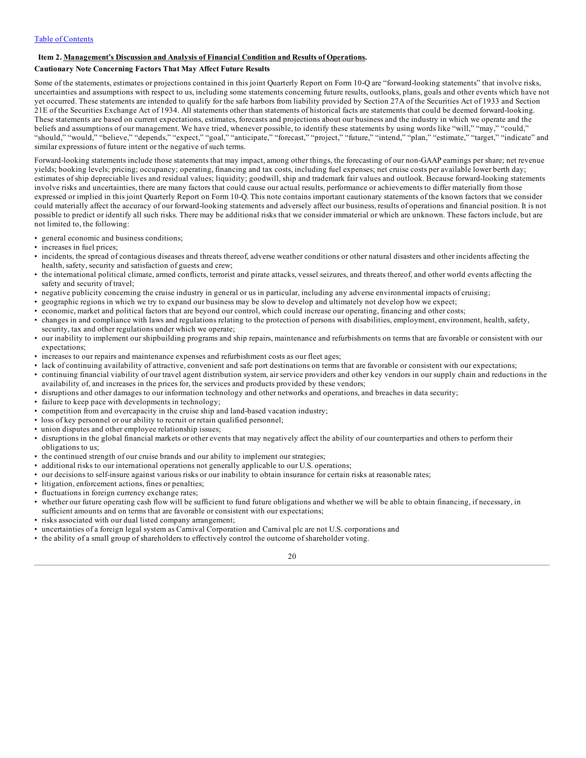Table of Contents

**Item 2. Management's Discussion and Analysis of Financial Condition and Results of Operations.**

**Cautionary Note Concerning Factors That May Affect Future Results**

Some of the statements, estimates or projections contained in this joint Quarterly Report on Form 10-Q are "forward-looking statements" that involve risks, uncertainties and assumptions with respect to us, including some statements concerning future results, outlooks, plans, goals and other events which have not yet occurred. These statements are intended to qualify for the safe harbors from liability provided by Section 27A of the Securities Act of 1933 and Section 21E of the Securities Exchange Act of 1934. All statements other than statements of historical facts are statements that could be deemed forward-looking. These statements are based on current expectations, estimates, forecasts and projections about our business and the industry in which we operate and the beliefs and assumptions of our management. We have tried, whenever possible, to identify these statements by using words like "will," "may," "could," "should," "would," "believe," "depends," "expect," "goal," "anticipate," "forecast," "project," "future," "intend," "plan," "estimate," "target," "indicate" and similar expressions of future intent or the negative of such terms.

Forward-looking statements include those statements that may impact, among other things, the forecasting of our non-GAAP earnings per share; net revenue yields; booking levels; pricing; occupancy; operating, financing and tax costs, including fuel expenses; net cruise costs per available lower berth day; estimates of ship depreciable lives and residual values; liquidity; goodwill, ship and trademark fair values and outlook. Because forward-looking statements involve risks and uncertainties, there are many factors that could cause our actual results, performance or achievements to differ materially from those expressed or implied in this joint Quarterly Report on Form 10-Q. This note contains important cautionary statements of the known factors that we consider could materially affect the accuracy of our forward-looking statements and adversely affect our business, results of operations and financial position. It is not possible to predict or identify all such risks. There may be additional risks that we consider immaterial or which are unknown. These factors include, but are not limited to, the following:

- general economic and business conditions;
- increases in fuel prices;
- incidents, the spread of contagious diseases and threats thereof, adverse weather conditions or other natural disasters and other incidents affecting the health, safety, security and satisfaction of guests and crew;
- the international political climate, armed conflicts, terrorist and pirate attacks, vessel seizures, and threats thereof, and other world events affecting the safety and security of travel;
- negative publicity concerning the cruise industry in general or us in particular, including any adverse environmental impacts of cruising;
- geographic regions in which we try to expand our business may be slow to develop and ultimately not develop how we expect;
- economic, market and political factors that are beyond our control, which could increase our operating, financing and other costs;
- changes in and compliance with laws and regulations relating to the protection of persons with disabilities, employment, environment, health, safety, security, tax and other regulations under which we operate;
- our inability to implement our shipbuilding programs and ship repairs, maintenance and refurbishments on terms that are favorable or consistent with our expectations;
- increases to our repairs and maintenance expenses and refurbishment costs as our fleet ages;
- lack of continuing availability of attractive, convenient and safe port destinations on terms that are favorable or consistent with our expectations;
- continuing financial viability of our travel agent distribution system, air service providers and other key vendors in our supply chain and reductions in the availability of, and increases in the prices for, the services and products provided by these vendors;
- disruptions and other damages to our information technology and other networks and operations, and breaches in data security;
- failure to keep pace with developments in technology;
- competition from and overcapacity in the cruise ship and land-based vacation industry;
- loss of key personnel or our ability to recruit or retain qualified personnel;
- union disputes and other employee relationship issues;
- disruptions in the global financial markets or other events that may negatively affect the ability of our counterparties and others to perform their obligations to us;
- the continued strength of our cruise brands and our ability to implement our strategies;
- additional risks to our international operations not generally applicable to our U.S. operations;
- our decisions to self-insure against various risks or our inability to obtain insurance for certain risks at reasonable rates;
- litigation, enforcement actions, fines or penalties;
- fluctuations in foreign currency exchange rates;
- whether our future operating cash flow will be sufficient to fund future obligations and whether we will be able to obtain financing, if necessary, in sufficient amounts and on terms that are favorable or consistent with our expectations;
- risks associated with our dual listed company arrangement;
- uncertainties of a foreign legal system as Carnival Corporation and Carnival plc are not U.S. corporations and
- the ability of a small group of shareholders to effectively control the outcome of shareholder voting.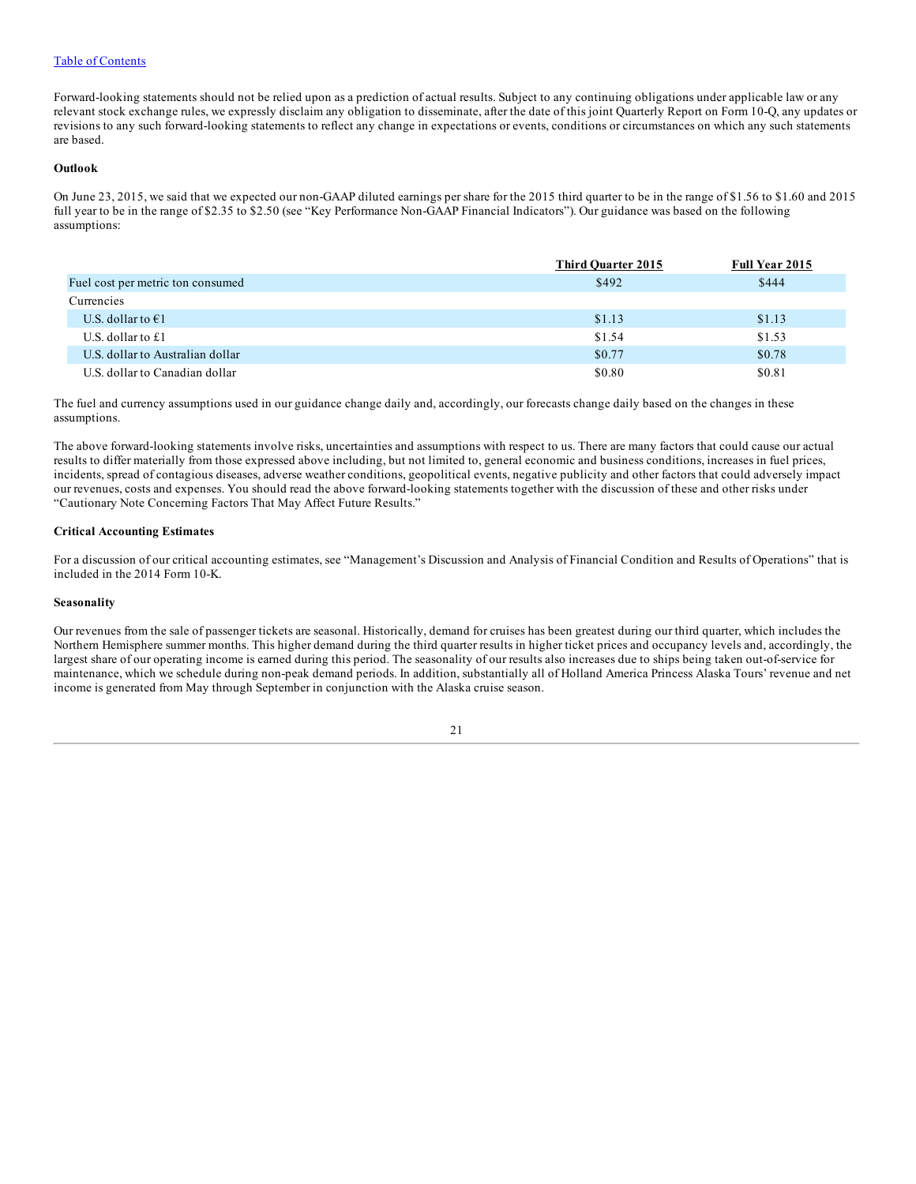Forward-looking statements should not be relied upon as a prediction of actual results. Subject to any continuing obligations under applicable law or any relevant stock exchange rules, we expressly disclaim any obligation to disseminate, after the date of this joint Quarterly Report on Form 10-Q, any updates or revisions to any such forward-looking statements to reflect any change in expectations or events, conditions or circumstances on which any such statements are based.

**Outlook**

On June 23, 2015, we said that we expected our non-GAAP diluted earnings per share for the 2015 third quarter to be in the range of $1.56 to $1.60 and 2015 full year to be in the range of $2.35 to $2.50 (see "Key Performance Non-GAAP Financial Indicators"). Our guidance was based on the following assumptions:

| | Third Quarter 2015 | Full Year 2015 |
|---|---|---|
| Fuel cost per metric ton consumed | $492 | $444 |
| Currencies | | |
| U.S. dollar to €1 | $1.13 | $1.13 |
| U.S. dollar to £1 | $1.54 | $1.53 |
| U.S. dollar to Australian dollar | $0.77 | $0.78 |
| U.S. dollar to Canadian dollar | $0.80 | $0.81 |

The fuel and currency assumptions used in our guidance change daily and, accordingly, our forecasts change daily based on the changes in these assumptions.

The above forward-looking statements involve risks, uncertainties and assumptions with respect to us. There are many factors that could cause our actual results to differ materially from those expressed above including, but not limited to, general economic and business conditions, increases in fuel prices, incidents, spread of contagious diseases, adverse weather conditions, geopolitical events, negative publicity and other factors that could adversely impact our revenues, costs and expenses. You should read the above forward-looking statements together with the discussion of these and other risks under "Cautionary Note Concerning Factors That May Affect Future Results."

**Critical Accounting Estimates**

For a discussion of our critical accounting estimates, see "Management's Discussion and Analysis of Financial Condition and Results of Operations" that is included in the 2014 Form 10-K.

**Seasonality**

Our revenues from the sale of passenger tickets are seasonal. Historically, demand for cruises has been greatest during our third quarter, which includes the Northern Hemisphere summer months. This higher demand during the third quarter results in higher ticket prices and occupancy levels and, accordingly, the largest share of our operating income is earned during this period. The seasonality of our results also increases due to ships being taken out-of-service for maintenance, which we schedule during non-peak demand periods. In addition, substantially all of Holland America Princess Alaska Tours' revenue and net income is generated from May through September in conjunction with the Alaska cruise season.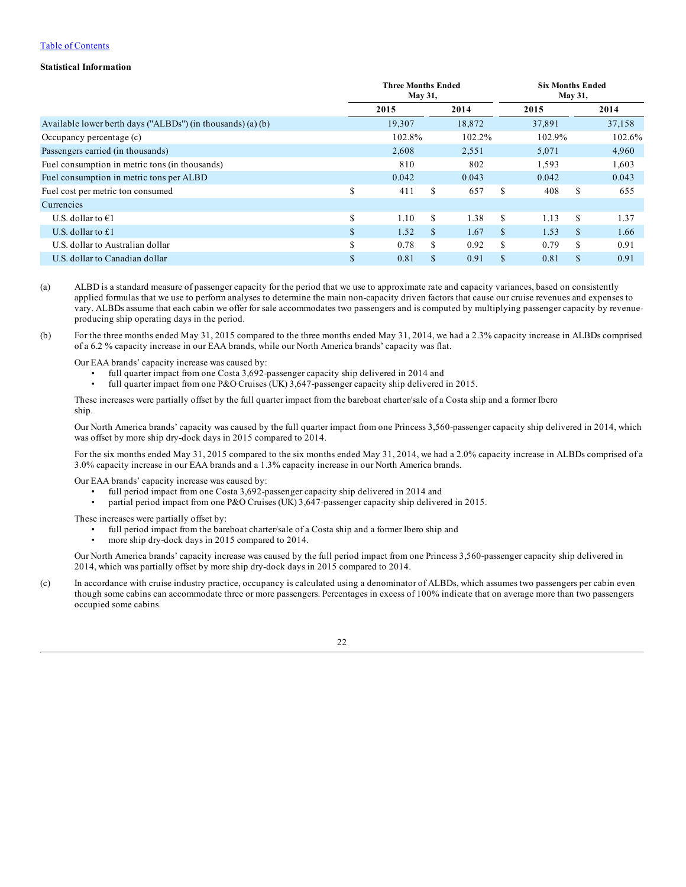**Statistical Information**

| | Three Months Ended May 31, | | Six Months Ended May 31, | |
|---|---|---|---|---|
| | 2015 | 2014 | 2015 | 2014 |
| Available lower berth days ("ALBDs") (in thousands) (a) (b) | 19,307 | 18,872 | 37,891 | 37,158 |
| Occupancy percentage (c) | 102.8% | 102.2% | 102.9% | 102.6% |
| Passengers carried (in thousands) | 2,608 | 2,551 | 5,071 | 4,960 |
| Fuel consumption in metric tons (in thousands) | 810 | 802 | 1,593 | 1,603 |
| Fuel consumption in metric tons per ALBD | 0.042 | 0.043 | 0.042 | 0.043 |
| Fuel cost per metric ton consumed | $ 411 | $ 657 | $ 408 | $ 655 |
| Currencies | | | | |
| U.S. dollar to €1 | $ 1.10 | $ 1.38 | $ 1.13 | $ 1.37 |
| U.S. dollar to £1 | $ 1.52 | $ 1.67 | $ 1.53 | $ 1.66 |
| U.S. dollar to Australian dollar | $ 0.78 | $ 0.92 | $ 0.79 | $ 0.91 |
| U.S. dollar to Canadian dollar | $ 0.81 | $ 0.91 | $ 0.81 | $ 0.91 |

(a) ALBD is a standard measure of passenger capacity for the period that we use to approximate rate and capacity variances, based on consistently applied formulas that we use to perform analyses to determine the main non-capacity driven factors that cause our cruise revenues and expenses to vary. ALBDs assume that each cabin we offer for sale accommodates two passengers and is computed by multiplying passenger capacity by revenue-producing ship operating days in the period.

(b) For the three months ended May 31, 2015 compared to the three months ended May 31, 2014, we had a 2.3% capacity increase in ALBDs comprised of a 6.2 % capacity increase in our EAA brands, while our North America brands' capacity was flat.

Our EAA brands' capacity increase was caused by:

- full quarter impact from one Costa 3,692-passenger capacity ship delivered in 2014 and
- full quarter impact from one P&O Cruises (UK) 3,647-passenger capacity ship delivered in 2015.

These increases were partially offset by the full quarter impact from the bareboat charter/sale of a Costa ship and a former Ibero ship.

Our North America brands' capacity was caused by the full quarter impact from one Princess 3,560-passenger capacity ship delivered in 2014, which was offset by more ship dry-dock days in 2015 compared to 2014.

For the six months ended May 31, 2015 compared to the six months ended May 31, 2014, we had a 2.0% capacity increase in ALBDs comprised of a 3.0% capacity increase in our EAA brands and a 1.3% capacity increase in our North America brands.

Our EAA brands' capacity increase was caused by:

- full period impact from one Costa 3,692-passenger capacity ship delivered in 2014 and
- partial period impact from one P&O Cruises (UK) 3,647-passenger capacity ship delivered in 2015.

These increases were partially offset by:

- full period impact from the bareboat charter/sale of a Costa ship and a former Ibero ship and
- more ship dry-dock days in 2015 compared to 2014.

Our North America brands' capacity increase was caused by the full period impact from one Princess 3,560-passenger capacity ship delivered in 2014, which was partially offset by more ship dry-dock days in 2015 compared to 2014.

(c) In accordance with cruise industry practice, occupancy is calculated using a denominator of ALBDs, which assumes two passengers per cabin even though some cabins can accommodate three or more passengers. Percentages in excess of 100% indicate that on average more than two passengers occupied some cabins.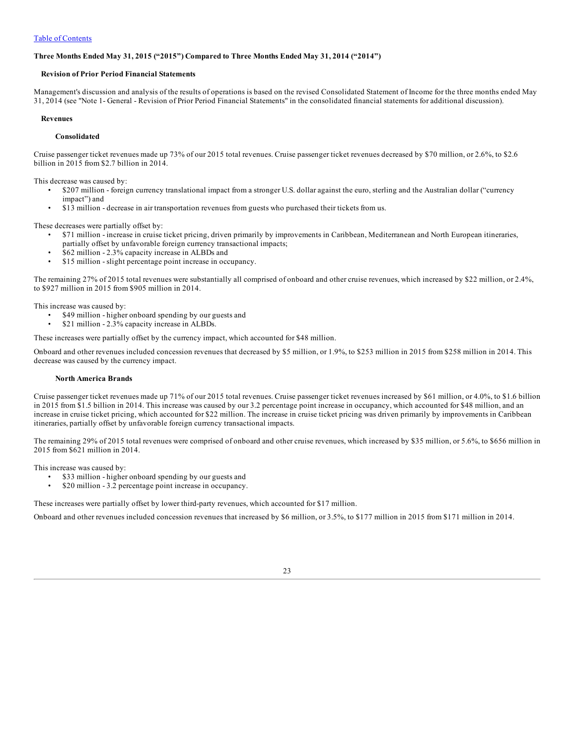[Table of Contents](#)

### Three Months Ended May 31, 2015 ("2015") Compared to Three Months Ended May 31, 2014 ("2014")

#### Revision of Prior Period Financial Statements

Management's discussion and analysis of the results of operations is based on the revised Consolidated Statement of Income for the three months ended May 31, 2014 (see "Note 1- General - Revision of Prior Period Financial Statements" in the consolidated financial statements for additional discussion).

#### Revenues

##### Consolidated

Cruise passenger ticket revenues made up 73% of our 2015 total revenues. Cruise passenger ticket revenues decreased by $70 million, or 2.6%, to $2.6 billion in 2015 from $2.7 billion in 2014.

This decrease was caused by:

- $207 million - foreign currency translational impact from a stronger U.S. dollar against the euro, sterling and the Australian dollar ("currency impact") and
- $13 million - decrease in air transportation revenues from guests who purchased their tickets from us.

These decreases were partially offset by:

- $71 million - increase in cruise ticket pricing, driven primarily by improvements in Caribbean, Mediterranean and North European itineraries, partially offset by unfavorable foreign currency transactional impacts;
- $62 million - 2.3% capacity increase in ALBDs and
- $15 million - slight percentage point increase in occupancy.

The remaining 27% of 2015 total revenues were substantially all comprised of onboard and other cruise revenues, which increased by $22 million, or 2.4%, to $927 million in 2015 from $905 million in 2014.

This increase was caused by:

- $49 million - higher onboard spending by our guests and
- $21 million - 2.3% capacity increase in ALBDs.

These increases were partially offset by the currency impact, which accounted for $48 million.

Onboard and other revenues included concession revenues that decreased by $5 million, or 1.9%, to $253 million in 2015 from $258 million in 2014. This decrease was caused by the currency impact.

##### North America Brands

Cruise passenger ticket revenues made up 71% of our 2015 total revenues. Cruise passenger ticket revenues increased by $61 million, or 4.0%, to $1.6 billion in 2015 from $1.5 billion in 2014. This increase was caused by our 3.2 percentage point increase in occupancy, which accounted for $48 million, and an increase in cruise ticket pricing, which accounted for $22 million. The increase in cruise ticket pricing was driven primarily by improvements in Caribbean itineraries, partially offset by unfavorable foreign currency transactional impacts.

The remaining 29% of 2015 total revenues were comprised of onboard and other cruise revenues, which increased by $35 million, or 5.6%, to $656 million in 2015 from $621 million in 2014.

This increase was caused by:

- $33 million - higher onboard spending by our guests and
- $20 million - 3.2 percentage point increase in occupancy.

These increases were partially offset by lower third-party revenues, which accounted for $17 million.

Onboard and other revenues included concession revenues that increased by $6 million, or 3.5%, to $177 million in 2015 from $171 million in 2014.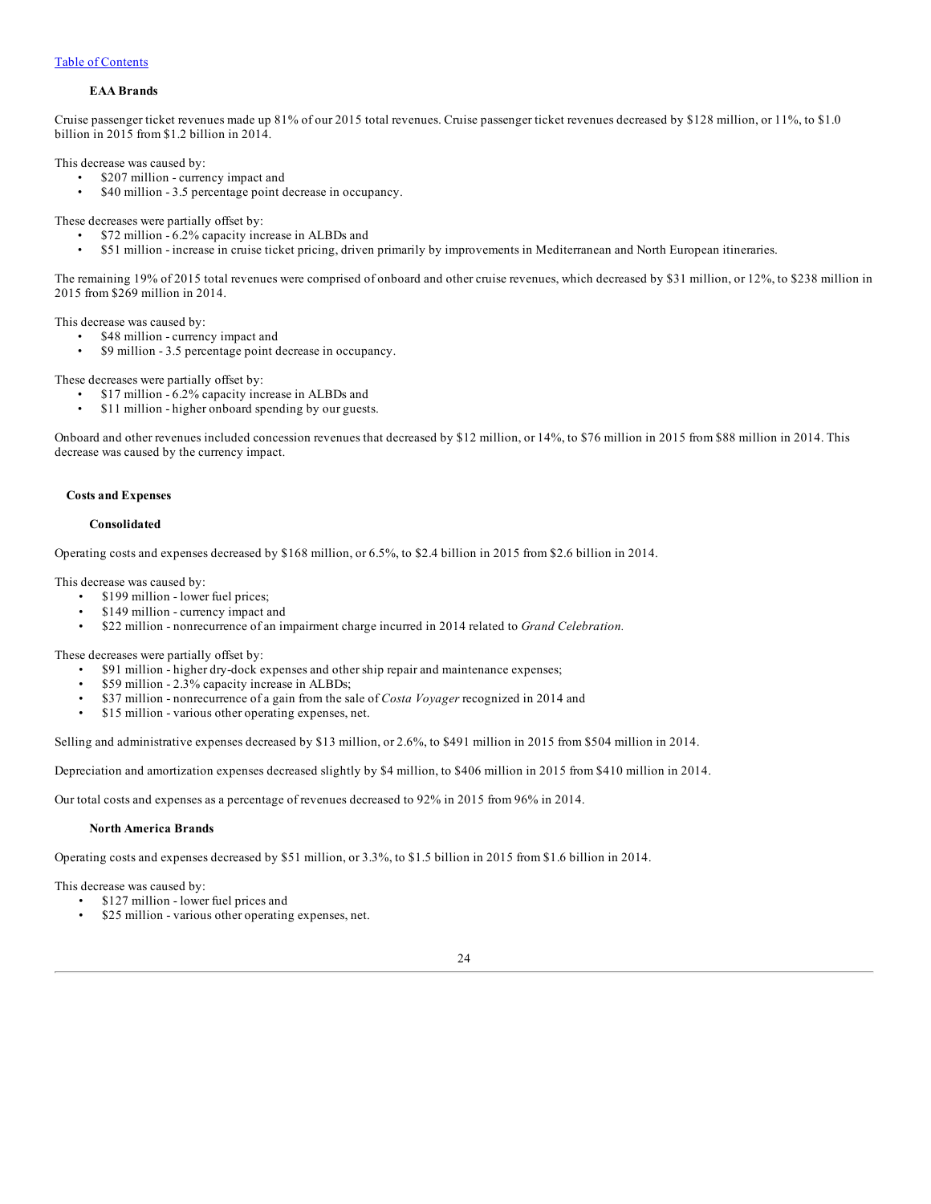#### EAA Brands

Cruise passenger ticket revenues made up 81% of our 2015 total revenues. Cruise passenger ticket revenues decreased by $128 million, or 11%, to $1.0 billion in 2015 from $1.2 billion in 2014.

This decrease was caused by:

- $207 million - currency impact and
- $40 million - 3.5 percentage point decrease in occupancy.

These decreases were partially offset by:

- $72 million - 6.2% capacity increase in ALBDs and
- $51 million - increase in cruise ticket pricing, driven primarily by improvements in Mediterranean and North European itineraries.

The remaining 19% of 2015 total revenues were comprised of onboard and other cruise revenues, which decreased by $31 million, or 12%, to $238 million in 2015 from $269 million in 2014.

This decrease was caused by:

- $48 million - currency impact and
- $9 million - 3.5 percentage point decrease in occupancy.

These decreases were partially offset by:

- $17 million - 6.2% capacity increase in ALBDs and
- $11 million - higher onboard spending by our guests.

Onboard and other revenues included concession revenues that decreased by $12 million, or 14%, to $76 million in 2015 from $88 million in 2014. This decrease was caused by the currency impact.

### Costs and Expenses

#### Consolidated

Operating costs and expenses decreased by $168 million, or 6.5%, to $2.4 billion in 2015 from $2.6 billion in 2014.

This decrease was caused by:

- $199 million - lower fuel prices;
- $149 million - currency impact and
- $22 million - nonrecurrence of an impairment charge incurred in 2014 related to *Grand Celebration.*

These decreases were partially offset by:

- $91 million - higher dry-dock expenses and other ship repair and maintenance expenses;
- $59 million - 2.3% capacity increase in ALBDs;
- $37 million - nonrecurrence of a gain from the sale of *Costa Voyager* recognized in 2014 and
- $15 million - various other operating expenses, net.

Selling and administrative expenses decreased by $13 million, or 2.6%, to $491 million in 2015 from $504 million in 2014.

Depreciation and amortization expenses decreased slightly by $4 million, to $406 million in 2015 from $410 million in 2014.

Our total costs and expenses as a percentage of revenues decreased to 92% in 2015 from 96% in 2014.

#### North America Brands

Operating costs and expenses decreased by $51 million, or 3.3%, to $1.5 billion in 2015 from $1.6 billion in 2014.

This decrease was caused by:

- $127 million - lower fuel prices and
- $25 million - various other operating expenses, net.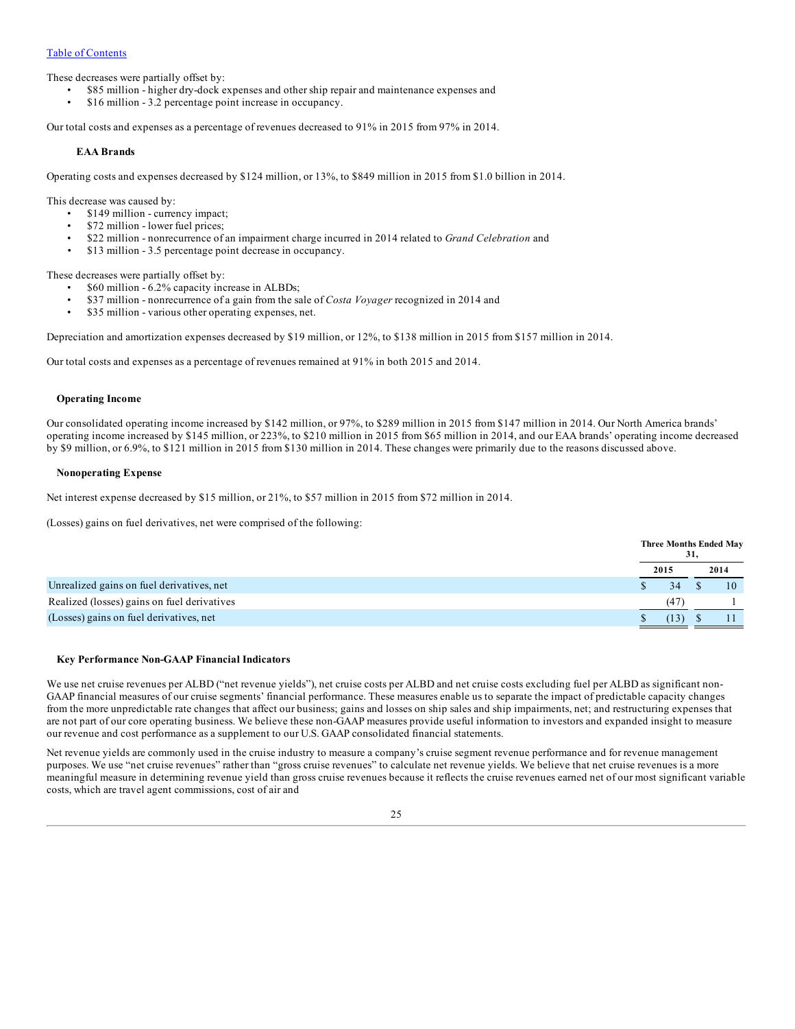[Table of Contents](#)

These decreases were partially offset by:

- $85 million - higher dry-dock expenses and other ship repair and maintenance expenses and
- $16 million - 3.2 percentage point increase in occupancy.

Our total costs and expenses as a percentage of revenues decreased to 91% in 2015 from 97% in 2014.

#### EAA Brands

Operating costs and expenses decreased by $124 million, or 13%, to $849 million in 2015 from $1.0 billion in 2014.

This decrease was caused by:

- $149 million - currency impact;
- $72 million - lower fuel prices;
- $22 million - nonrecurrence of an impairment charge incurred in 2014 related to *Grand Celebration* and
- $13 million - 3.5 percentage point decrease in occupancy.

These decreases were partially offset by:

- $60 million - 6.2% capacity increase in ALBDs;
- $37 million - nonrecurrence of a gain from the sale of *Costa Voyager* recognized in 2014 and
- $35 million - various other operating expenses, net.

Depreciation and amortization expenses decreased by $19 million, or 12%, to $138 million in 2015 from $157 million in 2014.

Our total costs and expenses as a percentage of revenues remained at 91% in both 2015 and 2014.

### Operating Income

Our consolidated operating income increased by $142 million, or 97%, to $289 million in 2015 from $147 million in 2014. Our North America brands' operating income increased by $145 million, or 223%, to $210 million in 2015 from $65 million in 2014, and our EAA brands' operating income decreased by $9 million, or 6.9%, to $121 million in 2015 from $130 million in 2014. These changes were primarily due to the reasons discussed above.

### Nonoperating Expense

Net interest expense decreased by $15 million, or 21%, to $57 million in 2015 from $72 million in 2014.

(Losses) gains on fuel derivatives, net were comprised of the following:

| | Three Months Ended May 31, | |
|---|---|---|
| | 2015 | 2014 |
| Unrealized gains on fuel derivatives, net | $ 34 | $ 10 |
| Realized (losses) gains on fuel derivatives | (47) | 1 |
| (Losses) gains on fuel derivatives, net | $ (13) | $ 11 |

### Key Performance Non-GAAP Financial Indicators

We use net cruise revenues per ALBD ("net revenue yields"), net cruise costs per ALBD and net cruise costs excluding fuel per ALBD as significant non-GAAP financial measures of our cruise segments' financial performance. These measures enable us to separate the impact of predictable capacity changes from the more unpredictable rate changes that affect our business; gains and losses on ship sales and ship impairments, net; and restructuring expenses that are not part of our core operating business. We believe these non-GAAP measures provide useful information to investors and expanded insight to measure our revenue and cost performance as a supplement to our U.S. GAAP consolidated financial statements.

Net revenue yields are commonly used in the cruise industry to measure a company's cruise segment revenue performance and for revenue management purposes. We use "net cruise revenues" rather than "gross cruise revenues" to calculate net revenue yields. We believe that net cruise revenues is a more meaningful measure in determining revenue yield than gross cruise revenues because it reflects the cruise revenues earned net of our most significant variable costs, which are travel agent commissions, cost of air and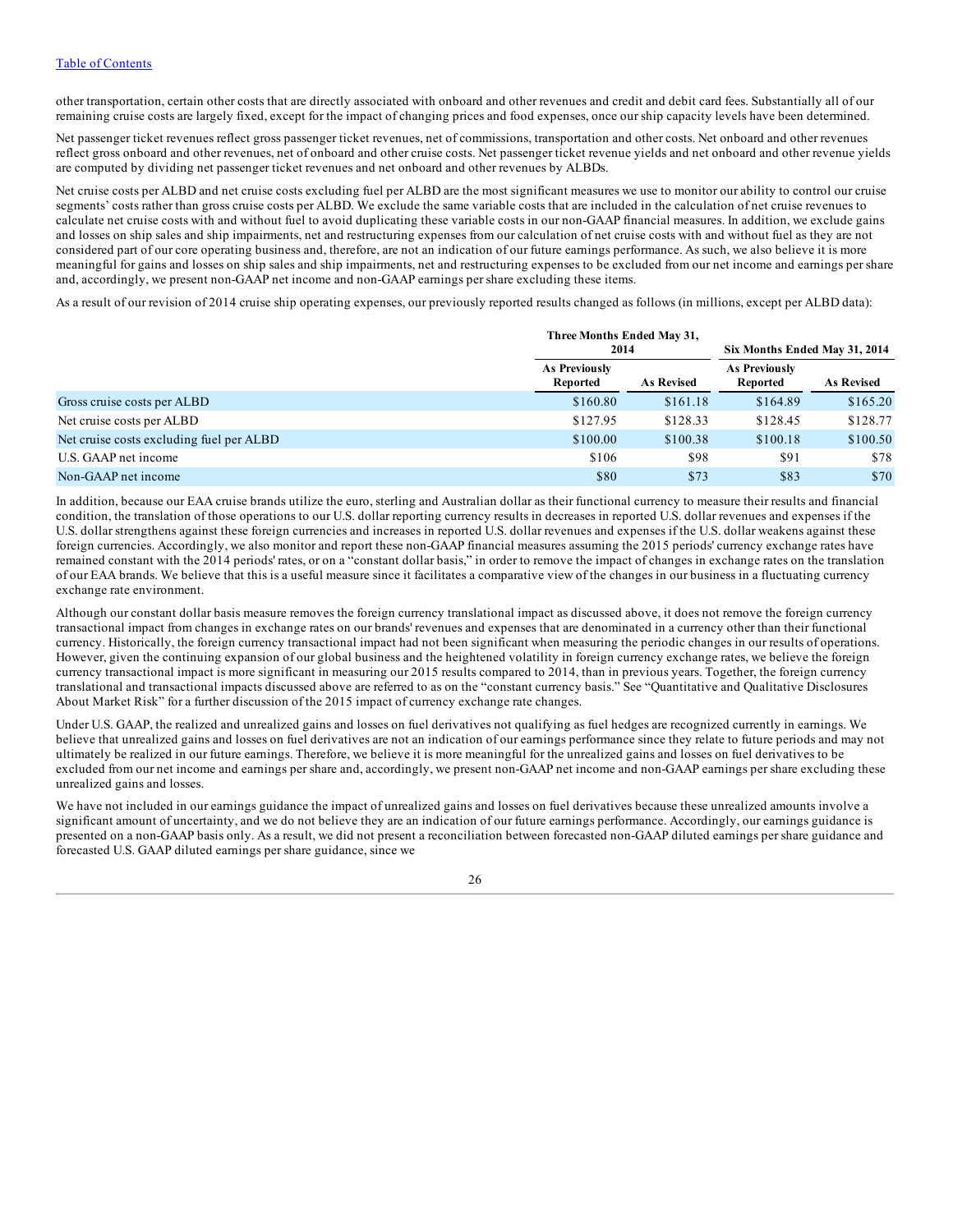other transportation, certain other costs that are directly associated with onboard and other revenues and credit and debit card fees. Substantially all of our remaining cruise costs are largely fixed, except for the impact of changing prices and food expenses, once our ship capacity levels have been determined.

Net passenger ticket revenues reflect gross passenger ticket revenues, net of commissions, transportation and other costs. Net onboard and other revenues reflect gross onboard and other revenues, net of onboard and other cruise costs. Net passenger ticket revenue yields and net onboard and other revenue yields are computed by dividing net passenger ticket revenues and net onboard and other revenues by ALBDs.

Net cruise costs per ALBD and net cruise costs excluding fuel per ALBD are the most significant measures we use to monitor our ability to control our cruise segments' costs rather than gross cruise costs per ALBD. We exclude the same variable costs that are included in the calculation of net cruise revenues to calculate net cruise costs with and without fuel to avoid duplicating these variable costs in our non-GAAP financial measures. In addition, we exclude gains and losses on ship sales and ship impairments, net and restructuring expenses from our calculation of net cruise costs with and without fuel as they are not considered part of our core operating business and, therefore, are not an indication of our future earnings performance. As such, we also believe it is more meaningful for gains and losses on ship sales and ship impairments, net and restructuring expenses to be excluded from our net income and earnings per share and, accordingly, we present non-GAAP net income and non-GAAP earnings per share excluding these items.

As a result of our revision of 2014 cruise ship operating expenses, our previously reported results changed as follows (in millions, except per ALBD data):

| | Three Months Ended May 31, 2014 | | Six Months Ended May 31, 2014 | |
|---|---|---|---|---|
| | As Previously Reported | As Revised | As Previously Reported | As Revised |
| Gross cruise costs per ALBD | $160.80 | $161.18 | $164.89 | $165.20 |
| Net cruise costs per ALBD | $127.95 | $128.33 | $128.45 | $128.77 |
| Net cruise costs excluding fuel per ALBD | $100.00 | $100.38 | $100.18 | $100.50 |
| U.S. GAAP net income | $106 | $98 | $91 | $78 |
| Non-GAAP net income | $80 | $73 | $83 | $70 |

In addition, because our EAA cruise brands utilize the euro, sterling and Australian dollar as their functional currency to measure their results and financial condition, the translation of those operations to our U.S. dollar reporting currency results in decreases in reported U.S. dollar revenues and expenses if the U.S. dollar strengthens against these foreign currencies and increases in reported U.S. dollar revenues and expenses if the U.S. dollar weakens against these foreign currencies. Accordingly, we also monitor and report these non-GAAP financial measures assuming the 2015 periods' currency exchange rates have remained constant with the 2014 periods' rates, or on a "constant dollar basis," in order to remove the impact of changes in exchange rates on the translation of our EAA brands. We believe that this is a useful measure since it facilitates a comparative view of the changes in our business in a fluctuating currency exchange rate environment.

Although our constant dollar basis measure removes the foreign currency translational impact as discussed above, it does not remove the foreign currency transactional impact from changes in exchange rates on our brands' revenues and expenses that are denominated in a currency other than their functional currency. Historically, the foreign currency transactional impact had not been significant when measuring the periodic changes in our results of operations. However, given the continuing expansion of our global business and the heightened volatility in foreign currency exchange rates, we believe the foreign currency transactional impact is more significant in measuring our 2015 results compared to 2014, than in previous years. Together, the foreign currency translational and transactional impacts discussed above are referred to as on the "constant currency basis." See "Quantitative and Qualitative Disclosures About Market Risk" for a further discussion of the 2015 impact of currency exchange rate changes.

Under U.S. GAAP, the realized and unrealized gains and losses on fuel derivatives not qualifying as fuel hedges are recognized currently in earnings. We believe that unrealized gains and losses on fuel derivatives are not an indication of our earnings performance since they relate to future periods and may not ultimately be realized in our future earnings. Therefore, we believe it is more meaningful for the unrealized gains and losses on fuel derivatives to be excluded from our net income and earnings per share and, accordingly, we present non-GAAP net income and non-GAAP earnings per share excluding these unrealized gains and losses.

We have not included in our earnings guidance the impact of unrealized gains and losses on fuel derivatives because these unrealized amounts involve a significant amount of uncertainty, and we do not believe they are an indication of our future earnings performance. Accordingly, our earnings guidance is presented on a non-GAAP basis only. As a result, we did not present a reconciliation between forecasted non-GAAP diluted earnings per share guidance and forecasted U.S. GAAP diluted earnings per share guidance, since we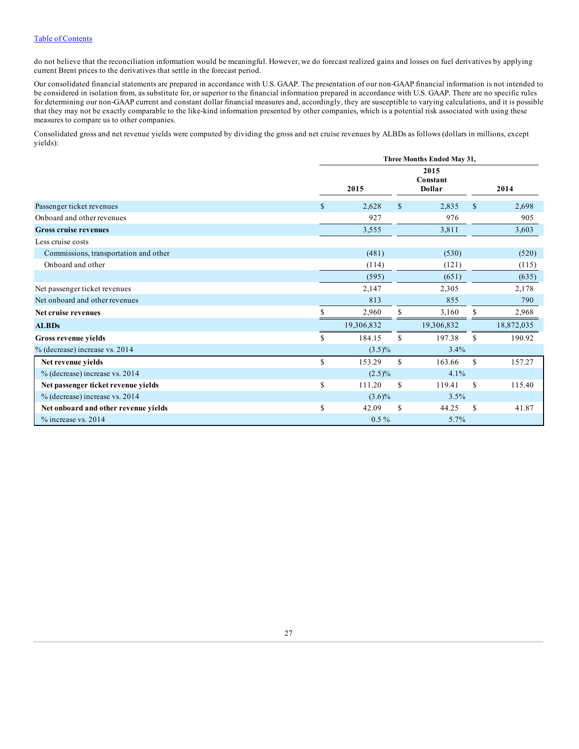do not believe that the reconciliation information would be meaningful. However, we do forecast realized gains and losses on fuel derivatives by applying current Brent prices to the derivatives that settle in the forecast period.

Our consolidated financial statements are prepared in accordance with U.S. GAAP. The presentation of our non-GAAP financial information is not intended to be considered in isolation from, as substitute for, or superior to the financial information prepared in accordance with U.S. GAAP. There are no specific rules for determining our non-GAAP current and constant dollar financial measures and, accordingly, they are susceptible to varying calculations, and it is possible that they may not be exactly comparable to the like-kind information presented by other companies, which is a potential risk associated with using these measures to compare us to other companies.

Consolidated gross and net revenue yields were computed by dividing the gross and net cruise revenues by ALBDs as follows (dollars in millions, except yields):

| | Three Months Ended May 31, | | |
|---|---|---|---|
| | 2015 | 2015 Constant Dollar | 2014 |
| Passenger ticket revenues | $ 2,628 | $ 2,835 | $ 2,698 |
| Onboard and other revenues | 927 | 976 | 905 |
| **Gross cruise revenues** | 3,555 | 3,811 | 3,603 |
| Less cruise costs | | | |
| Commissions, transportation and other | (481) | (530) | (520) |
| Onboard and other | (114) | (121) | (115) |
| | (595) | (651) | (635) |
| Net passenger ticket revenues | 2,147 | 2,305 | 2,178 |
| Net onboard and other revenues | 813 | 855 | 790 |
| **Net cruise revenues** | $ 2,960 | $ 3,160 | $ 2,968 |
| **ALBDs** | 19,306,832 | 19,306,832 | 18,872,035 |
| **Gross revenue yields** | $ 184.15 | $ 197.38 | $ 190.92 |
| % (decrease) increase vs. 2014 | (3.5)% | 3.4% | |
| **Net revenue yields** | $ 153.29 | $ 163.66 | $ 157.27 |
| % (decrease) increase vs. 2014 | (2.5)% | 4.1% | |
| **Net passenger ticket revenue yields** | $ 111.20 | $ 119.41 | $ 115.40 |
| % (decrease) increase vs. 2014 | (3.6)% | 3.5% | |
| **Net onboard and other revenue yields** | $ 42.09 | $ 44.25 | $ 41.87 |
| % increase vs. 2014 | 0.5 % | 5.7% | |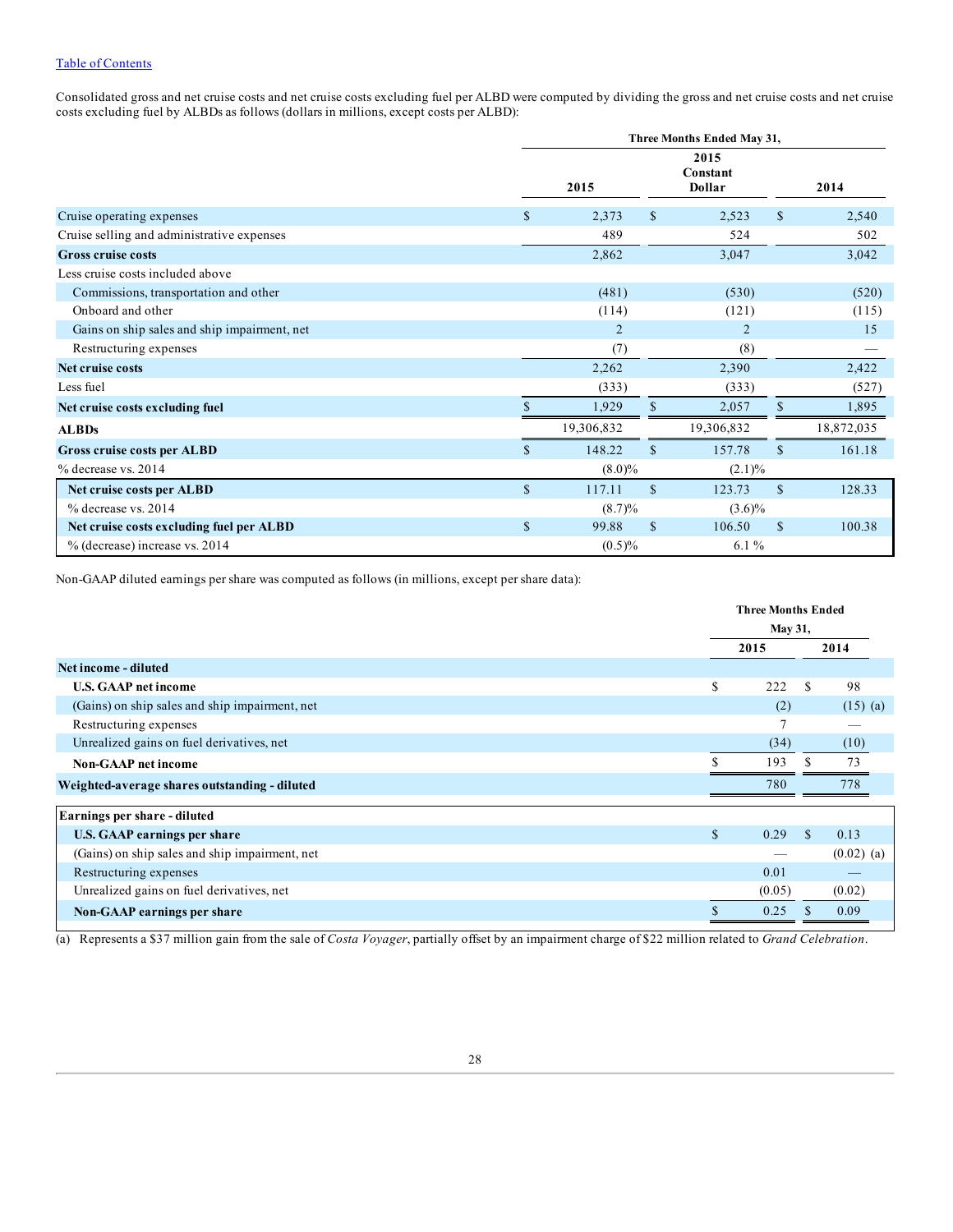Consolidated gross and net cruise costs and net cruise costs excluding fuel per ALBD were computed by dividing the gross and net cruise costs and net cruise costs excluding fuel by ALBDs as follows (dollars in millions, except costs per ALBD):

| | Three Months Ended May 31, | | |
|---|---|---|---|
| | 2015 | 2015 Constant Dollar | 2014 |
| Cruise operating expenses | $ 2,373 | $ 2,523 | $ 2,540 |
| Cruise selling and administrative expenses | 489 | 524 | 502 |
| **Gross cruise costs** | 2,862 | 3,047 | 3,042 |
| Less cruise costs included above | | | |
| Commissions, transportation and other | (481) | (530) | (520) |
| Onboard and other | (114) | (121) | (115) |
| Gains on ship sales and ship impairment, net | 2 | 2 | 15 |
| Restructuring expenses | (7) | (8) | — |
| **Net cruise costs** | 2,262 | 2,390 | 2,422 |
| Less fuel | (333) | (333) | (527) |
| **Net cruise costs excluding fuel** | $ 1,929 | $ 2,057 | $ 1,895 |
| **ALBDs** | 19,306,832 | 19,306,832 | 18,872,035 |
| **Gross cruise costs per ALBD** | $ 148.22 | $ 157.78 | $ 161.18 |
| % decrease vs. 2014 | (8.0)% | (2.1)% | |
| **Net cruise costs per ALBD** | $ 117.11 | $ 123.73 | $ 128.33 |
| % decrease vs. 2014 | (8.7)% | (3.6)% | |
| **Net cruise costs excluding fuel per ALBD** | $ 99.88 | $ 106.50 | $ 100.38 |
| % (decrease) increase vs. 2014 | (0.5)% | 6.1 % | |

Non-GAAP diluted earnings per share was computed as follows (in millions, except per share data):

| | Three Months Ended May 31, | |
|---|---|---|
| | 2015 | 2014 |
| **Net income - diluted** | | |
| **U.S. GAAP net income** | $ 222 | $ 98 |
| (Gains) on ship sales and ship impairment, net | (2) | (15) (a) |
| Restructuring expenses | 7 | — |
| Unrealized gains on fuel derivatives, net | (34) | (10) |
| **Non-GAAP net income** | $ 193 | $ 73 |
| **Weighted-average shares outstanding - diluted** | 780 | 778 |

| | 2015 | 2014 |
|---|---|---|
| **Earnings per share - diluted** | | |
| **U.S. GAAP earnings per share** | $ 0.29 | $ 0.13 |
| (Gains) on ship sales and ship impairment, net | — | (0.02) (a) |
| Restructuring expenses | 0.01 | — |
| Unrealized gains on fuel derivatives, net | (0.05) | (0.02) |
| **Non-GAAP earnings per share** | $ 0.25 | $ 0.09 |

(a) Represents a $37 million gain from the sale of *Costa Voyager*, partially offset by an impairment charge of $22 million related to *Grand Celebration*.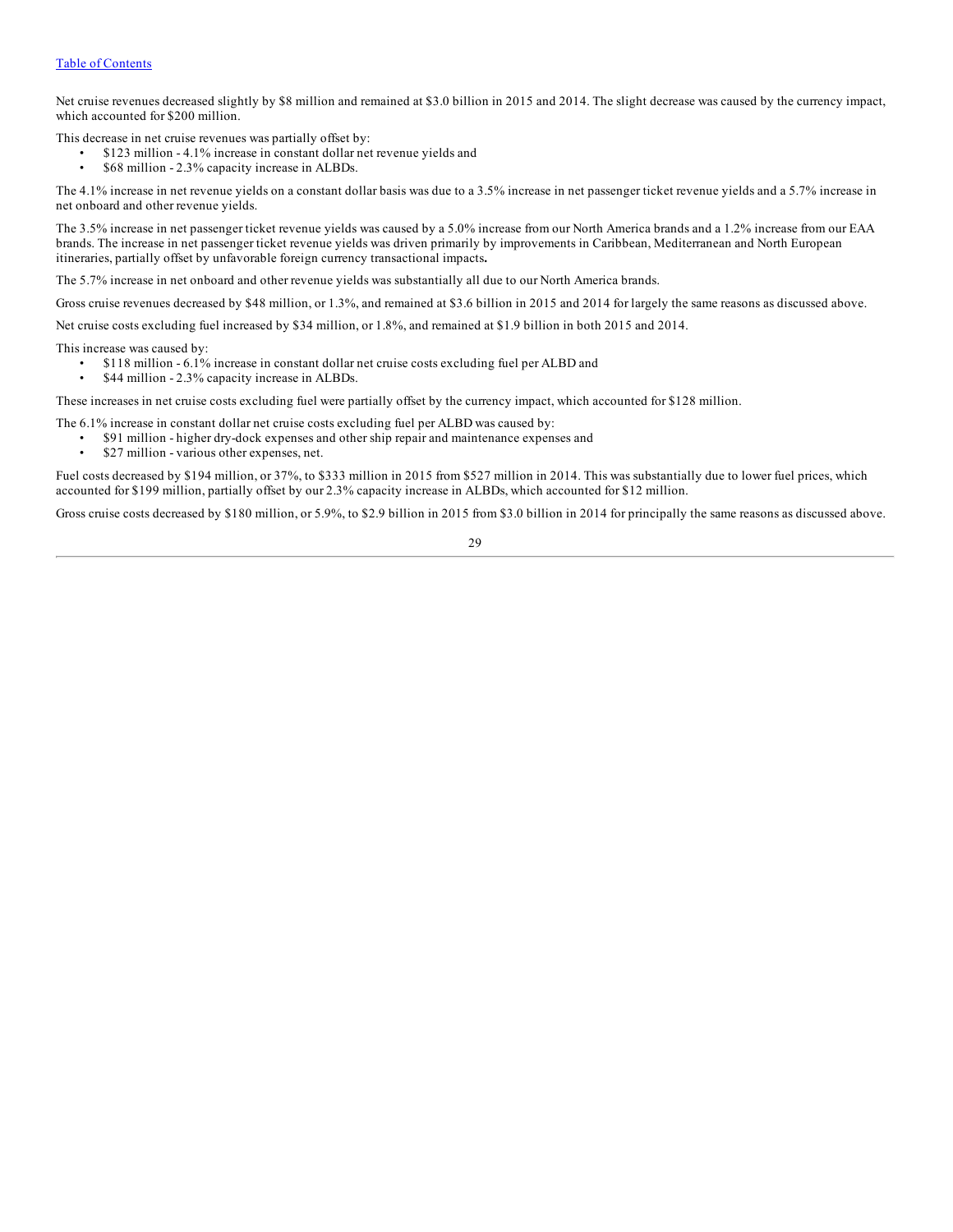Net cruise revenues decreased slightly by $8 million and remained at $3.0 billion in 2015 and 2014. The slight decrease was caused by the currency impact, which accounted for $200 million.

This decrease in net cruise revenues was partially offset by:

- $123 million - 4.1% increase in constant dollar net revenue yields and
- $68 million - 2.3% capacity increase in ALBDs.

The 4.1% increase in net revenue yields on a constant dollar basis was due to a 3.5% increase in net passenger ticket revenue yields and a 5.7% increase in net onboard and other revenue yields.

The 3.5% increase in net passenger ticket revenue yields was caused by a 5.0% increase from our North America brands and a 1.2% increase from our EAA brands. The increase in net passenger ticket revenue yields was driven primarily by improvements in Caribbean, Mediterranean and North European itineraries, partially offset by unfavorable foreign currency transactional impacts**.**

The 5.7% increase in net onboard and other revenue yields was substantially all due to our North America brands.

Gross cruise revenues decreased by $48 million, or 1.3%, and remained at $3.6 billion in 2015 and 2014 for largely the same reasons as discussed above.

Net cruise costs excluding fuel increased by $34 million, or 1.8%, and remained at $1.9 billion in both 2015 and 2014.

This increase was caused by:

- $118 million - 6.1% increase in constant dollar net cruise costs excluding fuel per ALBD and
- $44 million - 2.3% capacity increase in ALBDs.

These increases in net cruise costs excluding fuel were partially offset by the currency impact, which accounted for $128 million.

The 6.1% increase in constant dollar net cruise costs excluding fuel per ALBD was caused by:

- $91 million - higher dry-dock expenses and other ship repair and maintenance expenses and
- $27 million - various other expenses, net.

Fuel costs decreased by $194 million, or 37%, to $333 million in 2015 from $527 million in 2014. This was substantially due to lower fuel prices, which accounted for $199 million, partially offset by our 2.3% capacity increase in ALBDs, which accounted for $12 million.

Gross cruise costs decreased by $180 million, or 5.9%, to $2.9 billion in 2015 from $3.0 billion in 2014 for principally the same reasons as discussed above.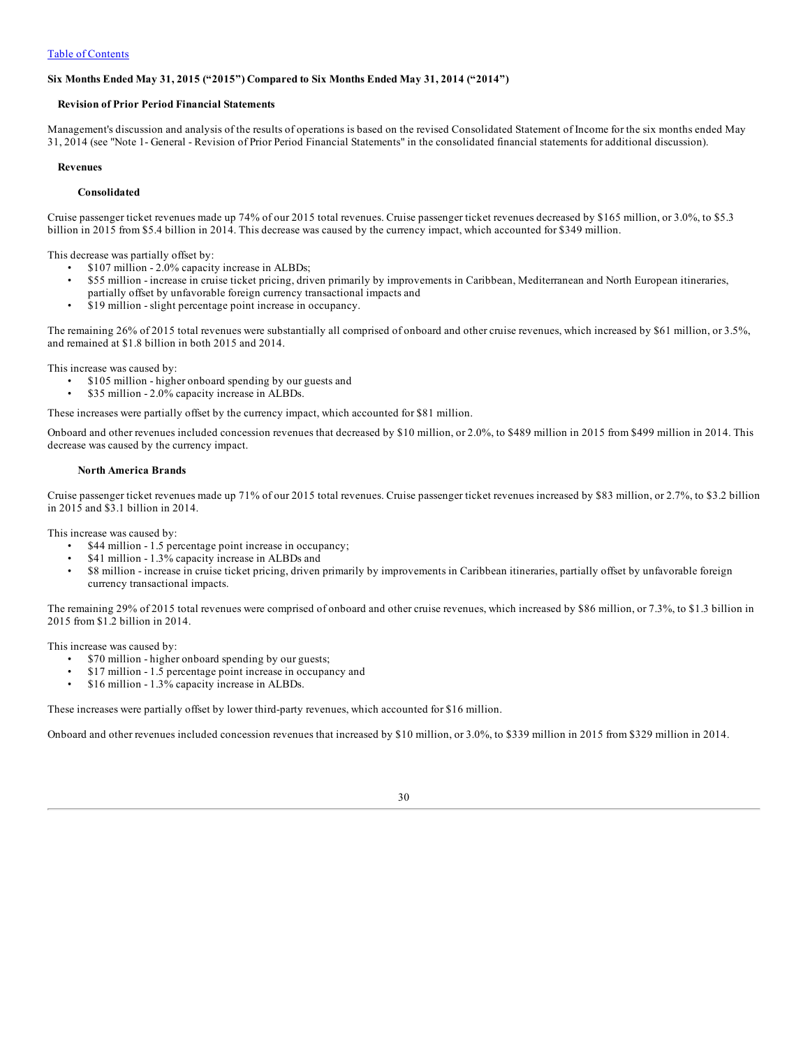### Six Months Ended May 31, 2015 ("2015") Compared to Six Months Ended May 31, 2014 ("2014")

#### Revision of Prior Period Financial Statements

Management's discussion and analysis of the results of operations is based on the revised Consolidated Statement of Income for the six months ended May 31, 2014 (see "Note 1- General - Revision of Prior Period Financial Statements" in the consolidated financial statements for additional discussion).

#### Revenues

##### Consolidated

Cruise passenger ticket revenues made up 74% of our 2015 total revenues. Cruise passenger ticket revenues decreased by $165 million, or 3.0%, to $5.3 billion in 2015 from $5.4 billion in 2014. This decrease was caused by the currency impact, which accounted for $349 million.

This decrease was partially offset by:

- $107 million - 2.0% capacity increase in ALBDs;
- $55 million - increase in cruise ticket pricing, driven primarily by improvements in Caribbean, Mediterranean and North European itineraries, partially offset by unfavorable foreign currency transactional impacts and
- $19 million - slight percentage point increase in occupancy.

The remaining 26% of 2015 total revenues were substantially all comprised of onboard and other cruise revenues, which increased by $61 million, or 3.5%, and remained at $1.8 billion in both 2015 and 2014.

This increase was caused by:

- $105 million - higher onboard spending by our guests and
- $35 million - 2.0% capacity increase in ALBDs.

These increases were partially offset by the currency impact, which accounted for $81 million.

Onboard and other revenues included concession revenues that decreased by $10 million, or 2.0%, to $489 million in 2015 from $499 million in 2014. This decrease was caused by the currency impact.

##### North America Brands

Cruise passenger ticket revenues made up 71% of our 2015 total revenues. Cruise passenger ticket revenues increased by $83 million, or 2.7%, to $3.2 billion in 2015 and $3.1 billion in 2014.

This increase was caused by:

- $44 million - 1.5 percentage point increase in occupancy;
- $41 million - 1.3% capacity increase in ALBDs and
- $8 million - increase in cruise ticket pricing, driven primarily by improvements in Caribbean itineraries, partially offset by unfavorable foreign currency transactional impacts.

The remaining 29% of 2015 total revenues were comprised of onboard and other cruise revenues, which increased by $86 million, or 7.3%, to $1.3 billion in 2015 from $1.2 billion in 2014.

This increase was caused by:

- $70 million - higher onboard spending by our guests;
- $17 million - 1.5 percentage point increase in occupancy and
- $16 million - 1.3% capacity increase in ALBDs.

These increases were partially offset by lower third-party revenues, which accounted for $16 million.

Onboard and other revenues included concession revenues that increased by $10 million, or 3.0%, to $339 million in 2015 from $329 million in 2014.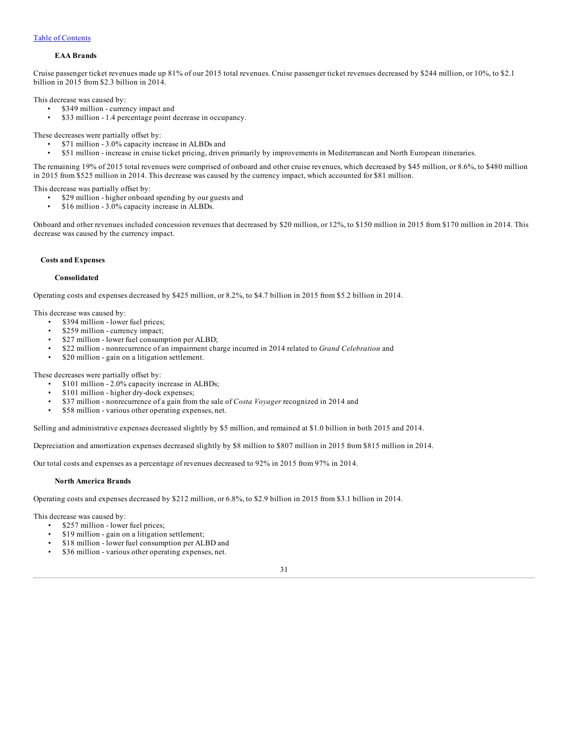#### EAA Brands

Cruise passenger ticket revenues made up 81% of our 2015 total revenues. Cruise passenger ticket revenues decreased by $244 million, or 10%, to $2.1 billion in 2015 from $2.3 billion in 2014.

This decrease was caused by:

- $349 million - currency impact and
- $33 million - 1.4 percentage point decrease in occupancy.

These decreases were partially offset by:

- $71 million - 3.0% capacity increase in ALBDs and
- $51 million - increase in cruise ticket pricing, driven primarily by improvements in Mediterranean and North European itineraries.

The remaining 19% of 2015 total revenues were comprised of onboard and other cruise revenues, which decreased by $45 million, or 8.6%, to $480 million in 2015 from $525 million in 2014. This decrease was caused by the currency impact, which accounted for $81 million.

This decrease was partially offset by:

- $29 million - higher onboard spending by our guests and
- $16 million - 3.0% capacity increase in ALBDs.

Onboard and other revenues included concession revenues that decreased by $20 million, or 12%, to $150 million in 2015 from $170 million in 2014. This decrease was caused by the currency impact.

### Costs and Expenses

#### Consolidated

Operating costs and expenses decreased by $425 million, or 8.2%, to $4.7 billion in 2015 from $5.2 billion in 2014.

This decrease was caused by:

- $394 million - lower fuel prices;
- $259 million - currency impact;
- $27 million - lower fuel consumption per ALBD;
- $22 million - nonrecurrence of an impairment charge incurred in 2014 related to *Grand Celebration* and
- $20 million - gain on a litigation settlement.

These decreases were partially offset by:

- $101 million - 2.0% capacity increase in ALBDs;
- $101 million - higher dry-dock expenses;
- $37 million - nonrecurrence of a gain from the sale of *Costa Voyager* recognized in 2014 and
- $58 million - various other operating expenses, net.

Selling and administrative expenses decreased slightly by $5 million, and remained at $1.0 billion in both 2015 and 2014.

Depreciation and amortization expenses decreased slightly by $8 million to $807 million in 2015 from $815 million in 2014.

Our total costs and expenses as a percentage of revenues decreased to 92% in 2015 from 97% in 2014.

#### North America Brands

Operating costs and expenses decreased by $212 million, or 6.8%, to $2.9 billion in 2015 from $3.1 billion in 2014.

This decrease was caused by:

- $257 million - lower fuel prices;
- $19 million - gain on a litigation settlement;
- $18 million - lower fuel consumption per ALBD and
- $36 million - various other operating expenses, net.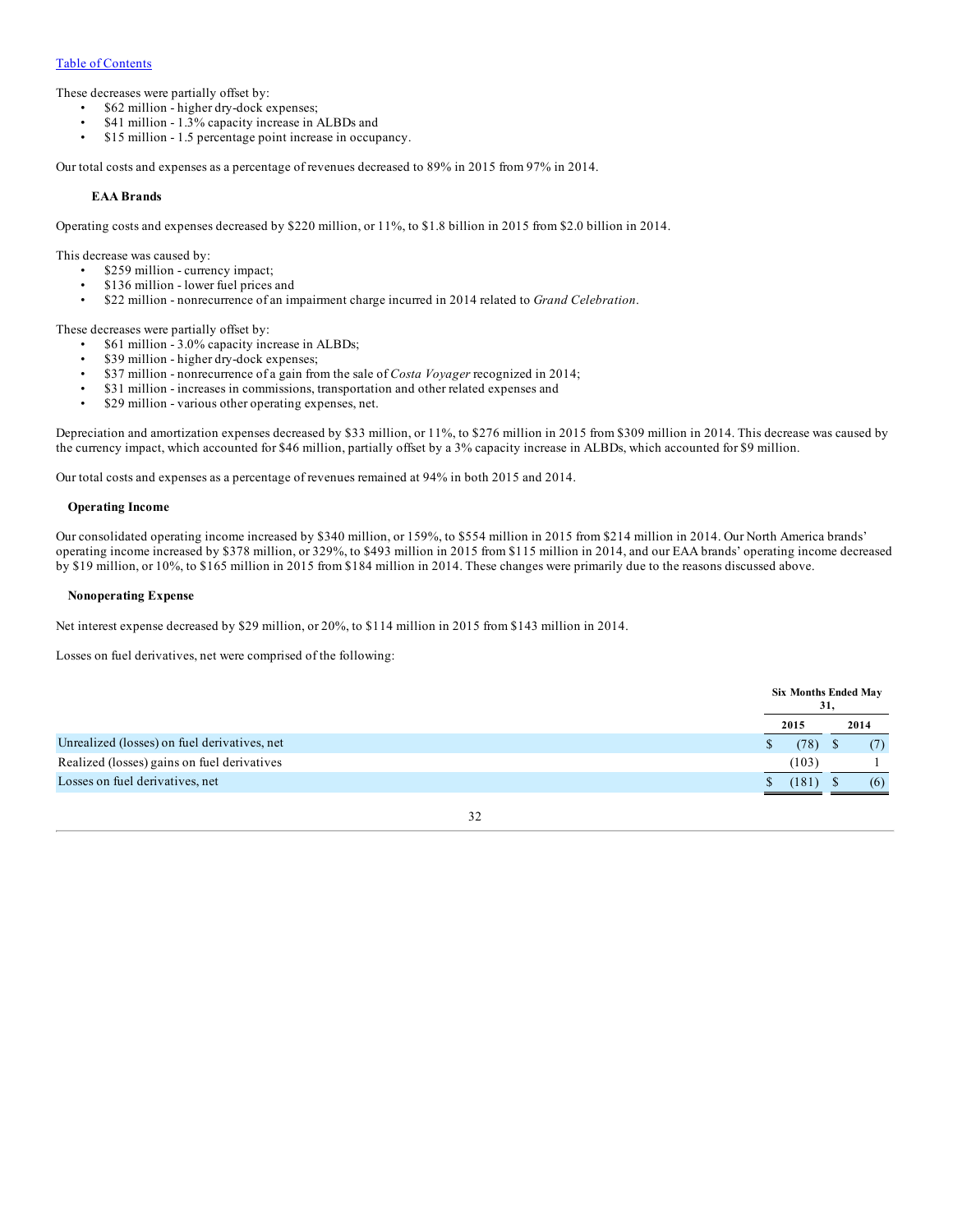These decreases were partially offset by:

- $62 million - higher dry-dock expenses;
- $41 million - 1.3% capacity increase in ALBDs and
- $15 million - 1.5 percentage point increase in occupancy.

Our total costs and expenses as a percentage of revenues decreased to 89% in 2015 from 97% in 2014.

#### EAA Brands

Operating costs and expenses decreased by $220 million, or 11%, to $1.8 billion in 2015 from $2.0 billion in 2014.

This decrease was caused by:

- $259 million - currency impact;
- $136 million - lower fuel prices and
- $22 million - nonrecurrence of an impairment charge incurred in 2014 related to *Grand Celebration*.

These decreases were partially offset by:

- $61 million - 3.0% capacity increase in ALBDs;
- $39 million - higher dry-dock expenses;
- $37 million - nonrecurrence of a gain from the sale of *Costa Voyager* recognized in 2014;
- $31 million - increases in commissions, transportation and other related expenses and
- $29 million - various other operating expenses, net.

Depreciation and amortization expenses decreased by $33 million, or 11%, to $276 million in 2015 from $309 million in 2014. This decrease was caused by the currency impact, which accounted for $46 million, partially offset by a 3% capacity increase in ALBDs, which accounted for $9 million.

Our total costs and expenses as a percentage of revenues remained at 94% in both 2015 and 2014.

### Operating Income

Our consolidated operating income increased by $340 million, or 159%, to $554 million in 2015 from $214 million in 2014. Our North America brands' operating income increased by $378 million, or 329%, to $493 million in 2015 from $115 million in 2014, and our EAA brands' operating income decreased by $19 million, or 10%, to $165 million in 2015 from $184 million in 2014. These changes were primarily due to the reasons discussed above.

### Nonoperating Expense

Net interest expense decreased by $29 million, or 20%, to $114 million in 2015 from $143 million in 2014.

Losses on fuel derivatives, net were comprised of the following:

| | Six Months Ended May 31, | |
|---|---|---|
| | 2015 | 2014 |
| Unrealized (losses) on fuel derivatives, net | $ (78) | $ (7) |
| Realized (losses) gains on fuel derivatives | (103) | 1 |
| Losses on fuel derivatives, net | $ (181) | $ (6) |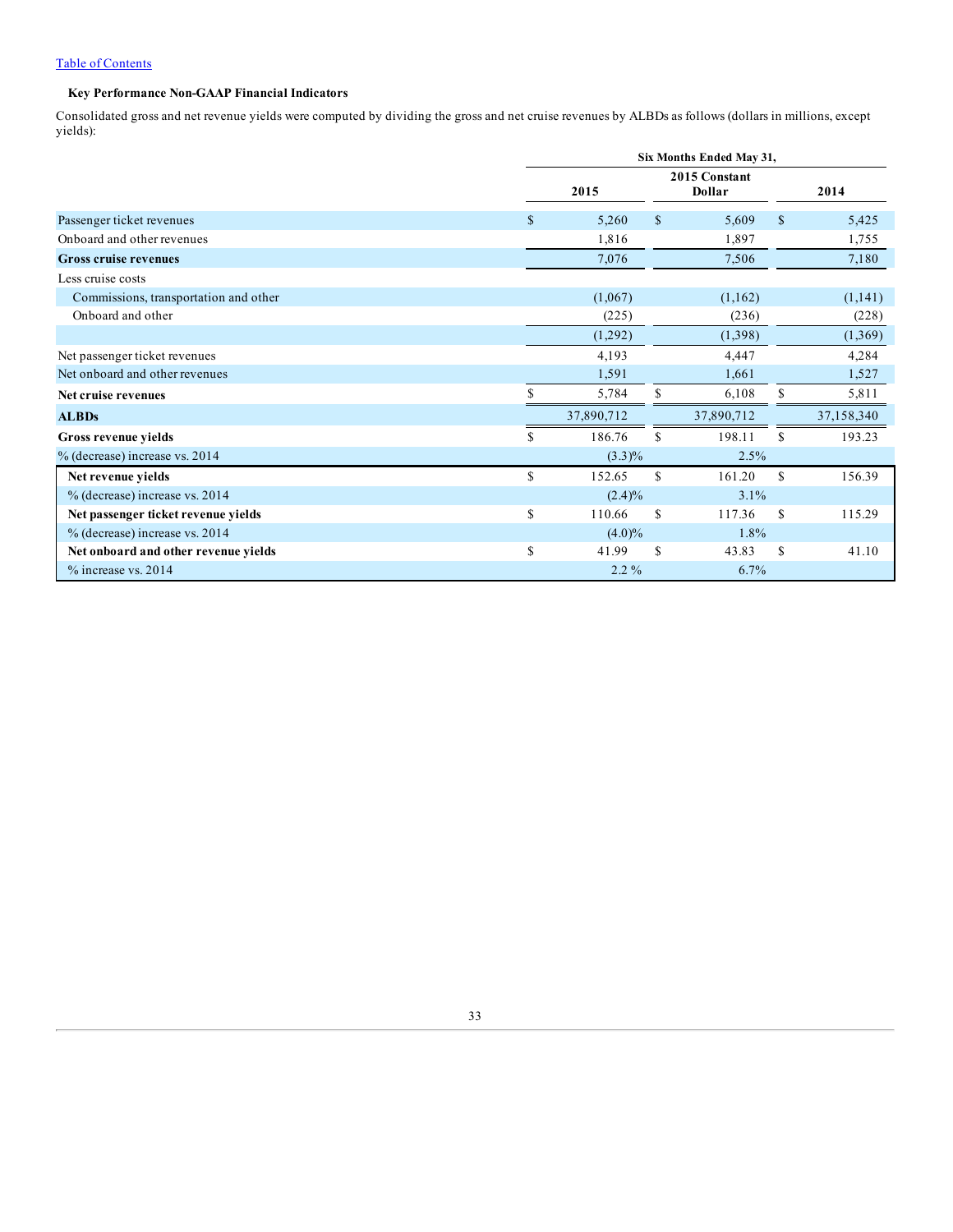[Table of Contents](#)

### Key Performance Non-GAAP Financial Indicators

Consolidated gross and net revenue yields were computed by dividing the gross and net cruise revenues by ALBDs as follows (dollars in millions, except yields):

| | Six Months Ended May 31, | | |
|---|---|---|---|
| | 2015 | 2015 Constant Dollar | 2014 |
| Passenger ticket revenues | $ 5,260 | $ 5,609 | $ 5,425 |
| Onboard and other revenues | 1,816 | 1,897 | 1,755 |
| **Gross cruise revenues** | 7,076 | 7,506 | 7,180 |
| Less cruise costs | | | |
| Commissions, transportation and other | (1,067) | (1,162) | (1,141) |
| Onboard and other | (225) | (236) | (228) |
| | (1,292) | (1,398) | (1,369) |
| Net passenger ticket revenues | 4,193 | 4,447 | 4,284 |
| Net onboard and other revenues | 1,591 | 1,661 | 1,527 |
| **Net cruise revenues** | $ 5,784 | $ 6,108 | $ 5,811 |
| **ALBDs** | 37,890,712 | 37,890,712 | 37,158,340 |
| **Gross revenue yields** | $ 186.76 | $ 198.11 | $ 193.23 |
| % (decrease) increase vs. 2014 | (3.3)% | 2.5% | |
| **Net revenue yields** | $ 152.65 | $ 161.20 | $ 156.39 |
| % (decrease) increase vs. 2014 | (2.4)% | 3.1% | |
| **Net passenger ticket revenue yields** | $ 110.66 | $ 117.36 | $ 115.29 |
| % (decrease) increase vs. 2014 | (4.0)% | 1.8% | |
| **Net onboard and other revenue yields** | $ 41.99 | $ 43.83 | $ 41.10 |
| % increase vs. 2014 | 2.2 % | 6.7% | |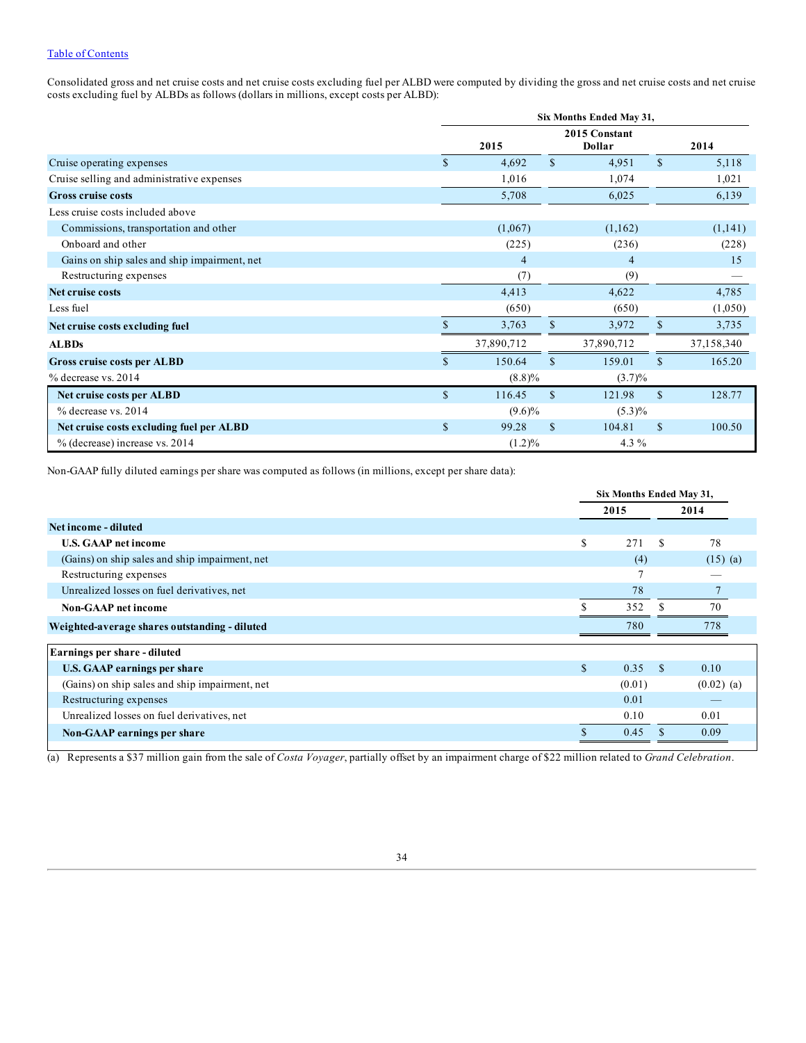Consolidated gross and net cruise costs and net cruise costs excluding fuel per ALBD were computed by dividing the gross and net cruise costs and net cruise costs excluding fuel by ALBDs as follows (dollars in millions, except costs per ALBD):

| | Six Months Ended May 31, | | |
|---|---|---|---|
| | 2015 | 2015 Constant Dollar | 2014 |
| Cruise operating expenses | $ 4,692 | $ 4,951 | $ 5,118 |
| Cruise selling and administrative expenses | 1,016 | 1,074 | 1,021 |
| **Gross cruise costs** | 5,708 | 6,025 | 6,139 |
| Less cruise costs included above | | | |
| Commissions, transportation and other | (1,067) | (1,162) | (1,141) |
| Onboard and other | (225) | (236) | (228) |
| Gains on ship sales and ship impairment, net | 4 | 4 | 15 |
| Restructuring expenses | (7) | (9) | — |
| **Net cruise costs** | 4,413 | 4,622 | 4,785 |
| Less fuel | (650) | (650) | (1,050) |
| **Net cruise costs excluding fuel** | $ 3,763 | $ 3,972 | $ 3,735 |
| **ALBDs** | 37,890,712 | 37,890,712 | 37,158,340 |
| **Gross cruise costs per ALBD** | $ 150.64 | $ 159.01 | $ 165.20 |
| % decrease vs. 2014 | (8.8)% | (3.7)% | |
| **Net cruise costs per ALBD** | $ 116.45 | $ 121.98 | $ 128.77 |
| % decrease vs. 2014 | (9.6)% | (5.3)% | |
| **Net cruise costs excluding fuel per ALBD** | $ 99.28 | $ 104.81 | $ 100.50 |
| % (decrease) increase vs. 2014 | (1.2)% | 4.3 % | |

Non-GAAP fully diluted earnings per share was computed as follows (in millions, except per share data):

| | Six Months Ended May 31, | |
|---|---|---|
| | 2015 | 2014 |
| **Net income - diluted** | | |
| **U.S. GAAP net income** | $ 271 | $ 78 |
| (Gains) on ship sales and ship impairment, net | (4) | (15) (a) |
| Restructuring expenses | 7 | — |
| Unrealized losses on fuel derivatives, net | 78 | 7 |
| **Non-GAAP net income** | $ 352 | $ 70 |
| **Weighted-average shares outstanding - diluted** | 780 | 778 |
| **Earnings per share - diluted** | | |
| **U.S. GAAP earnings per share** | $ 0.35 | $ 0.10 |
| (Gains) on ship sales and ship impairment, net | (0.01) | (0.02) (a) |
| Restructuring expenses | 0.01 | — |
| Unrealized losses on fuel derivatives, net | 0.10 | 0.01 |
| **Non-GAAP earnings per share** | $ 0.45 | $ 0.09 |

(a) Represents a $37 million gain from the sale of *Costa Voyager*, partially offset by an impairment charge of $22 million related to *Grand Celebration*.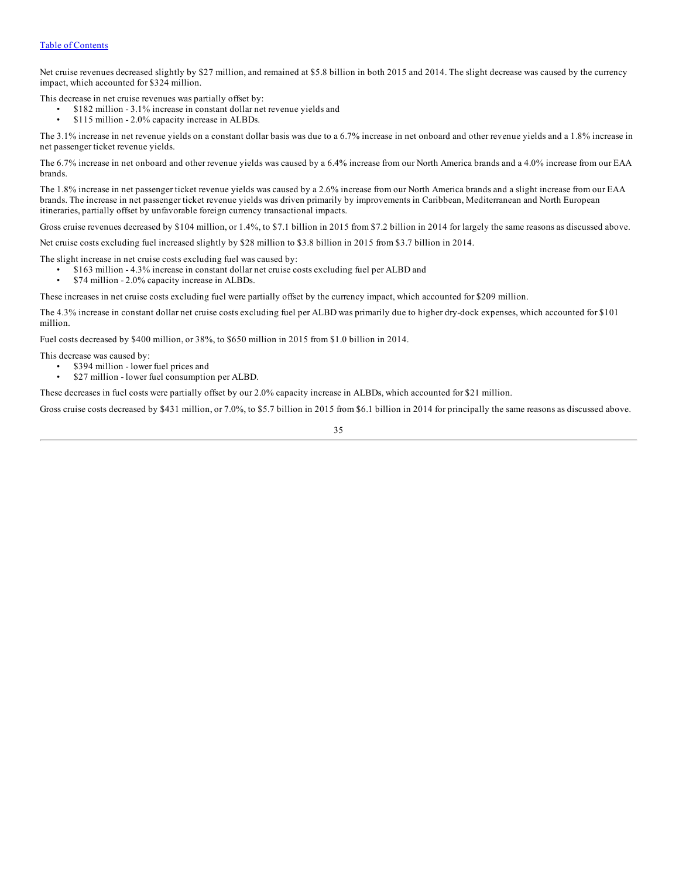Net cruise revenues decreased slightly by $27 million, and remained at $5.8 billion in both 2015 and 2014. The slight decrease was caused by the currency impact, which accounted for $324 million.

This decrease in net cruise revenues was partially offset by:

- $182 million - 3.1% increase in constant dollar net revenue yields and
- $115 million - 2.0% capacity increase in ALBDs.

The 3.1% increase in net revenue yields on a constant dollar basis was due to a 6.7% increase in net onboard and other revenue yields and a 1.8% increase in net passenger ticket revenue yields.

The 6.7% increase in net onboard and other revenue yields was caused by a 6.4% increase from our North America brands and a 4.0% increase from our EAA brands.

The 1.8% increase in net passenger ticket revenue yields was caused by a 2.6% increase from our North America brands and a slight increase from our EAA brands. The increase in net passenger ticket revenue yields was driven primarily by improvements in Caribbean, Mediterranean and North European itineraries, partially offset by unfavorable foreign currency transactional impacts.

Gross cruise revenues decreased by $104 million, or 1.4%, to $7.1 billion in 2015 from $7.2 billion in 2014 for largely the same reasons as discussed above.

Net cruise costs excluding fuel increased slightly by $28 million to $3.8 billion in 2015 from $3.7 billion in 2014.

The slight increase in net cruise costs excluding fuel was caused by:

- $163 million - 4.3% increase in constant dollar net cruise costs excluding fuel per ALBD and
- $74 million - 2.0% capacity increase in ALBDs.

These increases in net cruise costs excluding fuel were partially offset by the currency impact, which accounted for $209 million.

The 4.3% increase in constant dollar net cruise costs excluding fuel per ALBD was primarily due to higher dry-dock expenses, which accounted for $101 million.

Fuel costs decreased by $400 million, or 38%, to $650 million in 2015 from $1.0 billion in 2014.

This decrease was caused by:

- $394 million - lower fuel prices and
- $27 million - lower fuel consumption per ALBD.

These decreases in fuel costs were partially offset by our 2.0% capacity increase in ALBDs, which accounted for $21 million.

Gross cruise costs decreased by $431 million, or 7.0%, to $5.7 billion in 2015 from $6.1 billion in 2014 for principally the same reasons as discussed above.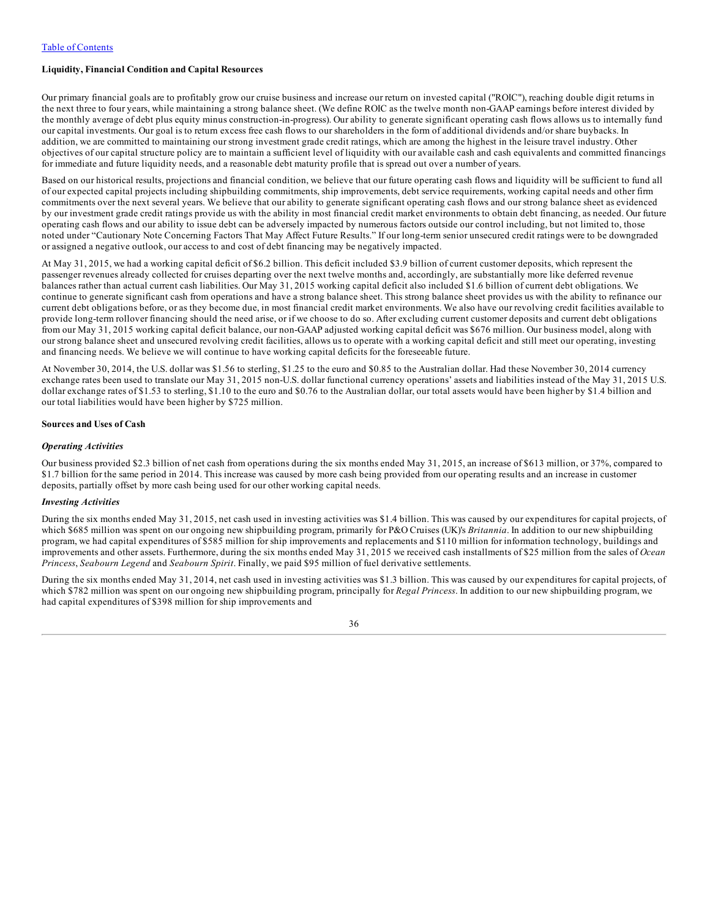### Liquidity, Financial Condition and Capital Resources

Our primary financial goals are to profitably grow our cruise business and increase our return on invested capital ("ROIC"), reaching double digit returns in the next three to four years, while maintaining a strong balance sheet. (We define ROIC as the twelve month non-GAAP earnings before interest divided by the monthly average of debt plus equity minus construction-in-progress). Our ability to generate significant operating cash flows allows us to internally fund our capital investments. Our goal is to return excess free cash flows to our shareholders in the form of additional dividends and/or share buybacks. In addition, we are committed to maintaining our strong investment grade credit ratings, which are among the highest in the leisure travel industry. Other objectives of our capital structure policy are to maintain a sufficient level of liquidity with our available cash and cash equivalents and committed financings for immediate and future liquidity needs, and a reasonable debt maturity profile that is spread out over a number of years.

Based on our historical results, projections and financial condition, we believe that our future operating cash flows and liquidity will be sufficient to fund all of our expected capital projects including shipbuilding commitments, ship improvements, debt service requirements, working capital needs and other firm commitments over the next several years. We believe that our ability to generate significant operating cash flows and our strong balance sheet as evidenced by our investment grade credit ratings provide us with the ability in most financial credit market environments to obtain debt financing, as needed. Our future operating cash flows and our ability to issue debt can be adversely impacted by numerous factors outside our control including, but not limited to, those noted under "Cautionary Note Concerning Factors That May Affect Future Results." If our long-term senior unsecured credit ratings were to be downgraded or assigned a negative outlook, our access to and cost of debt financing may be negatively impacted.

At May 31, 2015, we had a working capital deficit of $6.2 billion. This deficit included $3.9 billion of current customer deposits, which represent the passenger revenues already collected for cruises departing over the next twelve months and, accordingly, are substantially more like deferred revenue balances rather than actual current cash liabilities. Our May 31, 2015 working capital deficit also included $1.6 billion of current debt obligations. We continue to generate significant cash from operations and have a strong balance sheet. This strong balance sheet provides us with the ability to refinance our current debt obligations before, or as they become due, in most financial credit market environments. We also have our revolving credit facilities available to provide long-term rollover financing should the need arise, or if we choose to do so. After excluding current customer deposits and current debt obligations from our May 31, 2015 working capital deficit balance, our non-GAAP adjusted working capital deficit was $676 million. Our business model, along with our strong balance sheet and unsecured revolving credit facilities, allows us to operate with a working capital deficit and still meet our operating, investing and financing needs. We believe we will continue to have working capital deficits for the foreseeable future.

At November 30, 2014, the U.S. dollar was $1.56 to sterling, $1.25 to the euro and $0.85 to the Australian dollar. Had these November 30, 2014 currency exchange rates been used to translate our May 31, 2015 non-U.S. dollar functional currency operations' assets and liabilities instead of the May 31, 2015 U.S. dollar exchange rates of $1.53 to sterling, $1.10 to the euro and $0.76 to the Australian dollar, our total assets would have been higher by $1.4 billion and our total liabilities would have been higher by $725 million.

#### Sources and Uses of Cash

***Operating Activities***

Our business provided $2.3 billion of net cash from operations during the six months ended May 31, 2015, an increase of $613 million, or 37%, compared to $1.7 billion for the same period in 2014. This increase was caused by more cash being provided from our operating results and an increase in customer deposits, partially offset by more cash being used for our other working capital needs.

***Investing Activities***

During the six months ended May 31, 2015, net cash used in investing activities was $1.4 billion. This was caused by our expenditures for capital projects, of which $685 million was spent on our ongoing new shipbuilding program, primarily for P&O Cruises (UK)'s *Britannia*. In addition to our new shipbuilding program, we had capital expenditures of $585 million for ship improvements and replacements and $110 million for information technology, buildings and improvements and other assets. Furthermore, during the six months ended May 31, 2015 we received cash installments of $25 million from the sales of *Ocean Princess*, *Seabourn Legend* and *Seabourn Spirit*. Finally, we paid $95 million of fuel derivative settlements.

During the six months ended May 31, 2014, net cash used in investing activities was $1.3 billion. This was caused by our expenditures for capital projects, of which $782 million was spent on our ongoing new shipbuilding program, principally for *Regal Princess*. In addition to our new shipbuilding program, we had capital expenditures of $398 million for ship improvements and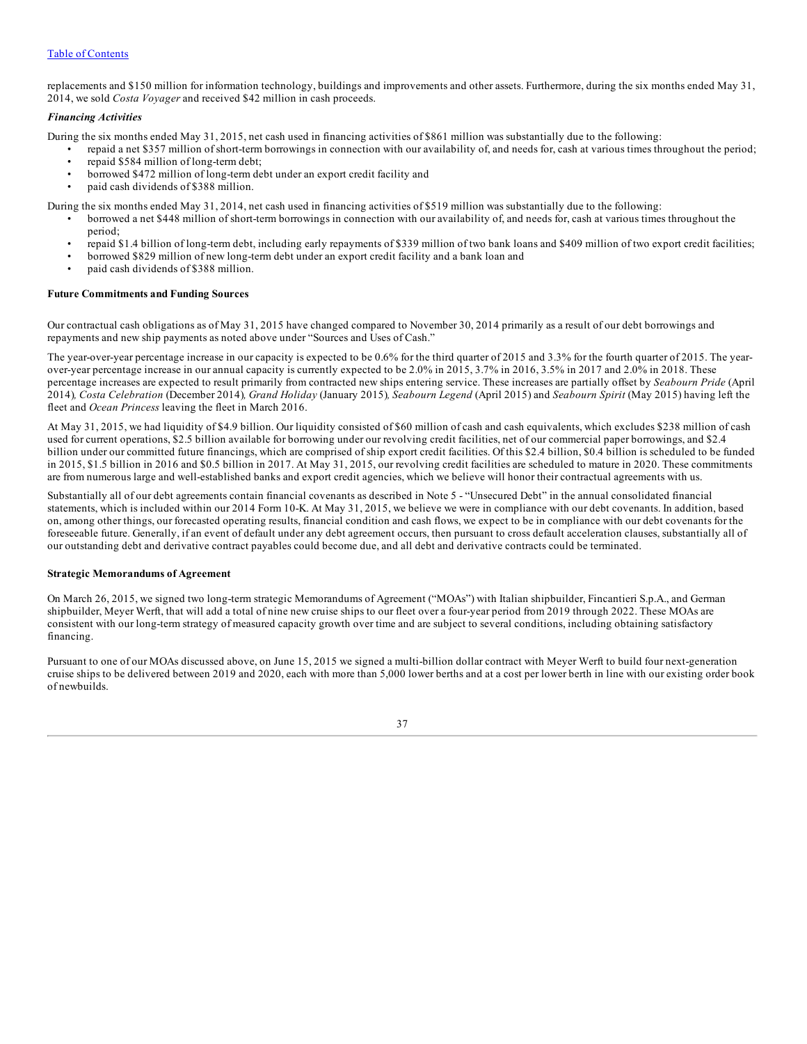replacements and $150 million for information technology, buildings and improvements and other assets. Furthermore, during the six months ended May 31, 2014, we sold *Costa Voyager* and received $42 million in cash proceeds.

***Financing Activities***

During the six months ended May 31, 2015, net cash used in financing activities of $861 million was substantially due to the following:

- repaid a net $357 million of short-term borrowings in connection with our availability of, and needs for, cash at various times throughout the period;
- repaid $584 million of long-term debt;
- borrowed $472 million of long-term debt under an export credit facility and
- paid cash dividends of $388 million.

During the six months ended May 31, 2014, net cash used in financing activities of $519 million was substantially due to the following:

- borrowed a net $448 million of short-term borrowings in connection with our availability of, and needs for, cash at various times throughout the period;
- repaid $1.4 billion of long-term debt, including early repayments of $339 million of two bank loans and $409 million of two export credit facilities;
- borrowed $829 million of new long-term debt under an export credit facility and a bank loan and
- paid cash dividends of $388 million.

**Future Commitments and Funding Sources**

Our contractual cash obligations as of May 31, 2015 have changed compared to November 30, 2014 primarily as a result of our debt borrowings and repayments and new ship payments as noted above under "Sources and Uses of Cash."

The year-over-year percentage increase in our capacity is expected to be 0.6% for the third quarter of 2015 and 3.3% for the fourth quarter of 2015. The year-over-year percentage increase in our annual capacity is currently expected to be 2.0% in 2015, 3.7% in 2016, 3.5% in 2017 and 2.0% in 2018. These percentage increases are expected to result primarily from contracted new ships entering service. These increases are partially offset by *Seabourn Pride* (April 2014)*, Costa Celebration* (December 2014)*, Grand Holiday* (January 2015)*, Seabourn Legend* (April 2015) and *Seabourn Spirit* (May 2015) having left the fleet and *Ocean Princess* leaving the fleet in March 2016.

At May 31, 2015, we had liquidity of $4.9 billion. Our liquidity consisted of $60 million of cash and cash equivalents, which excludes $238 million of cash used for current operations, $2.5 billion available for borrowing under our revolving credit facilities, net of our commercial paper borrowings, and $2.4 billion under our committed future financings, which are comprised of ship export credit facilities. Of this $2.4 billion, $0.4 billion is scheduled to be funded in 2015, $1.5 billion in 2016 and $0.5 billion in 2017. At May 31, 2015, our revolving credit facilities are scheduled to mature in 2020. These commitments are from numerous large and well-established banks and export credit agencies, which we believe will honor their contractual agreements with us.

Substantially all of our debt agreements contain financial covenants as described in Note 5 - "Unsecured Debt" in the annual consolidated financial statements, which is included within our 2014 Form 10-K. At May 31, 2015, we believe we were in compliance with our debt covenants. In addition, based on, among other things, our forecasted operating results, financial condition and cash flows, we expect to be in compliance with our debt covenants for the foreseeable future. Generally, if an event of default under any debt agreement occurs, then pursuant to cross default acceleration clauses, substantially all of our outstanding debt and derivative contract payables could become due, and all debt and derivative contracts could be terminated.

**Strategic Memorandums of Agreement**

On March 26, 2015, we signed two long-term strategic Memorandums of Agreement ("MOAs") with Italian shipbuilder, Fincantieri S.p.A., and German shipbuilder, Meyer Werft, that will add a total of nine new cruise ships to our fleet over a four-year period from 2019 through 2022. These MOAs are consistent with our long-term strategy of measured capacity growth over time and are subject to several conditions, including obtaining satisfactory financing.

Pursuant to one of our MOAs discussed above, on June 15, 2015 we signed a multi-billion dollar contract with Meyer Werft to build four next-generation cruise ships to be delivered between 2019 and 2020, each with more than 5,000 lower berths and at a cost per lower berth in line with our existing order book of newbuilds.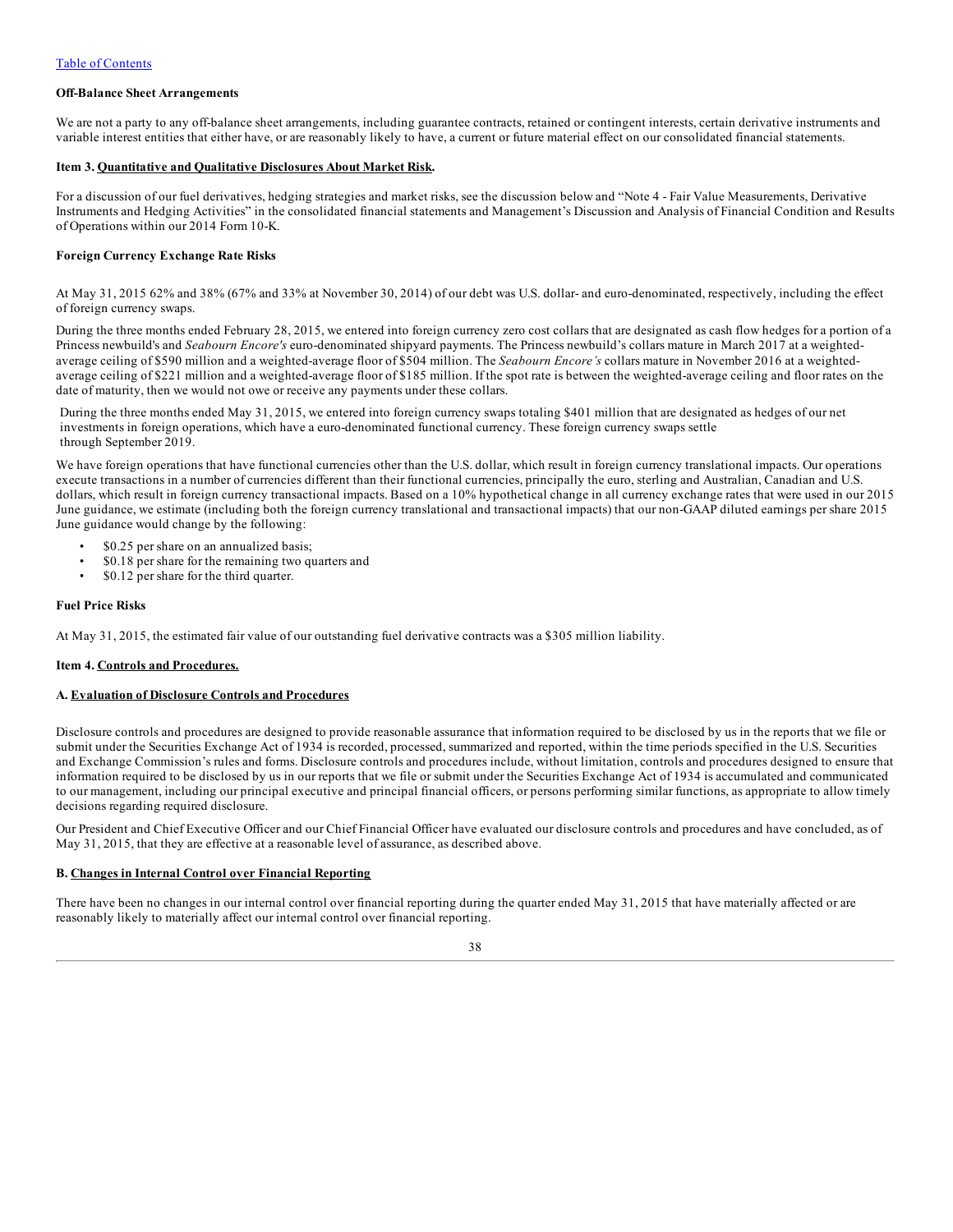Table of Contents

**Off-Balance Sheet Arrangements**

We are not a party to any off-balance sheet arrangements, including guarantee contracts, retained or contingent interests, certain derivative instruments and variable interest entities that either have, or are reasonably likely to have, a current or future material effect on our consolidated financial statements.

**Item 3. Quantitative and Qualitative Disclosures About Market Risk.**

For a discussion of our fuel derivatives, hedging strategies and market risks, see the discussion below and "Note 4 - Fair Value Measurements, Derivative Instruments and Hedging Activities" in the consolidated financial statements and Management's Discussion and Analysis of Financial Condition and Results of Operations within our 2014 Form 10-K.

**Foreign Currency Exchange Rate Risks**

At May 31, 2015 62% and 38% (67% and 33% at November 30, 2014) of our debt was U.S. dollar- and euro-denominated, respectively, including the effect of foreign currency swaps.

During the three months ended February 28, 2015, we entered into foreign currency zero cost collars that are designated as cash flow hedges for a portion of a Princess newbuild's and *Seabourn Encore's* euro-denominated shipyard payments. The Princess newbuild's collars mature in March 2017 at a weighted-average ceiling of $590 million and a weighted-average floor of $504 million. The *Seabourn Encore's* collars mature in November 2016 at a weighted-average ceiling of $221 million and a weighted-average floor of $185 million. If the spot rate is between the weighted-average ceiling and floor rates on the date of maturity, then we would not owe or receive any payments under these collars.

During the three months ended May 31, 2015, we entered into foreign currency swaps totaling $401 million that are designated as hedges of our net investments in foreign operations, which have a euro-denominated functional currency. These foreign currency swaps settle through September 2019.

We have foreign operations that have functional currencies other than the U.S. dollar, which result in foreign currency translational impacts. Our operations execute transactions in a number of currencies different than their functional currencies, principally the euro, sterling and Australian, Canadian and U.S. dollars, which result in foreign currency transactional impacts. Based on a 10% hypothetical change in all currency exchange rates that were used in our 2015 June guidance, we estimate (including both the foreign currency translational and transactional impacts) that our non-GAAP diluted earnings per share 2015 June guidance would change by the following:

- $0.25 per share on an annualized basis;
- $0.18 per share for the remaining two quarters and
- $0.12 per share for the third quarter.

**Fuel Price Risks**

At May 31, 2015, the estimated fair value of our outstanding fuel derivative contracts was a $305 million liability.

**Item 4. Controls and Procedures.**

**A. Evaluation of Disclosure Controls and Procedures**

Disclosure controls and procedures are designed to provide reasonable assurance that information required to be disclosed by us in the reports that we file or submit under the Securities Exchange Act of 1934 is recorded, processed, summarized and reported, within the time periods specified in the U.S. Securities and Exchange Commission's rules and forms. Disclosure controls and procedures include, without limitation, controls and procedures designed to ensure that information required to be disclosed by us in our reports that we file or submit under the Securities Exchange Act of 1934 is accumulated and communicated to our management, including our principal executive and principal financial officers, or persons performing similar functions, as appropriate to allow timely decisions regarding required disclosure.

Our President and Chief Executive Officer and our Chief Financial Officer have evaluated our disclosure controls and procedures and have concluded, as of May 31, 2015, that they are effective at a reasonable level of assurance, as described above.

**B. Changes in Internal Control over Financial Reporting**

There have been no changes in our internal control over financial reporting during the quarter ended May 31, 2015 that have materially affected or are reasonably likely to materially affect our internal control over financial reporting.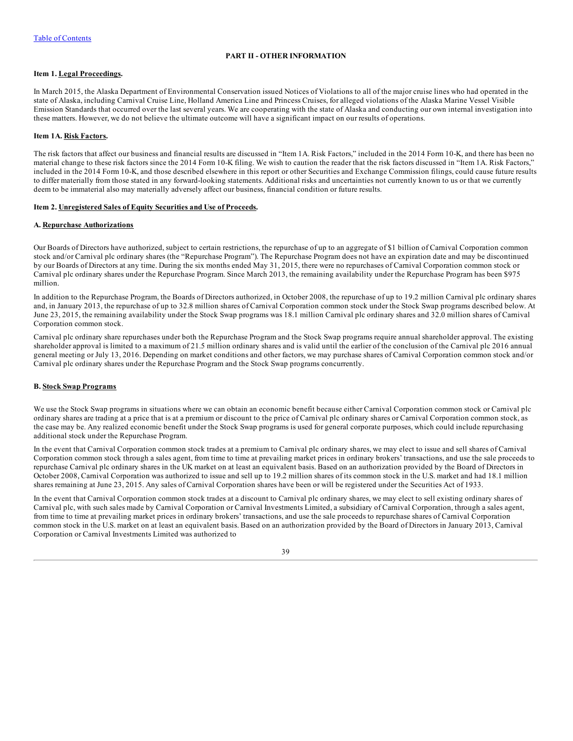## PART II - OTHER INFORMATION

### Item 1. Legal Proceedings.

In March 2015, the Alaska Department of Environmental Conservation issued Notices of Violations to all of the major cruise lines who had operated in the state of Alaska, including Carnival Cruise Line, Holland America Line and Princess Cruises, for alleged violations of the Alaska Marine Vessel Visible Emission Standards that occurred over the last several years. We are cooperating with the state of Alaska and conducting our own internal investigation into these matters. However, we do not believe the ultimate outcome will have a significant impact on our results of operations.

### Item 1A. Risk Factors.

The risk factors that affect our business and financial results are discussed in "Item 1A. Risk Factors," included in the 2014 Form 10-K, and there has been no material change to these risk factors since the 2014 Form 10-K filing. We wish to caution the reader that the risk factors discussed in "Item 1A. Risk Factors," included in the 2014 Form 10-K, and those described elsewhere in this report or other Securities and Exchange Commission filings, could cause future results to differ materially from those stated in any forward-looking statements. Additional risks and uncertainties not currently known to us or that we currently deem to be immaterial also may materially adversely affect our business, financial condition or future results.

### Item 2. Unregistered Sales of Equity Securities and Use of Proceeds.

#### A. Repurchase Authorizations

Our Boards of Directors have authorized, subject to certain restrictions, the repurchase of up to an aggregate of $1 billion of Carnival Corporation common stock and/or Carnival plc ordinary shares (the "Repurchase Program"). The Repurchase Program does not have an expiration date and may be discontinued by our Boards of Directors at any time. During the six months ended May 31, 2015, there were no repurchases of Carnival Corporation common stock or Carnival plc ordinary shares under the Repurchase Program. Since March 2013, the remaining availability under the Repurchase Program has been $975 million.

In addition to the Repurchase Program, the Boards of Directors authorized, in October 2008, the repurchase of up to 19.2 million Carnival plc ordinary shares and, in January 2013, the repurchase of up to 32.8 million shares of Carnival Corporation common stock under the Stock Swap programs described below. At June 23, 2015, the remaining availability under the Stock Swap programs was 18.1 million Carnival plc ordinary shares and 32.0 million shares of Carnival Corporation common stock.

Carnival plc ordinary share repurchases under both the Repurchase Program and the Stock Swap programs require annual shareholder approval. The existing shareholder approval is limited to a maximum of 21.5 million ordinary shares and is valid until the earlier of the conclusion of the Carnival plc 2016 annual general meeting or July 13, 2016. Depending on market conditions and other factors, we may purchase shares of Carnival Corporation common stock and/or Carnival plc ordinary shares under the Repurchase Program and the Stock Swap programs concurrently.

#### B. Stock Swap Programs

We use the Stock Swap programs in situations where we can obtain an economic benefit because either Carnival Corporation common stock or Carnival plc ordinary shares are trading at a price that is at a premium or discount to the price of Carnival plc ordinary shares or Carnival Corporation common stock, as the case may be. Any realized economic benefit under the Stock Swap programs is used for general corporate purposes, which could include repurchasing additional stock under the Repurchase Program.

In the event that Carnival Corporation common stock trades at a premium to Carnival plc ordinary shares, we may elect to issue and sell shares of Carnival Corporation common stock through a sales agent, from time to time at prevailing market prices in ordinary brokers' transactions, and use the sale proceeds to repurchase Carnival plc ordinary shares in the UK market on at least an equivalent basis. Based on an authorization provided by the Board of Directors in October 2008, Carnival Corporation was authorized to issue and sell up to 19.2 million shares of its common stock in the U.S. market and had 18.1 million shares remaining at June 23, 2015. Any sales of Carnival Corporation shares have been or will be registered under the Securities Act of 1933.

In the event that Carnival Corporation common stock trades at a discount to Carnival plc ordinary shares, we may elect to sell existing ordinary shares of Carnival plc, with such sales made by Carnival Corporation or Carnival Investments Limited, a subsidiary of Carnival Corporation, through a sales agent, from time to time at prevailing market prices in ordinary brokers' transactions, and use the sale proceeds to repurchase shares of Carnival Corporation common stock in the U.S. market on at least an equivalent basis. Based on an authorization provided by the Board of Directors in January 2013, Carnival Corporation or Carnival Investments Limited was authorized to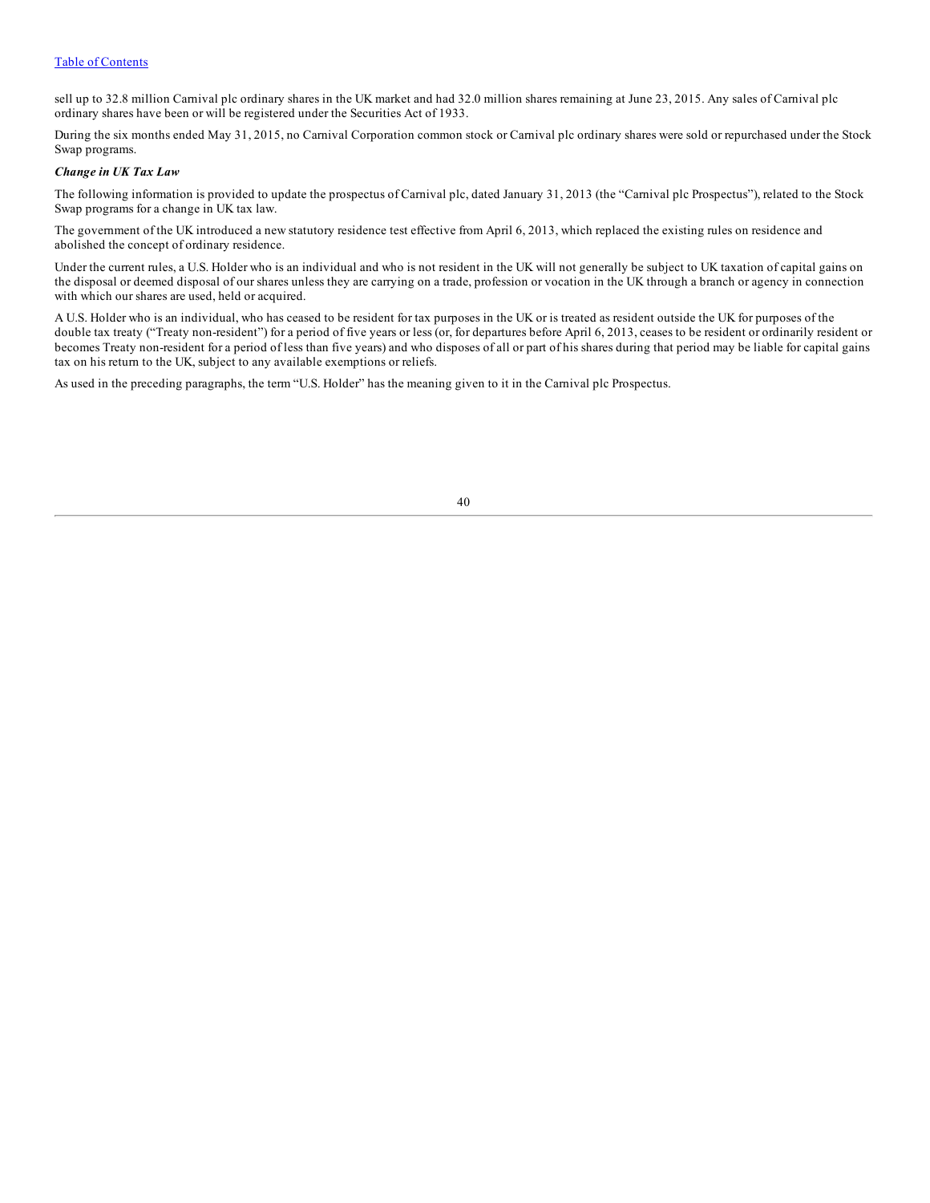sell up to 32.8 million Carnival plc ordinary shares in the UK market and had 32.0 million shares remaining at June 23, 2015. Any sales of Carnival plc ordinary shares have been or will be registered under the Securities Act of 1933.

During the six months ended May 31, 2015, no Carnival Corporation common stock or Carnival plc ordinary shares were sold or repurchased under the Stock Swap programs.

***Change in UK Tax Law***

The following information is provided to update the prospectus of Carnival plc, dated January 31, 2013 (the "Carnival plc Prospectus"), related to the Stock Swap programs for a change in UK tax law.

The government of the UK introduced a new statutory residence test effective from April 6, 2013, which replaced the existing rules on residence and abolished the concept of ordinary residence.

Under the current rules, a U.S. Holder who is an individual and who is not resident in the UK will not generally be subject to UK taxation of capital gains on the disposal or deemed disposal of our shares unless they are carrying on a trade, profession or vocation in the UK through a branch or agency in connection with which our shares are used, held or acquired.

A U.S. Holder who is an individual, who has ceased to be resident for tax purposes in the UK or is treated as resident outside the UK for purposes of the double tax treaty ("Treaty non-resident") for a period of five years or less (or, for departures before April 6, 2013, ceases to be resident or ordinarily resident or becomes Treaty non-resident for a period of less than five years) and who disposes of all or part of his shares during that period may be liable for capital gains tax on his return to the UK, subject to any available exemptions or reliefs.

As used in the preceding paragraphs, the term "U.S. Holder" has the meaning given to it in the Carnival plc Prospectus.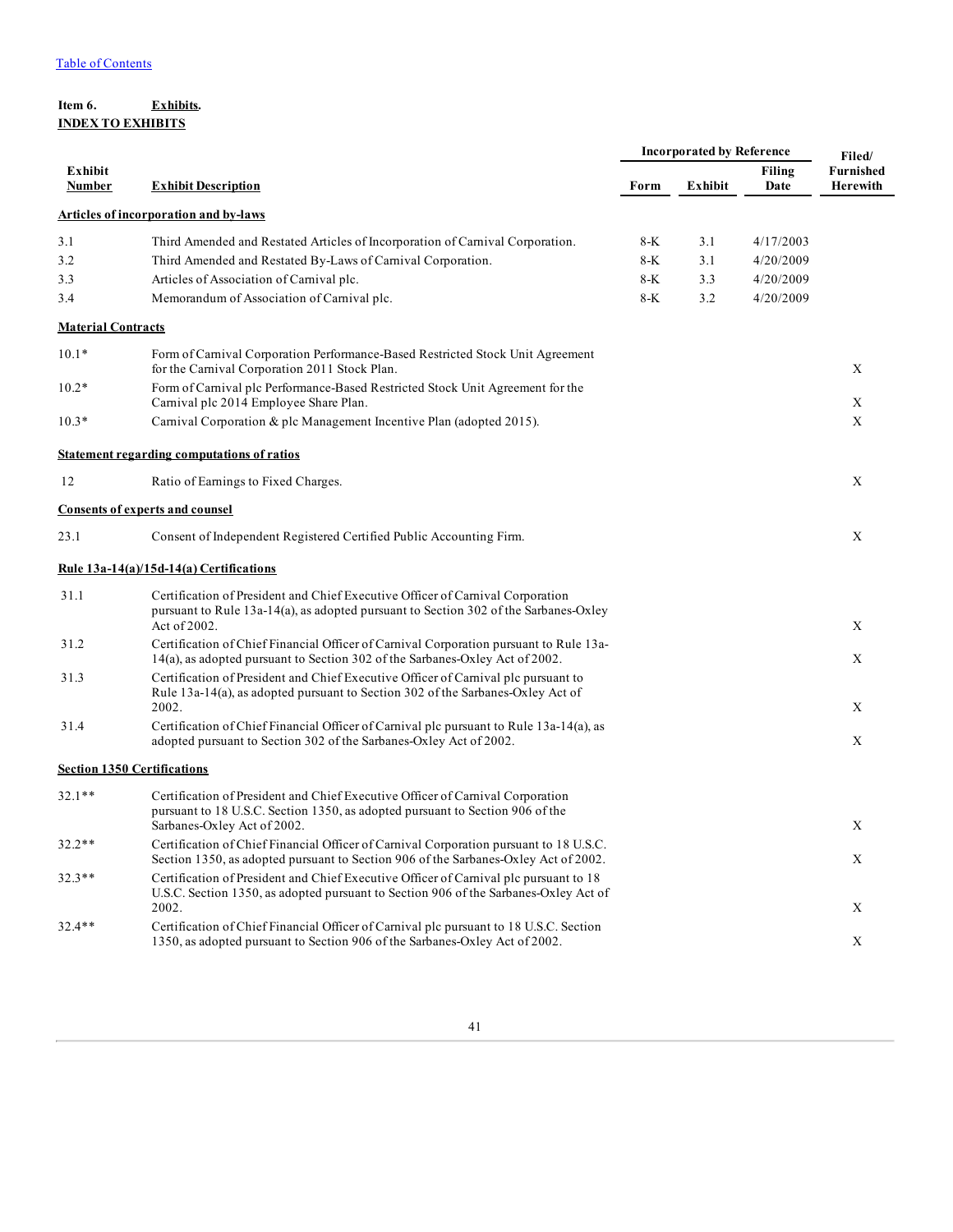[Table of Contents](#)

**Item 6. Exhibits.**

**INDEX TO EXHIBITS**

| Exhibit Number | Exhibit Description | Incorporated by Reference | | | Filed/ Furnished Herewith |
|---|---|---|---|---|---|
| | | Form | Exhibit | Filing Date | |
| **Articles of incorporation and by-laws** | | | | | |
| 3.1 | Third Amended and Restated Articles of Incorporation of Carnival Corporation. | 8-K | 3.1 | 4/17/2003 | |
| 3.2 | Third Amended and Restated By-Laws of Carnival Corporation. | 8-K | 3.1 | 4/20/2009 | |
| 3.3 | Articles of Association of Carnival plc. | 8-K | 3.3 | 4/20/2009 | |
| 3.4 | Memorandum of Association of Carnival plc. | 8-K | 3.2 | 4/20/2009 | |
| **Material Contracts** | | | | | |
| 10.1* | Form of Carnival Corporation Performance-Based Restricted Stock Unit Agreement for the Carnival Corporation 2011 Stock Plan. | | | | X |
| 10.2* | Form of Carnival plc Performance-Based Restricted Stock Unit Agreement for the Carnival plc 2014 Employee Share Plan. | | | | X |
| 10.3* | Carnival Corporation & plc Management Incentive Plan (adopted 2015). | | | | X |
| **Statement regarding computations of ratios** | | | | | |
| 12 | Ratio of Earnings to Fixed Charges. | | | | X |
| **Consents of experts and counsel** | | | | | |
| 23.1 | Consent of Independent Registered Certified Public Accounting Firm. | | | | X |
| **Rule 13a-14(a)/15d-14(a) Certifications** | | | | | |
| 31.1 | Certification of President and Chief Executive Officer of Carnival Corporation pursuant to Rule 13a-14(a), as adopted pursuant to Section 302 of the Sarbanes-Oxley Act of 2002. | | | | X |
| 31.2 | Certification of Chief Financial Officer of Carnival Corporation pursuant to Rule 13a-14(a), as adopted pursuant to Section 302 of the Sarbanes-Oxley Act of 2002. | | | | X |
| 31.3 | Certification of President and Chief Executive Officer of Carnival plc pursuant to Rule 13a-14(a), as adopted pursuant to Section 302 of the Sarbanes-Oxley Act of 2002. | | | | X |
| 31.4 | Certification of Chief Financial Officer of Carnival plc pursuant to Rule 13a-14(a), as adopted pursuant to Section 302 of the Sarbanes-Oxley Act of 2002. | | | | X |
| **Section 1350 Certifications** | | | | | |
| 32.1** | Certification of President and Chief Executive Officer of Carnival Corporation pursuant to 18 U.S.C. Section 1350, as adopted pursuant to Section 906 of the Sarbanes-Oxley Act of 2002. | | | | X |
| 32.2** | Certification of Chief Financial Officer of Carnival Corporation pursuant to 18 U.S.C. Section 1350, as adopted pursuant to Section 906 of the Sarbanes-Oxley Act of 2002. | | | | X |
| 32.3** | Certification of President and Chief Executive Officer of Carnival plc pursuant to 18 U.S.C. Section 1350, as adopted pursuant to Section 906 of the Sarbanes-Oxley Act of 2002. | | | | X |
| 32.4** | Certification of Chief Financial Officer of Carnival plc pursuant to 18 U.S.C. Section 1350, as adopted pursuant to Section 906 of the Sarbanes-Oxley Act of 2002. | | | | X |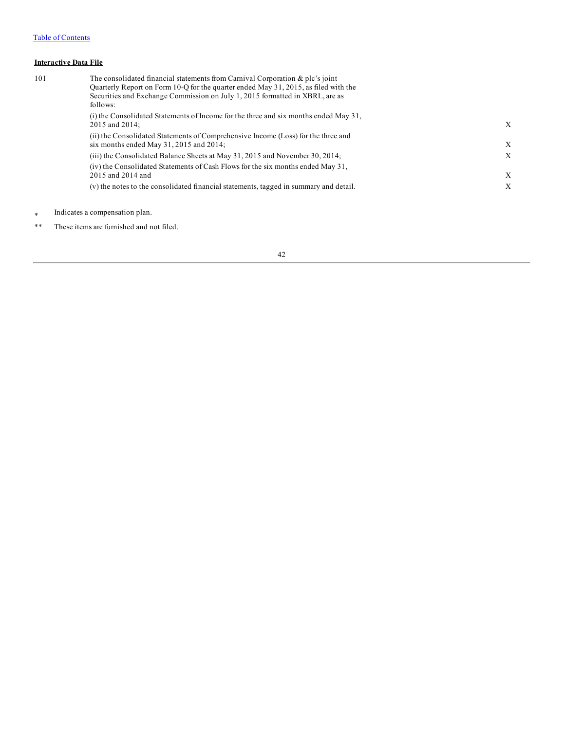**Interactive Data File**

| | | |
|---|---|---|
| 101 | The consolidated financial statements from Carnival Corporation & plc's joint Quarterly Report on Form 10-Q for the quarter ended May 31, 2015, as filed with the Securities and Exchange Commission on July 1, 2015 formatted in XBRL, are as follows: | |
| | (i) the Consolidated Statements of Income for the three and six months ended May 31, 2015 and 2014; | X |
| | (ii) the Consolidated Statements of Comprehensive Income (Loss) for the three and six months ended May 31, 2015 and 2014; | X |
| | (iii) the Consolidated Balance Sheets at May 31, 2015 and November 30, 2014; | X |
| | (iv) the Consolidated Statements of Cash Flows for the six months ended May 31, 2015 and 2014 and | X |
| | (v) the notes to the consolidated financial statements, tagged in summary and detail. | X |

\* Indicates a compensation plan.

\*\* These items are furnished and not filed.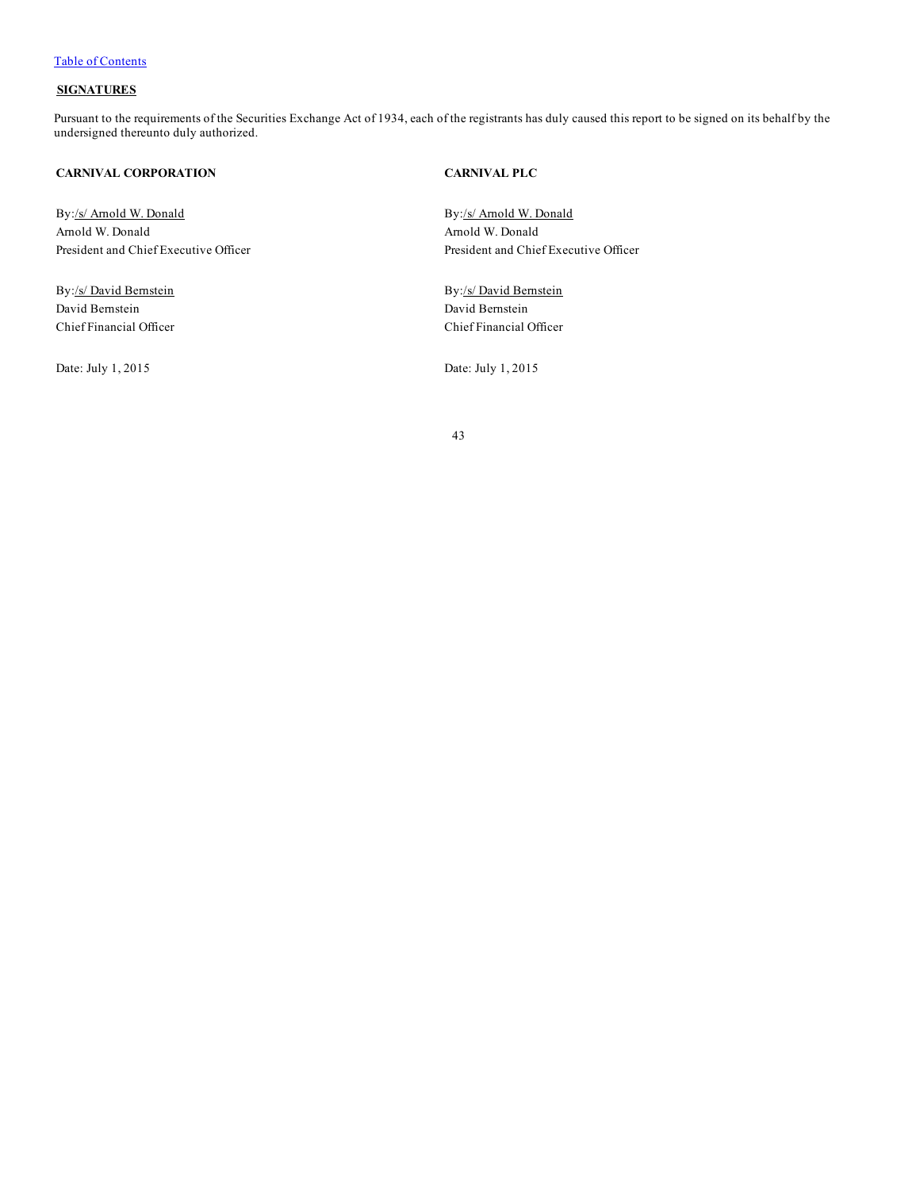Table of Contents

**SIGNATURES**

Pursuant to the requirements of the Securities Exchange Act of 1934, each of the registrants has duly caused this report to be signed on its behalf by the undersigned thereunto duly authorized.

**CARNIVAL CORPORATION**

By:/s/ Arnold W. Donald
Arnold W. Donald
President and Chief Executive Officer

By:/s/ David Bernstein
David Bernstein
Chief Financial Officer

Date: July 1, 2015

**CARNIVAL PLC**

By:/s/ Arnold W. Donald
Arnold W. Donald
President and Chief Executive Officer

By:/s/ David Bernstein
David Bernstein
Chief Financial Officer

Date: July 1, 2015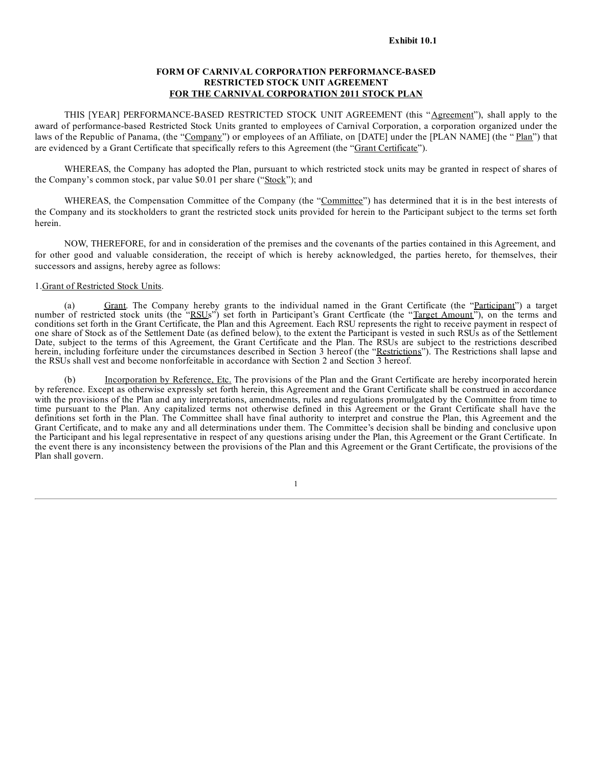**Exhibit 10.1**

**FORM OF CARNIVAL CORPORATION PERFORMANCE-BASED RESTRICTED STOCK UNIT AGREEMENT**
**FOR THE CARNIVAL CORPORATION 2011 STOCK PLAN**

THIS [YEAR] PERFORMANCE-BASED RESTRICTED STOCK UNIT AGREEMENT (this "Agreement"), shall apply to the award of performance-based Restricted Stock Units granted to employees of Carnival Corporation, a corporation organized under the laws of the Republic of Panama, (the "Company") or employees of an Affiliate, on [DATE] under the [PLAN NAME] (the " Plan") that are evidenced by a Grant Certificate that specifically refers to this Agreement (the "Grant Certificate").

WHEREAS, the Company has adopted the Plan, pursuant to which restricted stock units may be granted in respect of shares of the Company's common stock, par value $0.01 per share ("Stock"); and

WHEREAS, the Compensation Committee of the Company (the "Committee") has determined that it is in the best interests of the Company and its stockholders to grant the restricted stock units provided for herein to the Participant subject to the terms set forth herein.

NOW, THEREFORE, for and in consideration of the premises and the covenants of the parties contained in this Agreement, and for other good and valuable consideration, the receipt of which is hereby acknowledged, the parties hereto, for themselves, their successors and assigns, hereby agree as follows:

1.Grant of Restricted Stock Units.

(a) Grant. The Company hereby grants to the individual named in the Grant Certificate (the "Participant") a target number of restricted stock units (the "RSUs") set forth in Participant's Grant Certficate (the "Target Amount"), on the terms and conditions set forth in the Grant Certificate, the Plan and this Agreement. Each RSU represents the right to receive payment in respect of one share of Stock as of the Settlement Date (as defined below), to the extent the Participant is vested in such RSUs as of the Settlement Date, subject to the terms of this Agreement, the Grant Certificate and the Plan. The RSUs are subject to the restrictions described herein, including forfeiture under the circumstances described in Section 3 hereof (the "Restrictions"). The Restrictions shall lapse and the RSUs shall vest and become nonforfeitable in accordance with Section 2 and Section 3 hereof.

(b) Incorporation by Reference, Etc. The provisions of the Plan and the Grant Certificate are hereby incorporated herein by reference. Except as otherwise expressly set forth herein, this Agreement and the Grant Certificate shall be construed in accordance with the provisions of the Plan and any interpretations, amendments, rules and regulations promulgated by the Committee from time to time pursuant to the Plan. Any capitalized terms not otherwise defined in this Agreement or the Grant Certificate shall have the definitions set forth in the Plan. The Committee shall have final authority to interpret and construe the Plan, this Agreement and the Grant Certificate, and to make any and all determinations under them. The Committee's decision shall be binding and conclusive upon the Participant and his legal representative in respect of any questions arising under the Plan, this Agreement or the Grant Certificate. In the event there is any inconsistency between the provisions of the Plan and this Agreement or the Grant Certificate, the provisions of the Plan shall govern.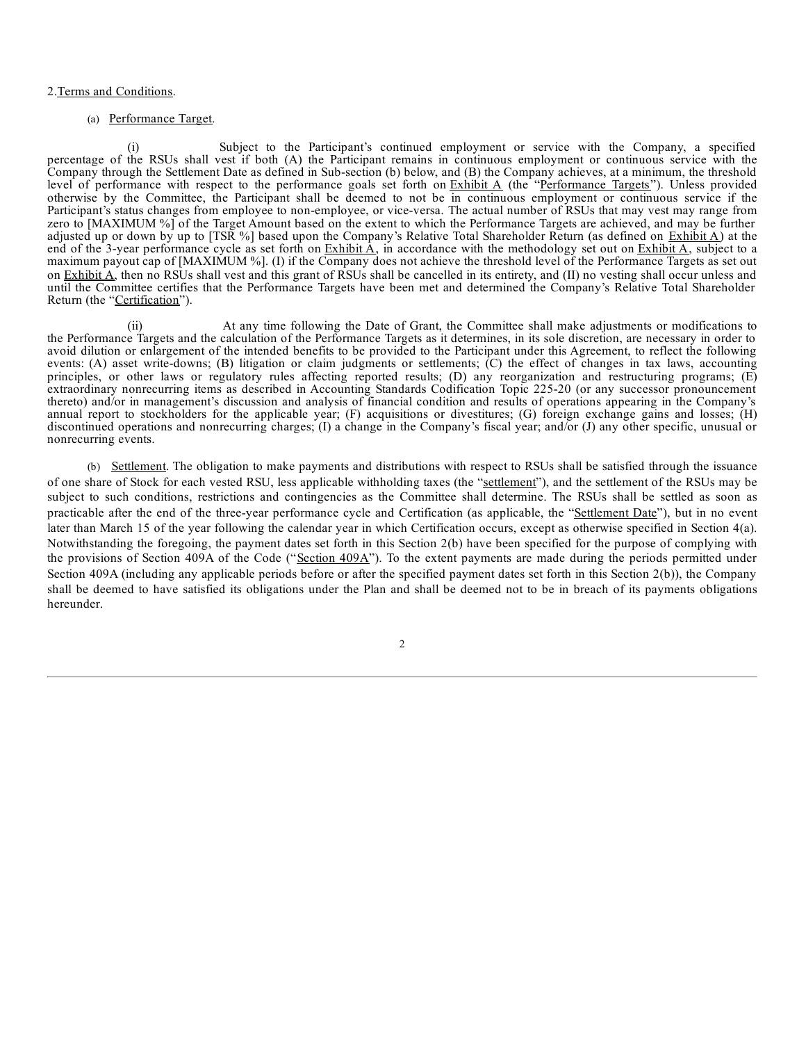2. Terms and Conditions.

(a) Performance Target.

(i) Subject to the Participant's continued employment or service with the Company, a specified percentage of the RSUs shall vest if both (A) the Participant remains in continuous employment or continuous service with the Company through the Settlement Date as defined in Sub-section (b) below, and (B) the Company achieves, at a minimum, the threshold level of performance with respect to the performance goals set forth on Exhibit A (the "Performance Targets"). Unless provided otherwise by the Committee, the Participant shall be deemed to not be in continuous employment or continuous service if the Participant's status changes from employee to non-employee, or vice-versa. The actual number of RSUs that may vest may range from zero to [MAXIMUM %] of the Target Amount based on the extent to which the Performance Targets are achieved, and may be further adjusted up or down by up to [TSR %] based upon the Company's Relative Total Shareholder Return (as defined on Exhibit A) at the end of the 3-year performance cycle as set forth on Exhibit A, in accordance with the methodology set out on Exhibit A, subject to a maximum payout cap of [MAXIMUM %]. (I) if the Company does not achieve the threshold level of the Performance Targets as set out on Exhibit A, then no RSUs shall vest and this grant of RSUs shall be cancelled in its entirety, and (II) no vesting shall occur unless and until the Committee certifies that the Performance Targets have been met and determined the Company's Relative Total Shareholder Return (the "Certification").

(ii) At any time following the Date of Grant, the Committee shall make adjustments or modifications to the Performance Targets and the calculation of the Performance Targets as it determines, in its sole discretion, are necessary in order to avoid dilution or enlargement of the intended benefits to be provided to the Participant under this Agreement, to reflect the following events: (A) asset write-downs; (B) litigation or claim judgments or settlements; (C) the effect of changes in tax laws, accounting principles, or other laws or regulatory rules affecting reported results; (D) any reorganization and restructuring programs; (E) extraordinary nonrecurring items as described in Accounting Standards Codification Topic 225-20 (or any successor pronouncement thereto) and/or in management's discussion and analysis of financial condition and results of operations appearing in the Company's annual report to stockholders for the applicable year; (F) acquisitions or divestitures; (G) foreign exchange gains and losses; (H) discontinued operations and nonrecurring charges; (I) a change in the Company's fiscal year; and/or (J) any other specific, unusual or nonrecurring events.

(b) Settlement. The obligation to make payments and distributions with respect to RSUs shall be satisfied through the issuance of one share of Stock for each vested RSU, less applicable withholding taxes (the "settlement"), and the settlement of the RSUs may be subject to such conditions, restrictions and contingencies as the Committee shall determine. The RSUs shall be settled as soon as practicable after the end of the three-year performance cycle and Certification (as applicable, the "Settlement Date"), but in no event later than March 15 of the year following the calendar year in which Certification occurs, except as otherwise specified in Section 4(a). Notwithstanding the foregoing, the payment dates set forth in this Section 2(b) have been specified for the purpose of complying with the provisions of Section 409A of the Code ("Section 409A"). To the extent payments are made during the periods permitted under Section 409A (including any applicable periods before or after the specified payment dates set forth in this Section 2(b)), the Company shall be deemed to have satisfied its obligations under the Plan and shall be deemed not to be in breach of its payments obligations hereunder.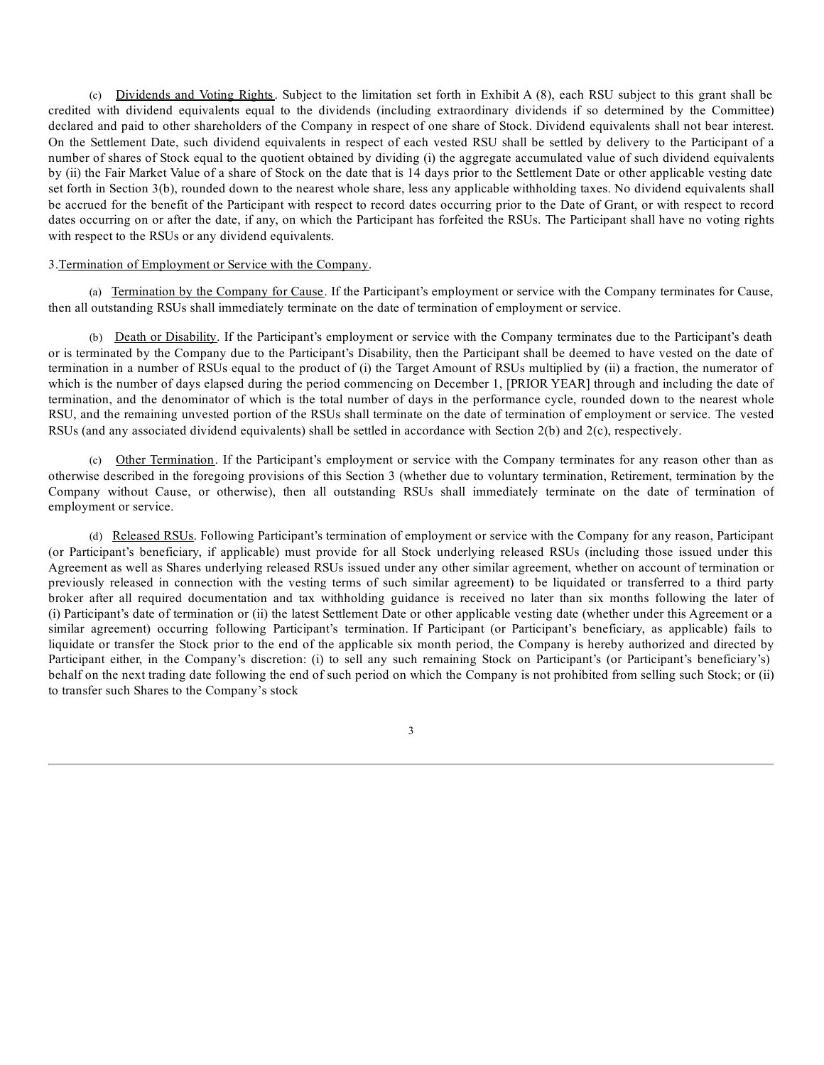(c) Dividends and Voting Rights. Subject to the limitation set forth in Exhibit A (8), each RSU subject to this grant shall be credited with dividend equivalents equal to the dividends (including extraordinary dividends if so determined by the Committee) declared and paid to other shareholders of the Company in respect of one share of Stock. Dividend equivalents shall not bear interest. On the Settlement Date, such dividend equivalents in respect of each vested RSU shall be settled by delivery to the Participant of a number of shares of Stock equal to the quotient obtained by dividing (i) the aggregate accumulated value of such dividend equivalents by (ii) the Fair Market Value of a share of Stock on the date that is 14 days prior to the Settlement Date or other applicable vesting date set forth in Section 3(b), rounded down to the nearest whole share, less any applicable withholding taxes. No dividend equivalents shall be accrued for the benefit of the Participant with respect to record dates occurring prior to the Date of Grant, or with respect to record dates occurring on or after the date, if any, on which the Participant has forfeited the RSUs. The Participant shall have no voting rights with respect to the RSUs or any dividend equivalents.

3. Termination of Employment or Service with the Company.

(a) Termination by the Company for Cause. If the Participant's employment or service with the Company terminates for Cause, then all outstanding RSUs shall immediately terminate on the date of termination of employment or service.

(b) Death or Disability. If the Participant's employment or service with the Company terminates due to the Participant's death or is terminated by the Company due to the Participant's Disability, then the Participant shall be deemed to have vested on the date of termination in a number of RSUs equal to the product of (i) the Target Amount of RSUs multiplied by (ii) a fraction, the numerator of which is the number of days elapsed during the period commencing on December 1, [PRIOR YEAR] through and including the date of termination, and the denominator of which is the total number of days in the performance cycle, rounded down to the nearest whole RSU, and the remaining unvested portion of the RSUs shall terminate on the date of termination of employment or service. The vested RSUs (and any associated dividend equivalents) shall be settled in accordance with Section 2(b) and 2(c), respectively.

(c) Other Termination. If the Participant's employment or service with the Company terminates for any reason other than as otherwise described in the foregoing provisions of this Section 3 (whether due to voluntary termination, Retirement, termination by the Company without Cause, or otherwise), then all outstanding RSUs shall immediately terminate on the date of termination of employment or service.

(d) Released RSUs. Following Participant's termination of employment or service with the Company for any reason, Participant (or Participant's beneficiary, if applicable) must provide for all Stock underlying released RSUs (including those issued under this Agreement as well as Shares underlying released RSUs issued under any other similar agreement, whether on account of termination or previously released in connection with the vesting terms of such similar agreement) to be liquidated or transferred to a third party broker after all required documentation and tax withholding guidance is received no later than six months following the later of (i) Participant's date of termination or (ii) the latest Settlement Date or other applicable vesting date (whether under this Agreement or a similar agreement) occurring following Participant's termination. If Participant (or Participant's beneficiary, as applicable) fails to liquidate or transfer the Stock prior to the end of the applicable six month period, the Company is hereby authorized and directed by Participant either, in the Company's discretion: (i) to sell any such remaining Stock on Participant's (or Participant's beneficiary's) behalf on the next trading date following the end of such period on which the Company is not prohibited from selling such Stock; or (ii) to transfer such Shares to the Company's stock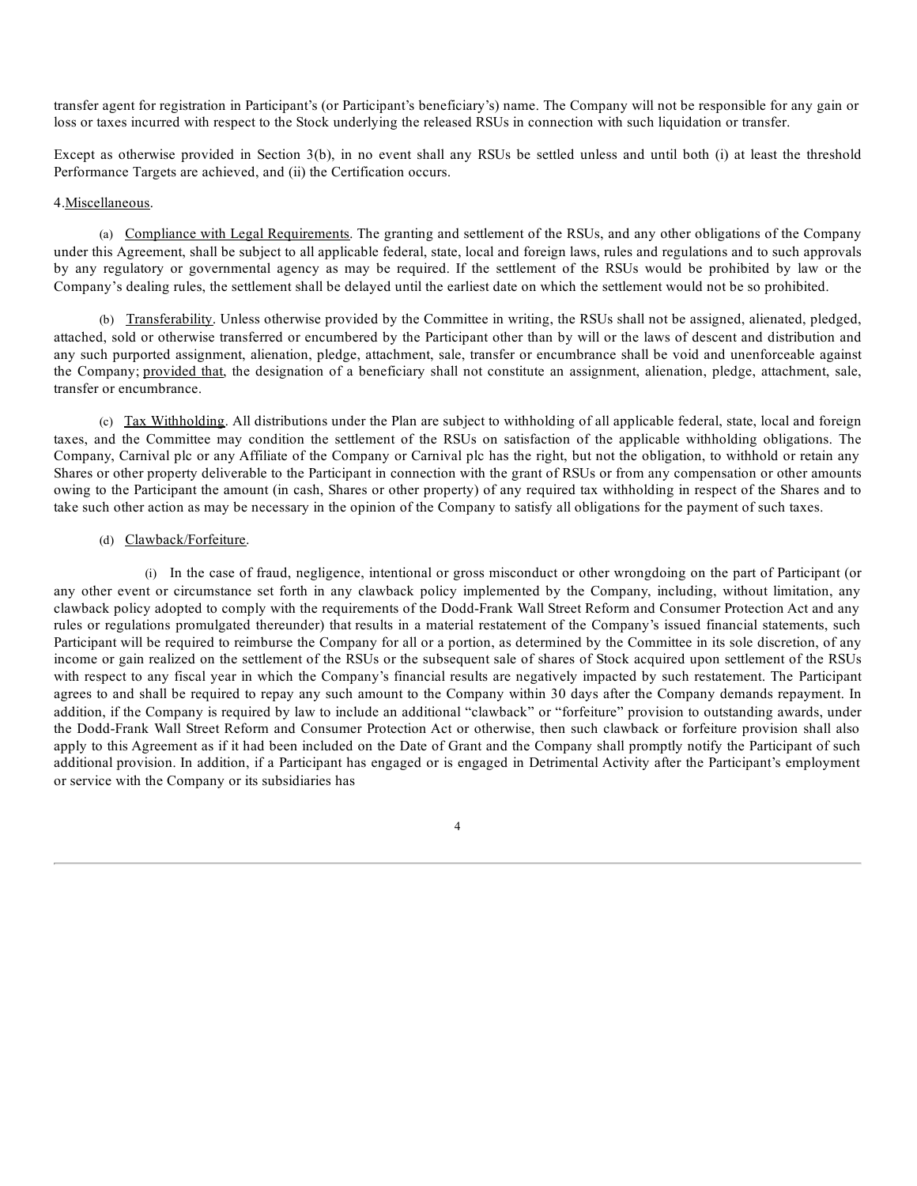transfer agent for registration in Participant's (or Participant's beneficiary's) name. The Company will not be responsible for any gain or loss or taxes incurred with respect to the Stock underlying the released RSUs in connection with such liquidation or transfer.

Except as otherwise provided in Section 3(b), in no event shall any RSUs be settled unless and until both (i) at least the threshold Performance Targets are achieved, and (ii) the Certification occurs.

4. Miscellaneous.

(a) Compliance with Legal Requirements. The granting and settlement of the RSUs, and any other obligations of the Company under this Agreement, shall be subject to all applicable federal, state, local and foreign laws, rules and regulations and to such approvals by any regulatory or governmental agency as may be required. If the settlement of the RSUs would be prohibited by law or the Company's dealing rules, the settlement shall be delayed until the earliest date on which the settlement would not be so prohibited.

(b) Transferability. Unless otherwise provided by the Committee in writing, the RSUs shall not be assigned, alienated, pledged, attached, sold or otherwise transferred or encumbered by the Participant other than by will or the laws of descent and distribution and any such purported assignment, alienation, pledge, attachment, sale, transfer or encumbrance shall be void and unenforceable against the Company; provided that, the designation of a beneficiary shall not constitute an assignment, alienation, pledge, attachment, sale, transfer or encumbrance.

(c) Tax Withholding. All distributions under the Plan are subject to withholding of all applicable federal, state, local and foreign taxes, and the Committee may condition the settlement of the RSUs on satisfaction of the applicable withholding obligations. The Company, Carnival plc or any Affiliate of the Company or Carnival plc has the right, but not the obligation, to withhold or retain any Shares or other property deliverable to the Participant in connection with the grant of RSUs or from any compensation or other amounts owing to the Participant the amount (in cash, Shares or other property) of any required tax withholding in respect of the Shares and to take such other action as may be necessary in the opinion of the Company to satisfy all obligations for the payment of such taxes.

(d) Clawback/Forfeiture.

(i) In the case of fraud, negligence, intentional or gross misconduct or other wrongdoing on the part of Participant (or any other event or circumstance set forth in any clawback policy implemented by the Company, including, without limitation, any clawback policy adopted to comply with the requirements of the Dodd-Frank Wall Street Reform and Consumer Protection Act and any rules or regulations promulgated thereunder) that results in a material restatement of the Company's issued financial statements, such Participant will be required to reimburse the Company for all or a portion, as determined by the Committee in its sole discretion, of any income or gain realized on the settlement of the RSUs or the subsequent sale of shares of Stock acquired upon settlement of the RSUs with respect to any fiscal year in which the Company's financial results are negatively impacted by such restatement. The Participant agrees to and shall be required to repay any such amount to the Company within 30 days after the Company demands repayment. In addition, if the Company is required by law to include an additional "clawback" or "forfeiture" provision to outstanding awards, under the Dodd-Frank Wall Street Reform and Consumer Protection Act or otherwise, then such clawback or forfeiture provision shall also apply to this Agreement as if it had been included on the Date of Grant and the Company shall promptly notify the Participant of such additional provision. In addition, if a Participant has engaged or is engaged in Detrimental Activity after the Participant's employment or service with the Company or its subsidiaries has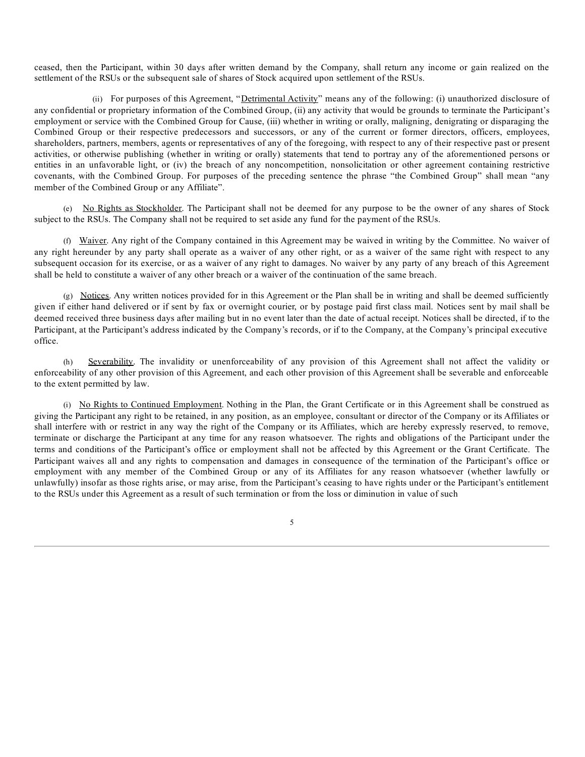ceased, then the Participant, within 30 days after written demand by the Company, shall return any income or gain realized on the settlement of the RSUs or the subsequent sale of shares of Stock acquired upon settlement of the RSUs.

(ii) For purposes of this Agreement, "Detrimental Activity" means any of the following: (i) unauthorized disclosure of any confidential or proprietary information of the Combined Group, (ii) any activity that would be grounds to terminate the Participant's employment or service with the Combined Group for Cause, (iii) whether in writing or orally, maligning, denigrating or disparaging the Combined Group or their respective predecessors and successors, or any of the current or former directors, officers, employees, shareholders, partners, members, agents or representatives of any of the foregoing, with respect to any of their respective past or present activities, or otherwise publishing (whether in writing or orally) statements that tend to portray any of the aforementioned persons or entities in an unfavorable light, or (iv) the breach of any noncompetition, nonsolicitation or other agreement containing restrictive covenants, with the Combined Group. For purposes of the preceding sentence the phrase "the Combined Group" shall mean "any member of the Combined Group or any Affiliate".

(e) No Rights as Stockholder. The Participant shall not be deemed for any purpose to be the owner of any shares of Stock subject to the RSUs. The Company shall not be required to set aside any fund for the payment of the RSUs.

(f) Waiver. Any right of the Company contained in this Agreement may be waived in writing by the Committee. No waiver of any right hereunder by any party shall operate as a waiver of any other right, or as a waiver of the same right with respect to any subsequent occasion for its exercise, or as a waiver of any right to damages. No waiver by any party of any breach of this Agreement shall be held to constitute a waiver of any other breach or a waiver of the continuation of the same breach.

(g) Notices. Any written notices provided for in this Agreement or the Plan shall be in writing and shall be deemed sufficiently given if either hand delivered or if sent by fax or overnight courier, or by postage paid first class mail. Notices sent by mail shall be deemed received three business days after mailing but in no event later than the date of actual receipt. Notices shall be directed, if to the Participant, at the Participant's address indicated by the Company's records, or if to the Company, at the Company's principal executive office.

(h) Severability. The invalidity or unenforceability of any provision of this Agreement shall not affect the validity or enforceability of any other provision of this Agreement, and each other provision of this Agreement shall be severable and enforceable to the extent permitted by law.

(i) No Rights to Continued Employment. Nothing in the Plan, the Grant Certificate or in this Agreement shall be construed as giving the Participant any right to be retained, in any position, as an employee, consultant or director of the Company or its Affiliates or shall interfere with or restrict in any way the right of the Company or its Affiliates, which are hereby expressly reserved, to remove, terminate or discharge the Participant at any time for any reason whatsoever. The rights and obligations of the Participant under the terms and conditions of the Participant's office or employment shall not be affected by this Agreement or the Grant Certificate. The Participant waives all and any rights to compensation and damages in consequence of the termination of the Participant's office or employment with any member of the Combined Group or any of its Affiliates for any reason whatsoever (whether lawfully or unlawfully) insofar as those rights arise, or may arise, from the Participant's ceasing to have rights under or the Participant's entitlement to the RSUs under this Agreement as a result of such termination or from the loss or diminution in value of such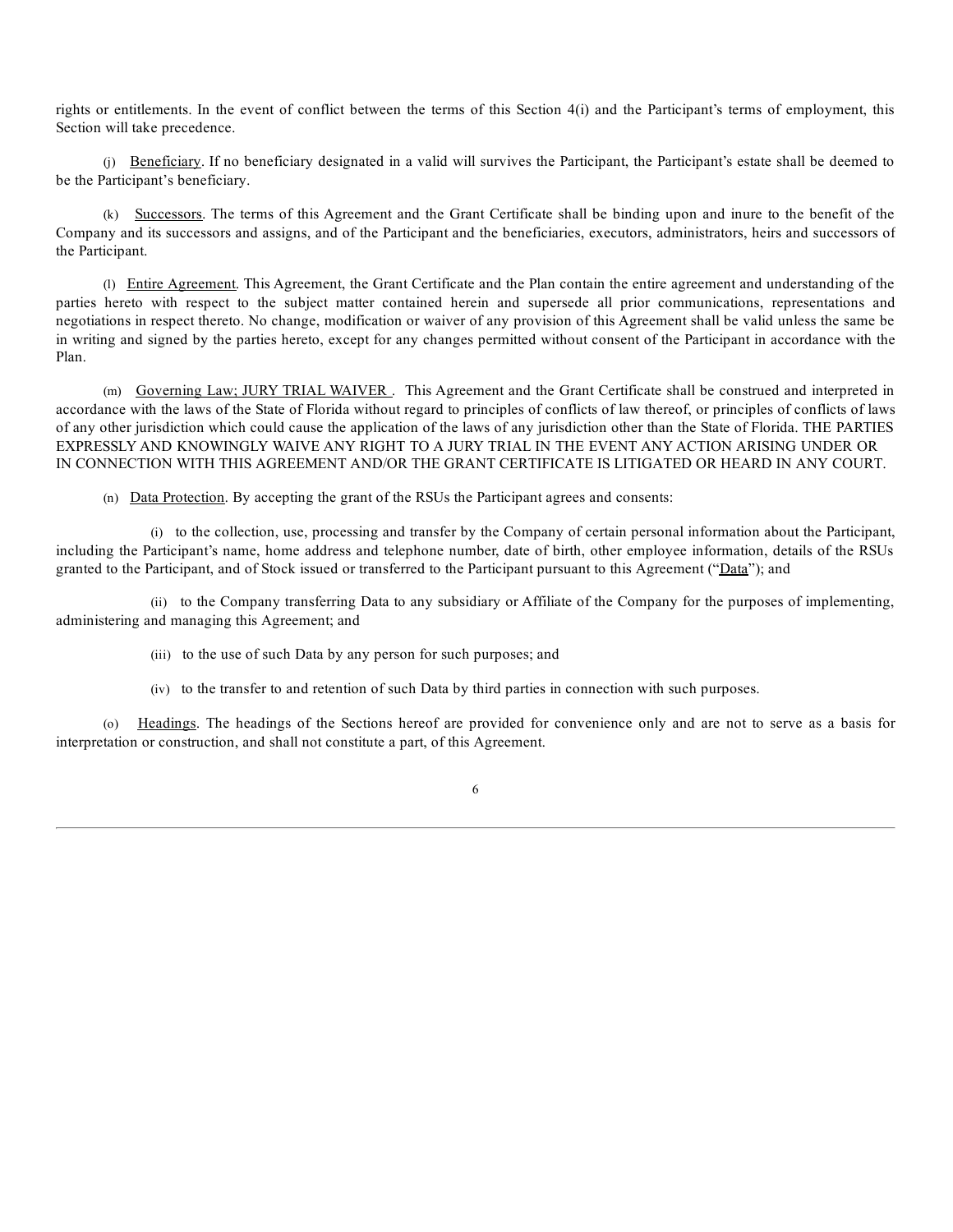rights or entitlements. In the event of conflict between the terms of this Section 4(i) and the Participant's terms of employment, this Section will take precedence.

(j) Beneficiary. If no beneficiary designated in a valid will survives the Participant, the Participant's estate shall be deemed to be the Participant's beneficiary.

(k) Successors. The terms of this Agreement and the Grant Certificate shall be binding upon and inure to the benefit of the Company and its successors and assigns, and of the Participant and the beneficiaries, executors, administrators, heirs and successors of the Participant.

(l) Entire Agreement. This Agreement, the Grant Certificate and the Plan contain the entire agreement and understanding of the parties hereto with respect to the subject matter contained herein and supersede all prior communications, representations and negotiations in respect thereto. No change, modification or waiver of any provision of this Agreement shall be valid unless the same be in writing and signed by the parties hereto, except for any changes permitted without consent of the Participant in accordance with the Plan.

(m) Governing Law; JURY TRIAL WAIVER . This Agreement and the Grant Certificate shall be construed and interpreted in accordance with the laws of the State of Florida without regard to principles of conflicts of law thereof, or principles of conflicts of laws of any other jurisdiction which could cause the application of the laws of any jurisdiction other than the State of Florida. THE PARTIES EXPRESSLY AND KNOWINGLY WAIVE ANY RIGHT TO A JURY TRIAL IN THE EVENT ANY ACTION ARISING UNDER OR IN CONNECTION WITH THIS AGREEMENT AND/OR THE GRANT CERTIFICATE IS LITIGATED OR HEARD IN ANY COURT.

(n) Data Protection. By accepting the grant of the RSUs the Participant agrees and consents:

(i) to the collection, use, processing and transfer by the Company of certain personal information about the Participant, including the Participant's name, home address and telephone number, date of birth, other employee information, details of the RSUs granted to the Participant, and of Stock issued or transferred to the Participant pursuant to this Agreement ("Data"); and

(ii) to the Company transferring Data to any subsidiary or Affiliate of the Company for the purposes of implementing, administering and managing this Agreement; and

(iii) to the use of such Data by any person for such purposes; and

(iv) to the transfer to and retention of such Data by third parties in connection with such purposes.

(o) Headings. The headings of the Sections hereof are provided for convenience only and are not to serve as a basis for interpretation or construction, and shall not constitute a part, of this Agreement.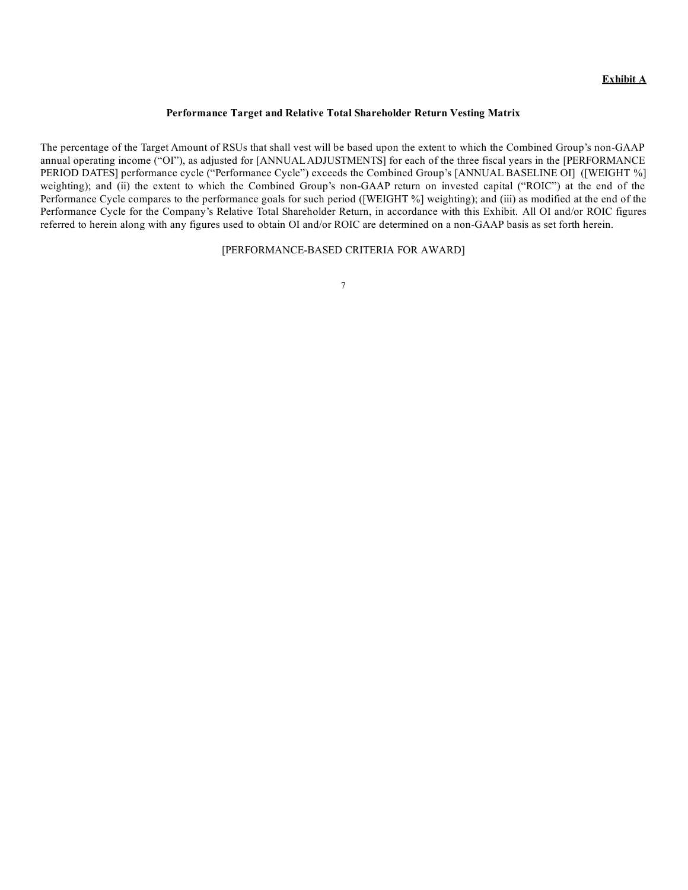**<u>Exhibit A</u>**

**Performance Target and Relative Total Shareholder Return Vesting Matrix**

The percentage of the Target Amount of RSUs that shall vest will be based upon the extent to which the Combined Group's non-GAAP annual operating income ("OI"), as adjusted for [ANNUAL ADJUSTMENTS] for each of the three fiscal years in the [PERFORMANCE PERIOD DATES] performance cycle ("Performance Cycle") exceeds the Combined Group's [ANNUAL BASELINE OI] ([WEIGHT %] weighting); and (ii) the extent to which the Combined Group's non-GAAP return on invested capital ("ROIC") at the end of the Performance Cycle compares to the performance goals for such period ([WEIGHT %] weighting); and (iii) as modified at the end of the Performance Cycle for the Company's Relative Total Shareholder Return, in accordance with this Exhibit. All OI and/or ROIC figures referred to herein along with any figures used to obtain OI and/or ROIC are determined on a non-GAAP basis as set forth herein.

[PERFORMANCE-BASED CRITERIA FOR AWARD]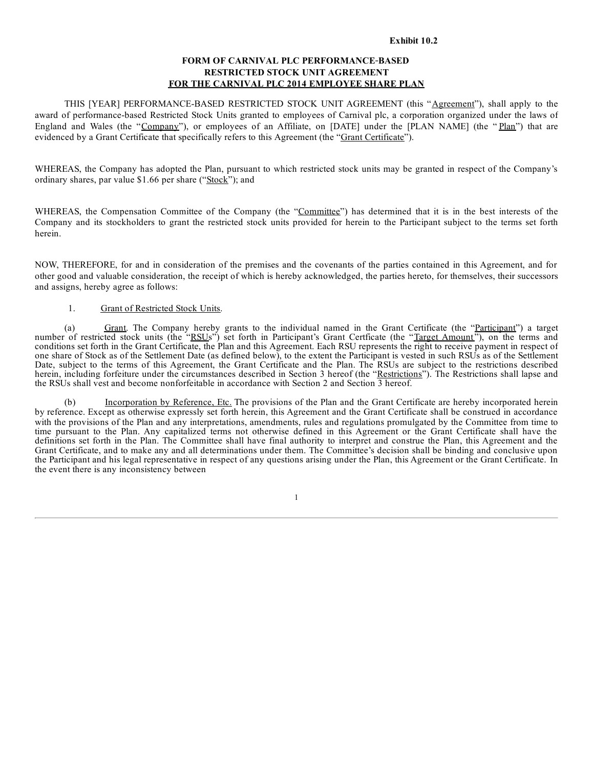**Exhibit 10.2**

**FORM OF CARNIVAL PLC PERFORMANCE-BASED RESTRICTED STOCK UNIT AGREEMENT**
**FOR THE CARNIVAL PLC 2014 EMPLOYEE SHARE PLAN**

THIS [YEAR] PERFORMANCE-BASED RESTRICTED STOCK UNIT AGREEMENT (this "Agreement"), shall apply to the award of performance-based Restricted Stock Units granted to employees of Carnival plc, a corporation organized under the laws of England and Wales (the "Company"), or employees of an Affiliate, on [DATE] under the [PLAN NAME] (the "Plan") that are evidenced by a Grant Certificate that specifically refers to this Agreement (the "Grant Certificate").

WHEREAS, the Company has adopted the Plan, pursuant to which restricted stock units may be granted in respect of the Company's ordinary shares, par value $1.66 per share ("Stock"); and

WHEREAS, the Compensation Committee of the Company (the "Committee") has determined that it is in the best interests of the Company and its stockholders to grant the restricted stock units provided for herein to the Participant subject to the terms set forth herein.

NOW, THEREFORE, for and in consideration of the premises and the covenants of the parties contained in this Agreement, and for other good and valuable consideration, the receipt of which is hereby acknowledged, the parties hereto, for themselves, their successors and assigns, hereby agree as follows:

1. Grant of Restricted Stock Units.

(a) Grant. The Company hereby grants to the individual named in the Grant Certificate (the "Participant") a target number of restricted stock units (the "RSUs") set forth in Participant's Grant Certficate (the "Target Amount"), on the terms and conditions set forth in the Grant Certificate, the Plan and this Agreement. Each RSU represents the right to receive payment in respect of one share of Stock as of the Settlement Date (as defined below), to the extent the Participant is vested in such RSUs as of the Settlement Date, subject to the terms of this Agreement, the Grant Certificate and the Plan. The RSUs are subject to the restrictions described herein, including forfeiture under the circumstances described in Section 3 hereof (the "Restrictions"). The Restrictions shall lapse and the RSUs shall vest and become nonforfeitable in accordance with Section 2 and Section 3 hereof.

(b) Incorporation by Reference, Etc. The provisions of the Plan and the Grant Certificate are hereby incorporated herein by reference. Except as otherwise expressly set forth herein, this Agreement and the Grant Certificate shall be construed in accordance with the provisions of the Plan and any interpretations, amendments, rules and regulations promulgated by the Committee from time to time pursuant to the Plan. Any capitalized terms not otherwise defined in this Agreement or the Grant Certificate shall have the definitions set forth in the Plan. The Committee shall have final authority to interpret and construe the Plan, this Agreement and the Grant Certificate, and to make any and all determinations under them. The Committee's decision shall be binding and conclusive upon the Participant and his legal representative in respect of any questions arising under the Plan, this Agreement or the Grant Certificate. In the event there is any inconsistency between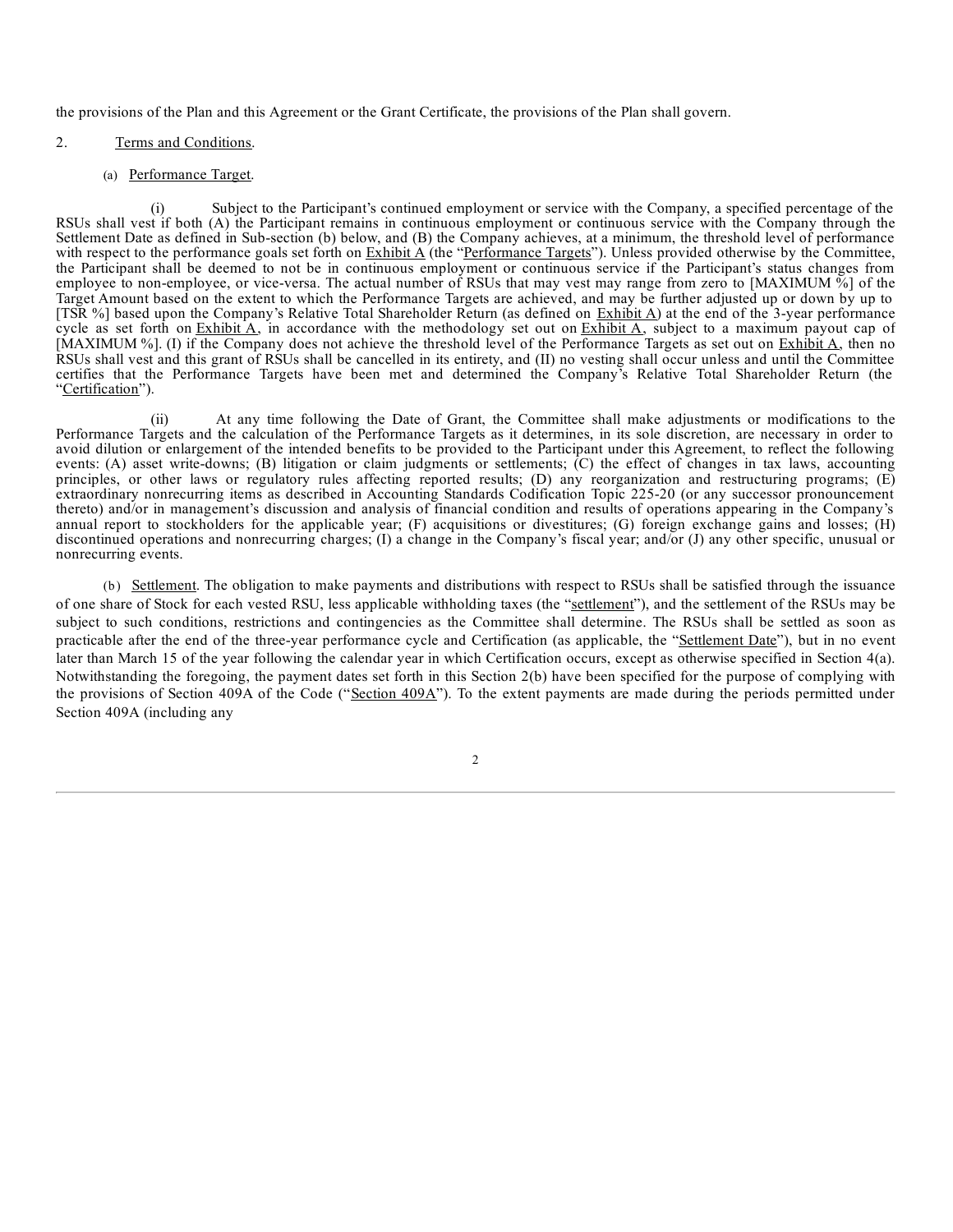the provisions of the Plan and this Agreement or the Grant Certificate, the provisions of the Plan shall govern.

2. Terms and Conditions.

(a) Performance Target.

(i) Subject to the Participant's continued employment or service with the Company, a specified percentage of the RSUs shall vest if both (A) the Participant remains in continuous employment or continuous service with the Company through the Settlement Date as defined in Sub-section (b) below, and (B) the Company achieves, at a minimum, the threshold level of performance with respect to the performance goals set forth on Exhibit A (the "Performance Targets"). Unless provided otherwise by the Committee, the Participant shall be deemed to not be in continuous employment or continuous service if the Participant's status changes from employee to non-employee, or vice-versa. The actual number of RSUs that may vest may range from zero to [MAXIMUM %] of the Target Amount based on the extent to which the Performance Targets are achieved, and may be further adjusted up or down by up to [TSR %] based upon the Company's Relative Total Shareholder Return (as defined on Exhibit A) at the end of the 3-year performance cycle as set forth on Exhibit A, in accordance with the methodology set out on Exhibit A, subject to a maximum payout cap of [MAXIMUM %]. (I) if the Company does not achieve the threshold level of the Performance Targets as set out on Exhibit A, then no RSUs shall vest and this grant of RSUs shall be cancelled in its entirety, and (II) no vesting shall occur unless and until the Committee certifies that the Performance Targets have been met and determined the Company's Relative Total Shareholder Return (the "Certification").

(ii) At any time following the Date of Grant, the Committee shall make adjustments or modifications to the Performance Targets and the calculation of the Performance Targets as it determines, in its sole discretion, are necessary in order to avoid dilution or enlargement of the intended benefits to be provided to the Participant under this Agreement, to reflect the following events: (A) asset write-downs; (B) litigation or claim judgments or settlements; (C) the effect of changes in tax laws, accounting principles, or other laws or regulatory rules affecting reported results; (D) any reorganization and restructuring programs; (E) extraordinary nonrecurring items as described in Accounting Standards Codification Topic 225-20 (or any successor pronouncement thereto) and/or in management's discussion and analysis of financial condition and results of operations appearing in the Company's annual report to stockholders for the applicable year; (F) acquisitions or divestitures; (G) foreign exchange gains and losses; (H) discontinued operations and nonrecurring charges; (I) a change in the Company's fiscal year; and/or (J) any other specific, unusual or nonrecurring events.

(b) Settlement. The obligation to make payments and distributions with respect to RSUs shall be satisfied through the issuance of one share of Stock for each vested RSU, less applicable withholding taxes (the "settlement"), and the settlement of the RSUs may be subject to such conditions, restrictions and contingencies as the Committee shall determine. The RSUs shall be settled as soon as practicable after the end of the three-year performance cycle and Certification (as applicable, the "Settlement Date"), but in no event later than March 15 of the year following the calendar year in which Certification occurs, except as otherwise specified in Section 4(a). Notwithstanding the foregoing, the payment dates set forth in this Section 2(b) have been specified for the purpose of complying with the provisions of Section 409A of the Code ("Section 409A"). To the extent payments are made during the periods permitted under Section 409A (including any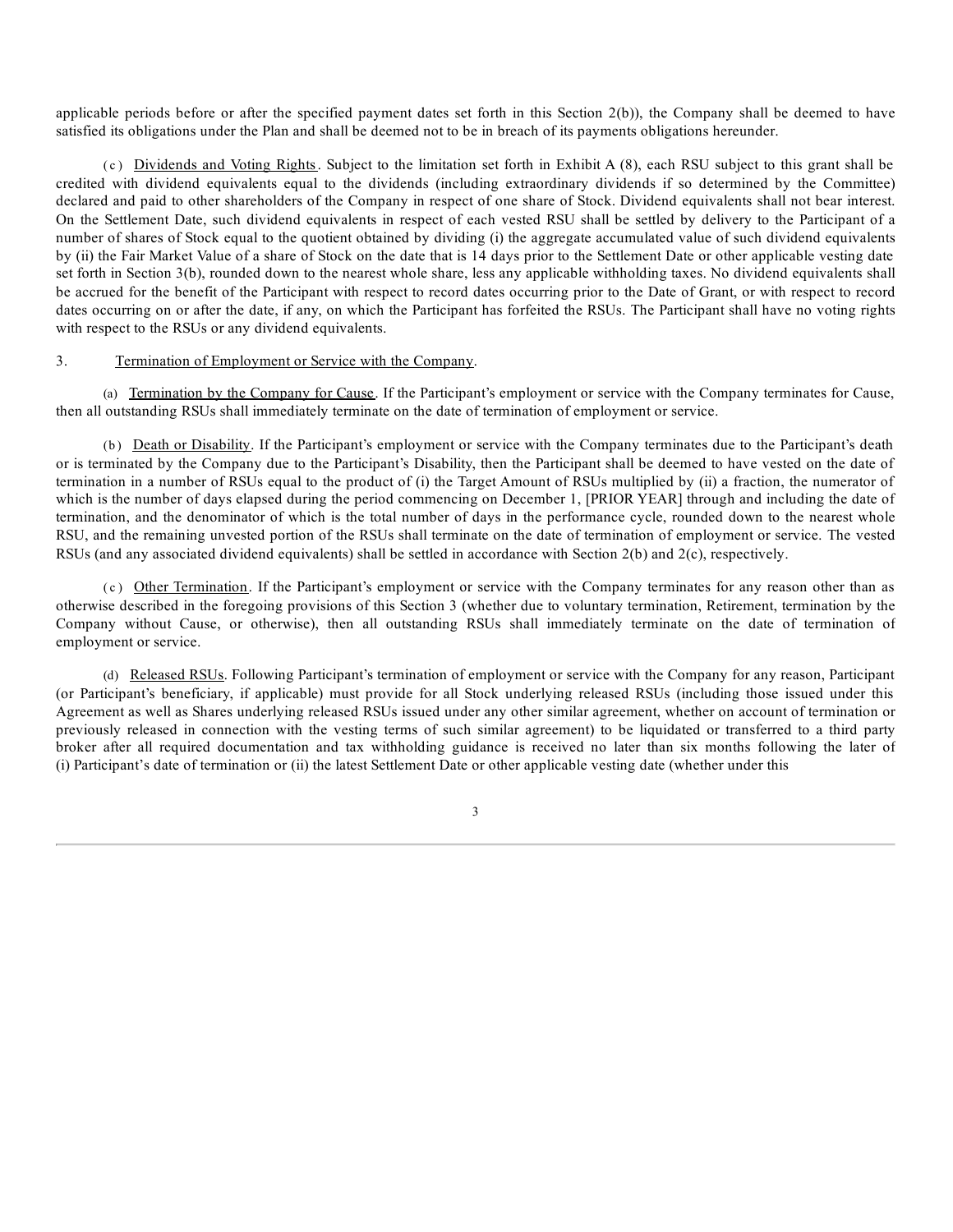applicable periods before or after the specified payment dates set forth in this Section 2(b)), the Company shall be deemed to have satisfied its obligations under the Plan and shall be deemed not to be in breach of its payments obligations hereunder.

(c) Dividends and Voting Rights. Subject to the limitation set forth in Exhibit A (8), each RSU subject to this grant shall be credited with dividend equivalents equal to the dividends (including extraordinary dividends if so determined by the Committee) declared and paid to other shareholders of the Company in respect of one share of Stock. Dividend equivalents shall not bear interest. On the Settlement Date, such dividend equivalents in respect of each vested RSU shall be settled by delivery to the Participant of a number of shares of Stock equal to the quotient obtained by dividing (i) the aggregate accumulated value of such dividend equivalents by (ii) the Fair Market Value of a share of Stock on the date that is 14 days prior to the Settlement Date or other applicable vesting date set forth in Section 3(b), rounded down to the nearest whole share, less any applicable withholding taxes. No dividend equivalents shall be accrued for the benefit of the Participant with respect to record dates occurring prior to the Date of Grant, or with respect to record dates occurring on or after the date, if any, on which the Participant has forfeited the RSUs. The Participant shall have no voting rights with respect to the RSUs or any dividend equivalents.

3. Termination of Employment or Service with the Company.

(a) Termination by the Company for Cause. If the Participant's employment or service with the Company terminates for Cause, then all outstanding RSUs shall immediately terminate on the date of termination of employment or service.

(b) Death or Disability. If the Participant's employment or service with the Company terminates due to the Participant's death or is terminated by the Company due to the Participant's Disability, then the Participant shall be deemed to have vested on the date of termination in a number of RSUs equal to the product of (i) the Target Amount of RSUs multiplied by (ii) a fraction, the numerator of which is the number of days elapsed during the period commencing on December 1, [PRIOR YEAR] through and including the date of termination, and the denominator of which is the total number of days in the performance cycle, rounded down to the nearest whole RSU, and the remaining unvested portion of the RSUs shall terminate on the date of termination of employment or service. The vested RSUs (and any associated dividend equivalents) shall be settled in accordance with Section 2(b) and 2(c), respectively.

(c) Other Termination. If the Participant's employment or service with the Company terminates for any reason other than as otherwise described in the foregoing provisions of this Section 3 (whether due to voluntary termination, Retirement, termination by the Company without Cause, or otherwise), then all outstanding RSUs shall immediately terminate on the date of termination of employment or service.

(d) Released RSUs. Following Participant's termination of employment or service with the Company for any reason, Participant (or Participant's beneficiary, if applicable) must provide for all Stock underlying released RSUs (including those issued under this Agreement as well as Shares underlying released RSUs issued under any other similar agreement, whether on account of termination or previously released in connection with the vesting terms of such similar agreement) to be liquidated or transferred to a third party broker after all required documentation and tax withholding guidance is received no later than six months following the later of (i) Participant's date of termination or (ii) the latest Settlement Date or other applicable vesting date (whether under this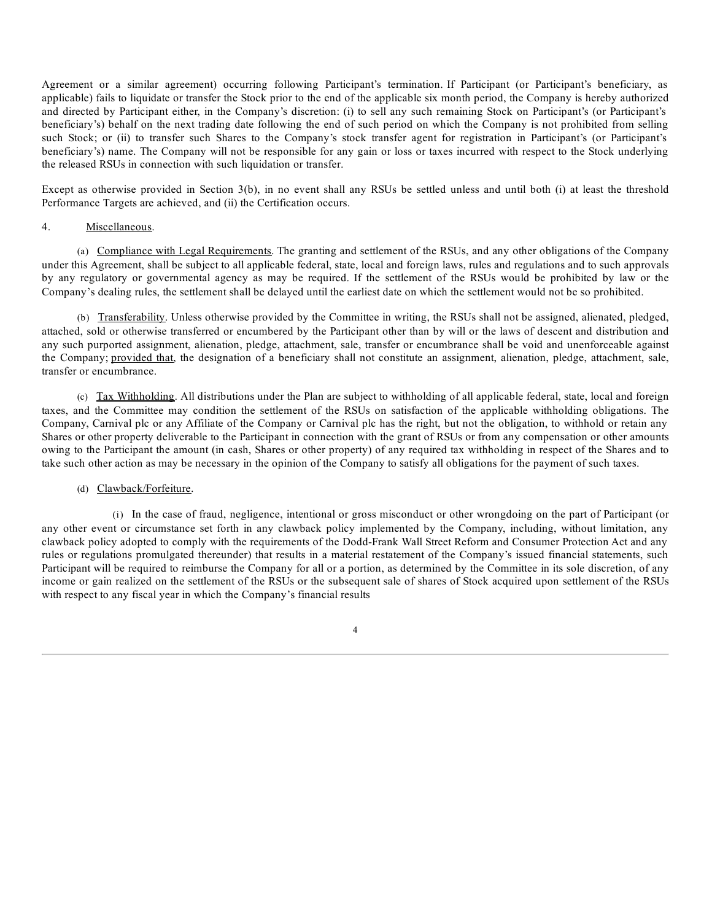Agreement or a similar agreement) occurring following Participant's termination. If Participant (or Participant's beneficiary, as applicable) fails to liquidate or transfer the Stock prior to the end of the applicable six month period, the Company is hereby authorized and directed by Participant either, in the Company's discretion: (i) to sell any such remaining Stock on Participant's (or Participant's beneficiary's) behalf on the next trading date following the end of such period on which the Company is not prohibited from selling such Stock; or (ii) to transfer such Shares to the Company's stock transfer agent for registration in Participant's (or Participant's beneficiary's) name. The Company will not be responsible for any gain or loss or taxes incurred with respect to the Stock underlying the released RSUs in connection with such liquidation or transfer.

Except as otherwise provided in Section 3(b), in no event shall any RSUs be settled unless and until both (i) at least the threshold Performance Targets are achieved, and (ii) the Certification occurs.

4. Miscellaneous.

(a) Compliance with Legal Requirements. The granting and settlement of the RSUs, and any other obligations of the Company under this Agreement, shall be subject to all applicable federal, state, local and foreign laws, rules and regulations and to such approvals by any regulatory or governmental agency as may be required. If the settlement of the RSUs would be prohibited by law or the Company's dealing rules, the settlement shall be delayed until the earliest date on which the settlement would not be so prohibited.

(b) Transferability. Unless otherwise provided by the Committee in writing, the RSUs shall not be assigned, alienated, pledged, attached, sold or otherwise transferred or encumbered by the Participant other than by will or the laws of descent and distribution and any such purported assignment, alienation, pledge, attachment, sale, transfer or encumbrance shall be void and unenforceable against the Company; provided that, the designation of a beneficiary shall not constitute an assignment, alienation, pledge, attachment, sale, transfer or encumbrance.

(c) Tax Withholding. All distributions under the Plan are subject to withholding of all applicable federal, state, local and foreign taxes, and the Committee may condition the settlement of the RSUs on satisfaction of the applicable withholding obligations. The Company, Carnival plc or any Affiliate of the Company or Carnival plc has the right, but not the obligation, to withhold or retain any Shares or other property deliverable to the Participant in connection with the grant of RSUs or from any compensation or other amounts owing to the Participant the amount (in cash, Shares or other property) of any required tax withholding in respect of the Shares and to take such other action as may be necessary in the opinion of the Company to satisfy all obligations for the payment of such taxes.

(d) Clawback/Forfeiture.

(i) In the case of fraud, negligence, intentional or gross misconduct or other wrongdoing on the part of Participant (or any other event or circumstance set forth in any clawback policy implemented by the Company, including, without limitation, any clawback policy adopted to comply with the requirements of the Dodd-Frank Wall Street Reform and Consumer Protection Act and any rules or regulations promulgated thereunder) that results in a material restatement of the Company's issued financial statements, such Participant will be required to reimburse the Company for all or a portion, as determined by the Committee in its sole discretion, of any income or gain realized on the settlement of the RSUs or the subsequent sale of shares of Stock acquired upon settlement of the RSUs with respect to any fiscal year in which the Company's financial results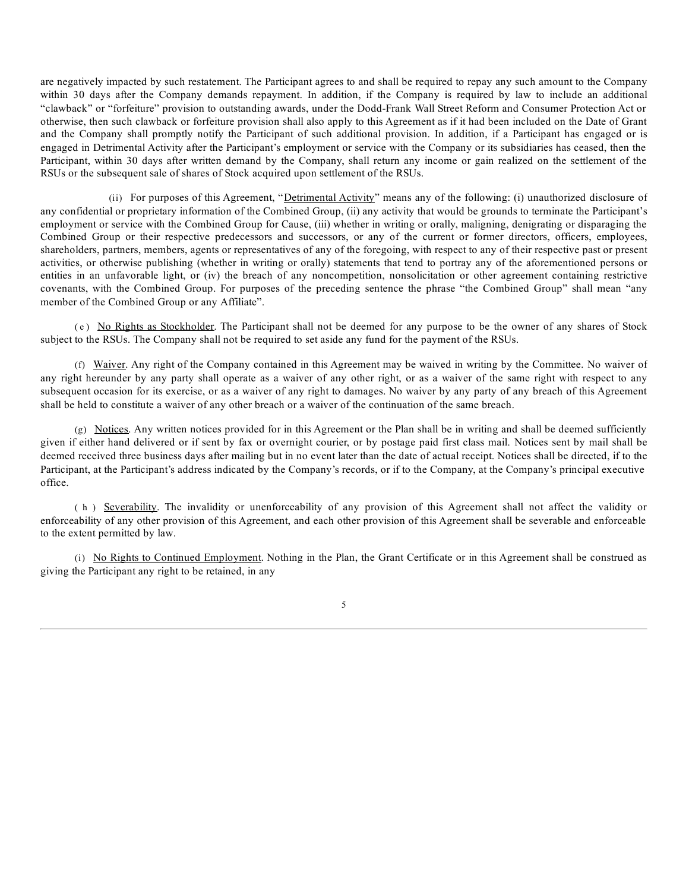are negatively impacted by such restatement. The Participant agrees to and shall be required to repay any such amount to the Company within 30 days after the Company demands repayment. In addition, if the Company is required by law to include an additional "clawback" or "forfeiture" provision to outstanding awards, under the Dodd-Frank Wall Street Reform and Consumer Protection Act or otherwise, then such clawback or forfeiture provision shall also apply to this Agreement as if it had been included on the Date of Grant and the Company shall promptly notify the Participant of such additional provision. In addition, if a Participant has engaged or is engaged in Detrimental Activity after the Participant's employment or service with the Company or its subsidiaries has ceased, then the Participant, within 30 days after written demand by the Company, shall return any income or gain realized on the settlement of the RSUs or the subsequent sale of shares of Stock acquired upon settlement of the RSUs.

(ii) For purposes of this Agreement, "Detrimental Activity" means any of the following: (i) unauthorized disclosure of any confidential or proprietary information of the Combined Group, (ii) any activity that would be grounds to terminate the Participant's employment or service with the Combined Group for Cause, (iii) whether in writing or orally, maligning, denigrating or disparaging the Combined Group or their respective predecessors and successors, or any of the current or former directors, officers, employees, shareholders, partners, members, agents or representatives of any of the foregoing, with respect to any of their respective past or present activities, or otherwise publishing (whether in writing or orally) statements that tend to portray any of the aforementioned persons or entities in an unfavorable light, or (iv) the breach of any noncompetition, nonsolicitation or other agreement containing restrictive covenants, with the Combined Group. For purposes of the preceding sentence the phrase "the Combined Group" shall mean "any member of the Combined Group or any Affiliate".

(e) No Rights as Stockholder. The Participant shall not be deemed for any purpose to be the owner of any shares of Stock subject to the RSUs. The Company shall not be required to set aside any fund for the payment of the RSUs.

(f) Waiver. Any right of the Company contained in this Agreement may be waived in writing by the Committee. No waiver of any right hereunder by any party shall operate as a waiver of any other right, or as a waiver of the same right with respect to any subsequent occasion for its exercise, or as a waiver of any right to damages. No waiver by any party of any breach of this Agreement shall be held to constitute a waiver of any other breach or a waiver of the continuation of the same breach.

(g) Notices. Any written notices provided for in this Agreement or the Plan shall be in writing and shall be deemed sufficiently given if either hand delivered or if sent by fax or overnight courier, or by postage paid first class mail. Notices sent by mail shall be deemed received three business days after mailing but in no event later than the date of actual receipt. Notices shall be directed, if to the Participant, at the Participant's address indicated by the Company's records, or if to the Company, at the Company's principal executive office.

(h) Severability. The invalidity or unenforceability of any provision of this Agreement shall not affect the validity or enforceability of any other provision of this Agreement, and each other provision of this Agreement shall be severable and enforceable to the extent permitted by law.

(i) No Rights to Continued Employment. Nothing in the Plan, the Grant Certificate or in this Agreement shall be construed as giving the Participant any right to be retained, in any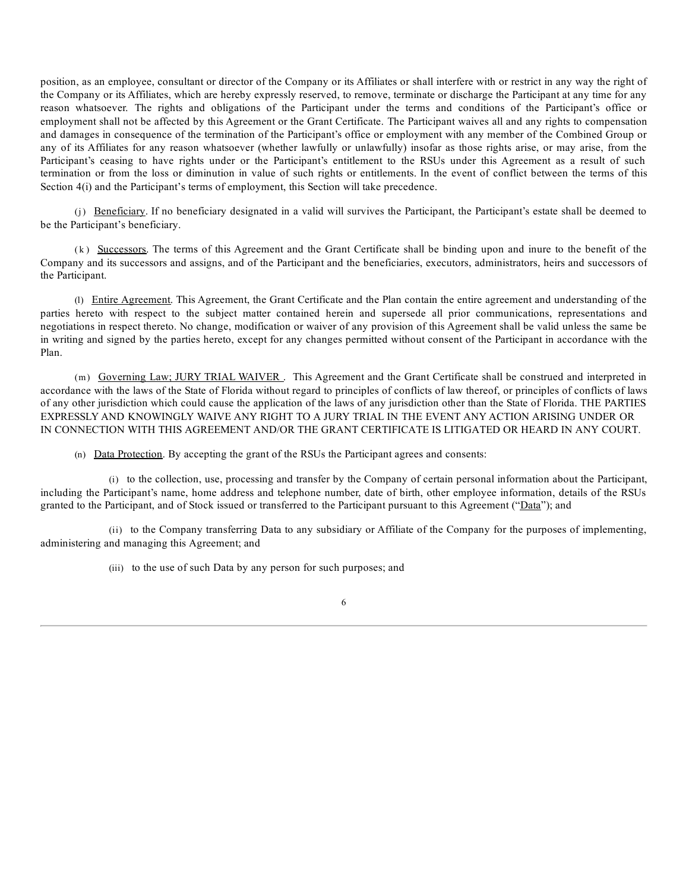position, as an employee, consultant or director of the Company or its Affiliates or shall interfere with or restrict in any way the right of the Company or its Affiliates, which are hereby expressly reserved, to remove, terminate or discharge the Participant at any time for any reason whatsoever. The rights and obligations of the Participant under the terms and conditions of the Participant's office or employment shall not be affected by this Agreement or the Grant Certificate. The Participant waives all and any rights to compensation and damages in consequence of the termination of the Participant's office or employment with any member of the Combined Group or any of its Affiliates for any reason whatsoever (whether lawfully or unlawfully) insofar as those rights arise, or may arise, from the Participant's ceasing to have rights under or the Participant's entitlement to the RSUs under this Agreement as a result of such termination or from the loss or diminution in value of such rights or entitlements. In the event of conflict between the terms of this Section 4(i) and the Participant's terms of employment, this Section will take precedence.

(j) Beneficiary. If no beneficiary designated in a valid will survives the Participant, the Participant's estate shall be deemed to be the Participant's beneficiary.

(k) Successors. The terms of this Agreement and the Grant Certificate shall be binding upon and inure to the benefit of the Company and its successors and assigns, and of the Participant and the beneficiaries, executors, administrators, heirs and successors of the Participant.

(l) Entire Agreement. This Agreement, the Grant Certificate and the Plan contain the entire agreement and understanding of the parties hereto with respect to the subject matter contained herein and supersede all prior communications, representations and negotiations in respect thereto. No change, modification or waiver of any provision of this Agreement shall be valid unless the same be in writing and signed by the parties hereto, except for any changes permitted without consent of the Participant in accordance with the Plan.

(m) Governing Law; JURY TRIAL WAIVER . This Agreement and the Grant Certificate shall be construed and interpreted in accordance with the laws of the State of Florida without regard to principles of conflicts of law thereof, or principles of conflicts of laws of any other jurisdiction which could cause the application of the laws of any jurisdiction other than the State of Florida. THE PARTIES EXPRESSLY AND KNOWINGLY WAIVE ANY RIGHT TO A JURY TRIAL IN THE EVENT ANY ACTION ARISING UNDER OR IN CONNECTION WITH THIS AGREEMENT AND/OR THE GRANT CERTIFICATE IS LITIGATED OR HEARD IN ANY COURT.

(n) Data Protection. By accepting the grant of the RSUs the Participant agrees and consents:

(i) to the collection, use, processing and transfer by the Company of certain personal information about the Participant, including the Participant's name, home address and telephone number, date of birth, other employee information, details of the RSUs granted to the Participant, and of Stock issued or transferred to the Participant pursuant to this Agreement ("Data"); and

(ii) to the Company transferring Data to any subsidiary or Affiliate of the Company for the purposes of implementing, administering and managing this Agreement; and

(iii) to the use of such Data by any person for such purposes; and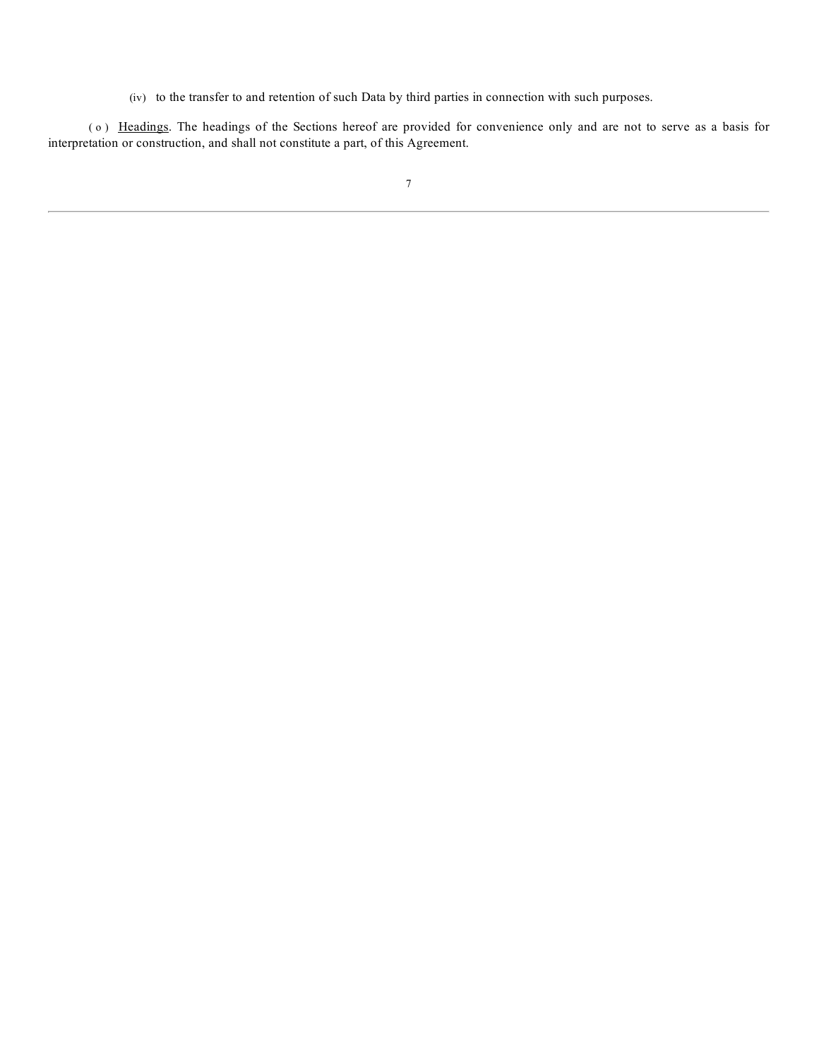(iv) to the transfer to and retention of such Data by third parties in connection with such purposes.

(o) Headings. The headings of the Sections hereof are provided for convenience only and are not to serve as a basis for interpretation or construction, and shall not constitute a part, of this Agreement.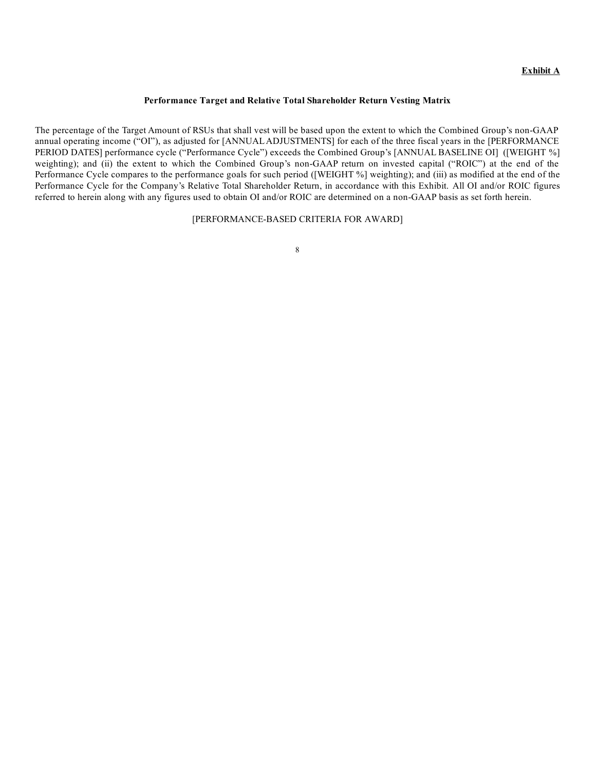**Exhibit A**

**Performance Target and Relative Total Shareholder Return Vesting Matrix**

The percentage of the Target Amount of RSUs that shall vest will be based upon the extent to which the Combined Group's non-GAAP annual operating income ("OI"), as adjusted for [ANNUAL ADJUSTMENTS] for each of the three fiscal years in the [PERFORMANCE PERIOD DATES] performance cycle ("Performance Cycle") exceeds the Combined Group's [ANNUAL BASELINE OI] ([WEIGHT %] weighting); and (ii) the extent to which the Combined Group's non-GAAP return on invested capital ("ROIC") at the end of the Performance Cycle compares to the performance goals for such period ([WEIGHT %] weighting); and (iii) as modified at the end of the Performance Cycle for the Company's Relative Total Shareholder Return, in accordance with this Exhibit. All OI and/or ROIC figures referred to herein along with any figures used to obtain OI and/or ROIC are determined on a non-GAAP basis as set forth herein.

[PERFORMANCE-BASED CRITERIA FOR AWARD]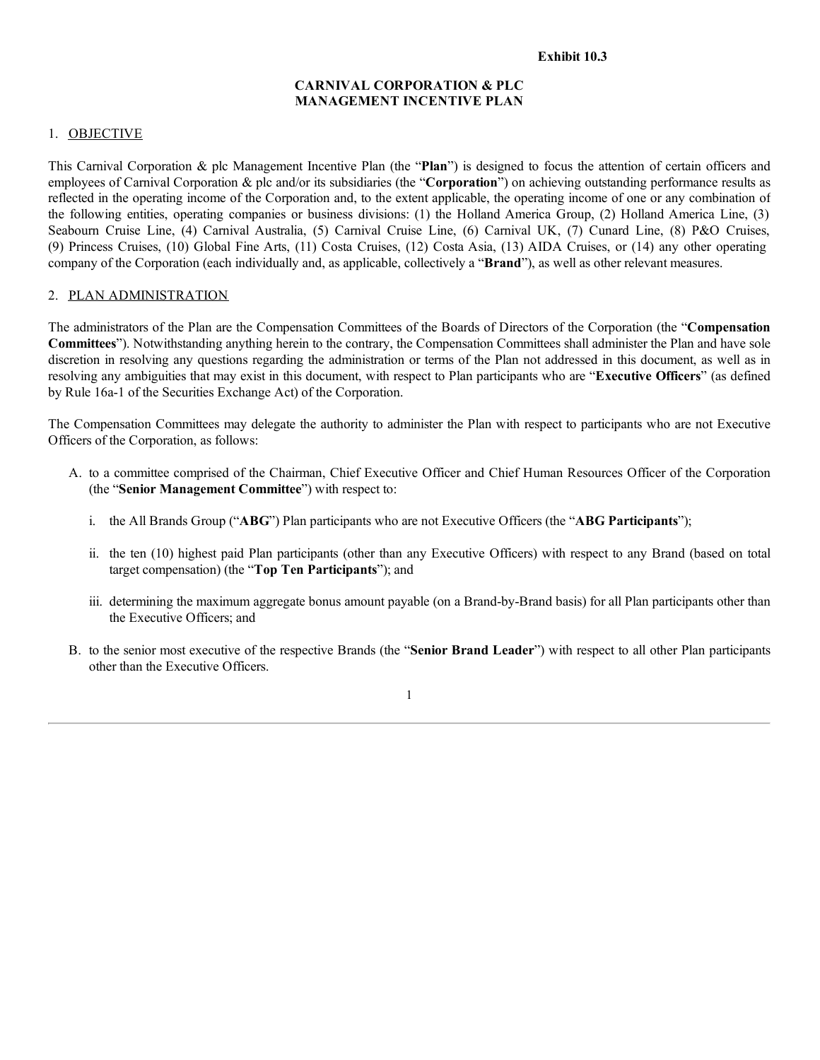Exhibit 10.3

# CARNIVAL CORPORATION & PLC
# MANAGEMENT INCENTIVE PLAN

## 1. OBJECTIVE

This Carnival Corporation & plc Management Incentive Plan (the "**Plan**") is designed to focus the attention of certain officers and employees of Carnival Corporation & plc and/or its subsidiaries (the "**Corporation**") on achieving outstanding performance results as reflected in the operating income of the Corporation and, to the extent applicable, the operating income of one or any combination of the following entities, operating companies or business divisions: (1) the Holland America Group, (2) Holland America Line, (3) Seabourn Cruise Line, (4) Carnival Australia, (5) Carnival Cruise Line, (6) Carnival UK, (7) Cunard Line, (8) P&O Cruises, (9) Princess Cruises, (10) Global Fine Arts, (11) Costa Cruises, (12) Costa Asia, (13) AIDA Cruises, or (14) any other operating company of the Corporation (each individually and, as applicable, collectively a "**Brand**"), as well as other relevant measures.

## 2. PLAN ADMINISTRATION

The administrators of the Plan are the Compensation Committees of the Boards of Directors of the Corporation (the "**Compensation Committees**"). Notwithstanding anything herein to the contrary, the Compensation Committees shall administer the Plan and have sole discretion in resolving any questions regarding the administration or terms of the Plan not addressed in this document, as well as in resolving any ambiguities that may exist in this document, with respect to Plan participants who are "**Executive Officers**" (as defined by Rule 16a-1 of the Securities Exchange Act) of the Corporation.

The Compensation Committees may delegate the authority to administer the Plan with respect to participants who are not Executive Officers of the Corporation, as follows:

A. to a committee comprised of the Chairman, Chief Executive Officer and Chief Human Resources Officer of the Corporation (the "**Senior Management Committee**") with respect to:

   i. the All Brands Group ("**ABG**") Plan participants who are not Executive Officers (the "**ABG Participants**");

   ii. the ten (10) highest paid Plan participants (other than any Executive Officers) with respect to any Brand (based on total target compensation) (the "**Top Ten Participants**"); and

   iii. determining the maximum aggregate bonus amount payable (on a Brand-by-Brand basis) for all Plan participants other than the Executive Officers; and

B. to the senior most executive of the respective Brands (the "**Senior Brand Leader**") with respect to all other Plan participants other than the Executive Officers.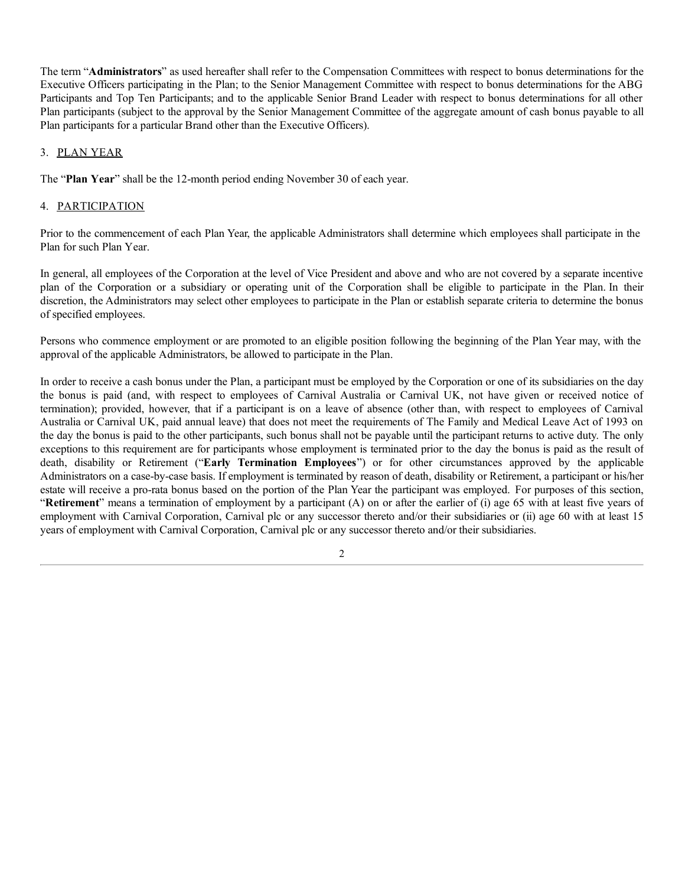The term “**Administrators**” as used hereafter shall refer to the Compensation Committees with respect to bonus determinations for the Executive Officers participating in the Plan; to the Senior Management Committee with respect to bonus determinations for the ABG Participants and Top Ten Participants; and to the applicable Senior Brand Leader with respect to bonus determinations for all other Plan participants (subject to the approval by the Senior Management Committee of the aggregate amount of cash bonus payable to all Plan participants for a particular Brand other than the Executive Officers).

3. PLAN YEAR

The “**Plan Year**” shall be the 12-month period ending November 30 of each year.

4. PARTICIPATION

Prior to the commencement of each Plan Year, the applicable Administrators shall determine which employees shall participate in the Plan for such Plan Year.

In general, all employees of the Corporation at the level of Vice President and above and who are not covered by a separate incentive plan of the Corporation or a subsidiary or operating unit of the Corporation shall be eligible to participate in the Plan. In their discretion, the Administrators may select other employees to participate in the Plan or establish separate criteria to determine the bonus of specified employees.

Persons who commence employment or are promoted to an eligible position following the beginning of the Plan Year may, with the approval of the applicable Administrators, be allowed to participate in the Plan.

In order to receive a cash bonus under the Plan, a participant must be employed by the Corporation or one of its subsidiaries on the day the bonus is paid (and, with respect to employees of Carnival Australia or Carnival UK, not have given or received notice of termination); provided, however, that if a participant is on a leave of absence (other than, with respect to employees of Carnival Australia or Carnival UK, paid annual leave) that does not meet the requirements of The Family and Medical Leave Act of 1993 on the day the bonus is paid to the other participants, such bonus shall not be payable until the participant returns to active duty. The only exceptions to this requirement are for participants whose employment is terminated prior to the day the bonus is paid as the result of death, disability or Retirement (“**Early Termination Employees**”) or for other circumstances approved by the applicable Administrators on a case-by-case basis. If employment is terminated by reason of death, disability or Retirement, a participant or his/her estate will receive a pro-rata bonus based on the portion of the Plan Year the participant was employed. For purposes of this section, “**Retirement**” means a termination of employment by a participant (A) on or after the earlier of (i) age 65 with at least five years of employment with Carnival Corporation, Carnival plc or any successor thereto and/or their subsidiaries or (ii) age 60 with at least 15 years of employment with Carnival Corporation, Carnival plc or any successor thereto and/or their subsidiaries.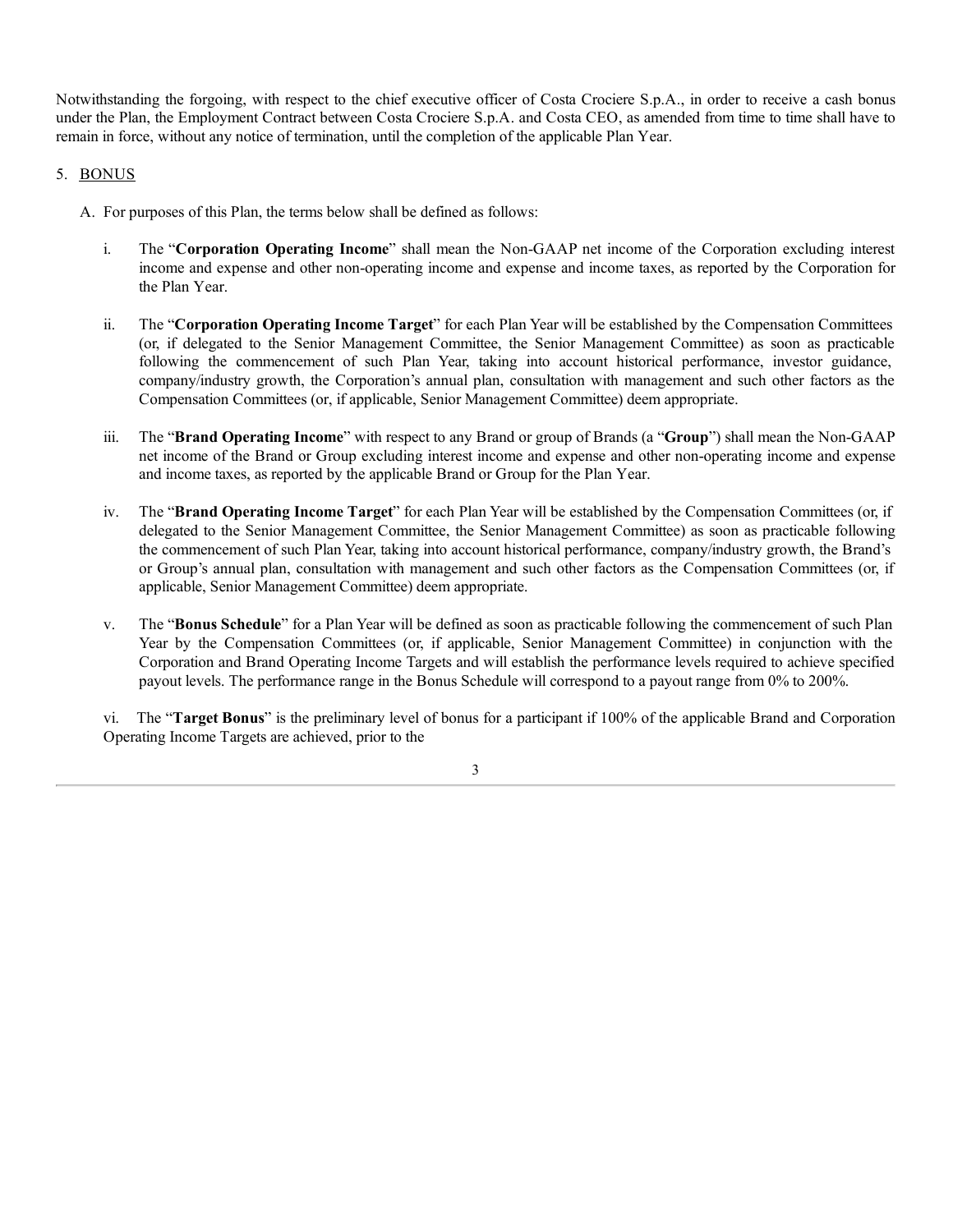Notwithstanding the forgoing, with respect to the chief executive officer of Costa Crociere S.p.A., in order to receive a cash bonus under the Plan, the Employment Contract between Costa Crociere S.p.A. and Costa CEO, as amended from time to time shall have to remain in force, without any notice of termination, until the completion of the applicable Plan Year.

5. BONUS

A. For purposes of this Plan, the terms below shall be defined as follows:

i. The "**Corporation Operating Income**" shall mean the Non-GAAP net income of the Corporation excluding interest income and expense and other non-operating income and expense and income taxes, as reported by the Corporation for the Plan Year.

ii. The "**Corporation Operating Income Target**" for each Plan Year will be established by the Compensation Committees (or, if delegated to the Senior Management Committee, the Senior Management Committee) as soon as practicable following the commencement of such Plan Year, taking into account historical performance, investor guidance, company/industry growth, the Corporation's annual plan, consultation with management and such other factors as the Compensation Committees (or, if applicable, Senior Management Committee) deem appropriate.

iii. The "**Brand Operating Income**" with respect to any Brand or group of Brands (a "**Group**") shall mean the Non-GAAP net income of the Brand or Group excluding interest income and expense and other non-operating income and expense and income taxes, as reported by the applicable Brand or Group for the Plan Year.

iv. The "**Brand Operating Income Target**" for each Plan Year will be established by the Compensation Committees (or, if delegated to the Senior Management Committee, the Senior Management Committee) as soon as practicable following the commencement of such Plan Year, taking into account historical performance, company/industry growth, the Brand's or Group's annual plan, consultation with management and such other factors as the Compensation Committees (or, if applicable, Senior Management Committee) deem appropriate.

v. The "**Bonus Schedule**" for a Plan Year will be defined as soon as practicable following the commencement of such Plan Year by the Compensation Committees (or, if applicable, Senior Management Committee) in conjunction with the Corporation and Brand Operating Income Targets and will establish the performance levels required to achieve specified payout levels. The performance range in the Bonus Schedule will correspond to a payout range from 0% to 200%.

vi. The "**Target Bonus**" is the preliminary level of bonus for a participant if 100% of the applicable Brand and Corporation Operating Income Targets are achieved, prior to the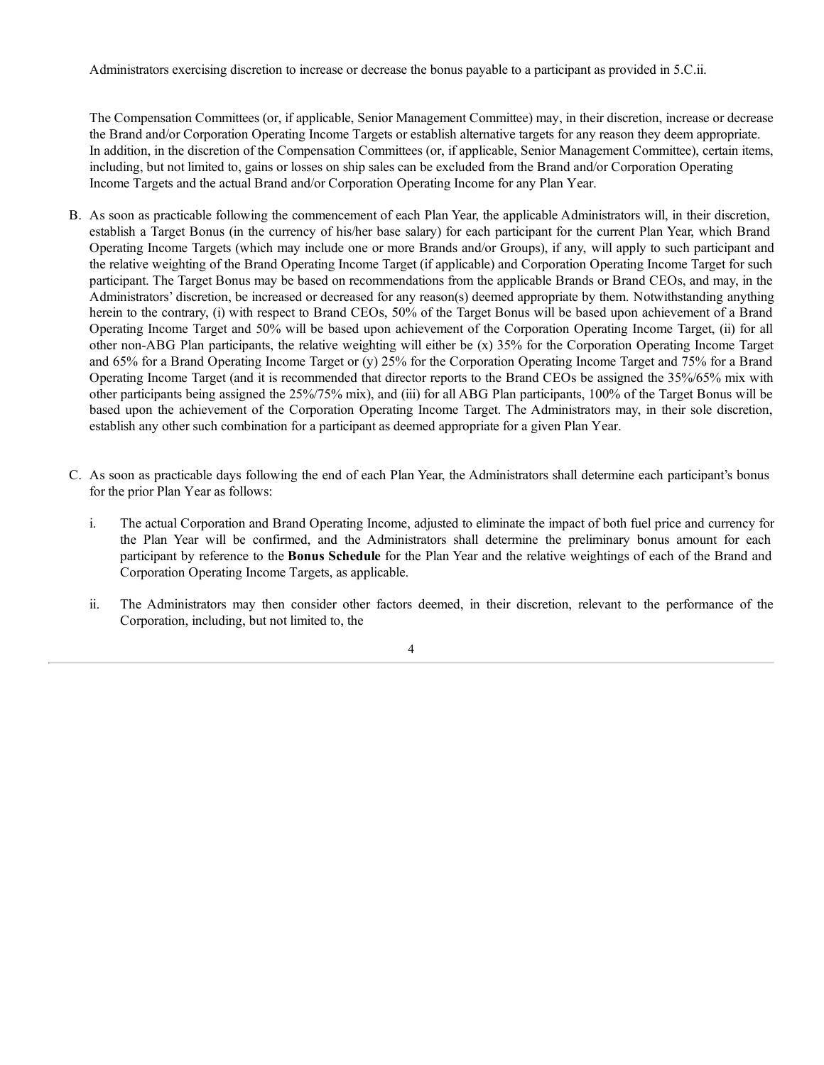Administrators exercising discretion to increase or decrease the bonus payable to a participant as provided in 5.C.ii.

The Compensation Committees (or, if applicable, Senior Management Committee) may, in their discretion, increase or decrease the Brand and/or Corporation Operating Income Targets or establish alternative targets for any reason they deem appropriate. In addition, in the discretion of the Compensation Committees (or, if applicable, Senior Management Committee), certain items, including, but not limited to, gains or losses on ship sales can be excluded from the Brand and/or Corporation Operating Income Targets and the actual Brand and/or Corporation Operating Income for any Plan Year.

B. As soon as practicable following the commencement of each Plan Year, the applicable Administrators will, in their discretion, establish a Target Bonus (in the currency of his/her base salary) for each participant for the current Plan Year, which Brand Operating Income Targets (which may include one or more Brands and/or Groups), if any, will apply to such participant and the relative weighting of the Brand Operating Income Target (if applicable) and Corporation Operating Income Target for such participant. The Target Bonus may be based on recommendations from the applicable Brands or Brand CEOs, and may, in the Administrators' discretion, be increased or decreased for any reason(s) deemed appropriate by them. Notwithstanding anything herein to the contrary, (i) with respect to Brand CEOs, 50% of the Target Bonus will be based upon achievement of a Brand Operating Income Target and 50% will be based upon achievement of the Corporation Operating Income Target, (ii) for all other non-ABG Plan participants, the relative weighting will either be (x) 35% for the Corporation Operating Income Target and 65% for a Brand Operating Income Target or (y) 25% for the Corporation Operating Income Target and 75% for a Brand Operating Income Target (and it is recommended that director reports to the Brand CEOs be assigned the 35%/65% mix with other participants being assigned the 25%/75% mix), and (iii) for all ABG Plan participants, 100% of the Target Bonus will be based upon the achievement of the Corporation Operating Income Target. The Administrators may, in their sole discretion, establish any other such combination for a participant as deemed appropriate for a given Plan Year.

C. As soon as practicable days following the end of each Plan Year, the Administrators shall determine each participant's bonus for the prior Plan Year as follows:

   i. The actual Corporation and Brand Operating Income, adjusted to eliminate the impact of both fuel price and currency for the Plan Year will be confirmed, and the Administrators shall determine the preliminary bonus amount for each participant by reference to the **Bonus Schedule** for the Plan Year and the relative weightings of each of the Brand and Corporation Operating Income Targets, as applicable.

   ii. The Administrators may then consider other factors deemed, in their discretion, relevant to the performance of the Corporation, including, but not limited to, the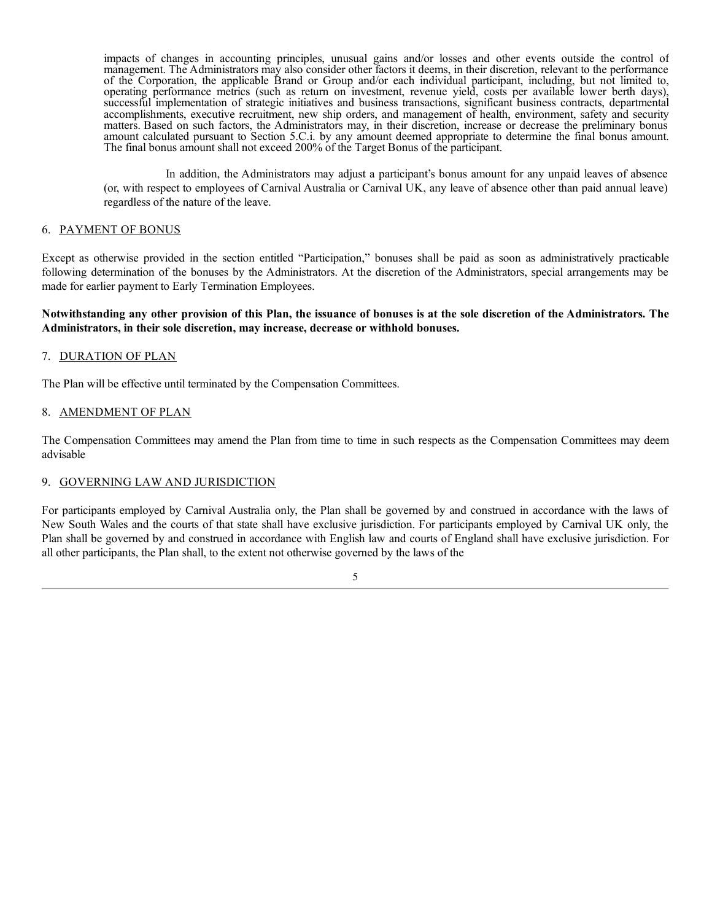impacts of changes in accounting principles, unusual gains and/or losses and other events outside the control of management. The Administrators may also consider other factors it deems, in their discretion, relevant to the performance of the Corporation, the applicable Brand or Group and/or each individual participant, including, but not limited to, operating performance metrics (such as return on investment, revenue yield, costs per available lower berth days), successful implementation of strategic initiatives and business transactions, significant business contracts, departmental accomplishments, executive recruitment, new ship orders, and management of health, environment, safety and security matters. Based on such factors, the Administrators may, in their discretion, increase or decrease the preliminary bonus amount calculated pursuant to Section 5.C.i. by any amount deemed appropriate to determine the final bonus amount. The final bonus amount shall not exceed 200% of the Target Bonus of the participant.

In addition, the Administrators may adjust a participant's bonus amount for any unpaid leaves of absence (or, with respect to employees of Carnival Australia or Carnival UK, any leave of absence other than paid annual leave) regardless of the nature of the leave.

## 6. PAYMENT OF BONUS

Except as otherwise provided in the section entitled "Participation," bonuses shall be paid as soon as administratively practicable following determination of the bonuses by the Administrators. At the discretion of the Administrators, special arrangements may be made for earlier payment to Early Termination Employees.

**Notwithstanding any other provision of this Plan, the issuance of bonuses is at the sole discretion of the Administrators. The Administrators, in their sole discretion, may increase, decrease or withhold bonuses.**

## 7. DURATION OF PLAN

The Plan will be effective until terminated by the Compensation Committees.

## 8. AMENDMENT OF PLAN

The Compensation Committees may amend the Plan from time to time in such respects as the Compensation Committees may deem advisable

## 9. GOVERNING LAW AND JURISDICTION

For participants employed by Carnival Australia only, the Plan shall be governed by and construed in accordance with the laws of New South Wales and the courts of that state shall have exclusive jurisdiction. For participants employed by Carnival UK only, the Plan shall be governed by and construed in accordance with English law and courts of England shall have exclusive jurisdiction. For all other participants, the Plan shall, to the extent not otherwise governed by the laws of the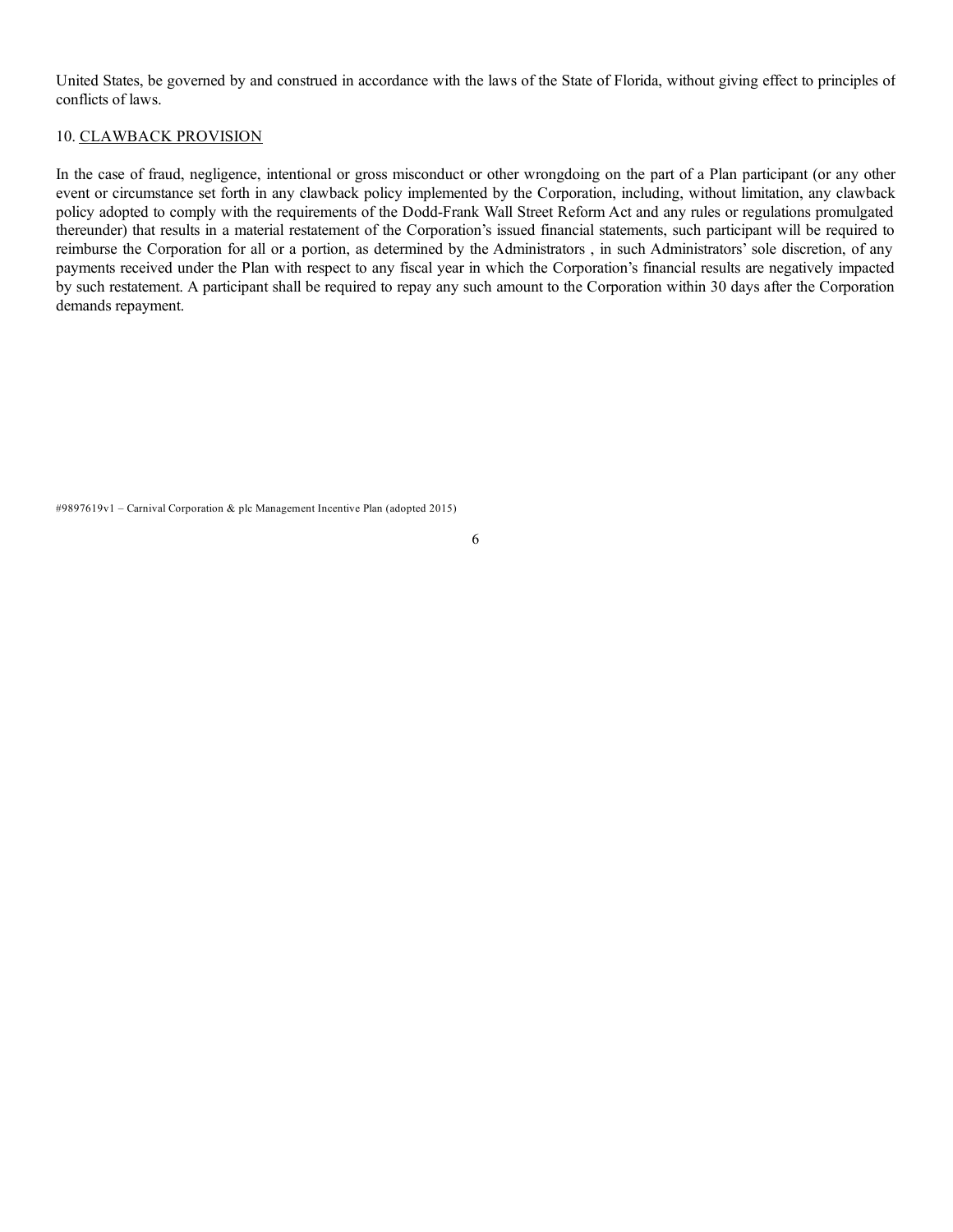United States, be governed by and construed in accordance with the laws of the State of Florida, without giving effect to principles of conflicts of laws.

10. CLAWBACK PROVISION

In the case of fraud, negligence, intentional or gross misconduct or other wrongdoing on the part of a Plan participant (or any other event or circumstance set forth in any clawback policy implemented by the Corporation, including, without limitation, any clawback policy adopted to comply with the requirements of the Dodd-Frank Wall Street Reform Act and any rules or regulations promulgated thereunder) that results in a material restatement of the Corporation's issued financial statements, such participant will be required to reimburse the Corporation for all or a portion, as determined by the Administrators , in such Administrators' sole discretion, of any payments received under the Plan with respect to any fiscal year in which the Corporation's financial results are negatively impacted by such restatement. A participant shall be required to repay any such amount to the Corporation within 30 days after the Corporation demands repayment.

#9897619v1 – Carnival Corporation & plc Management Incentive Plan (adopted 2015)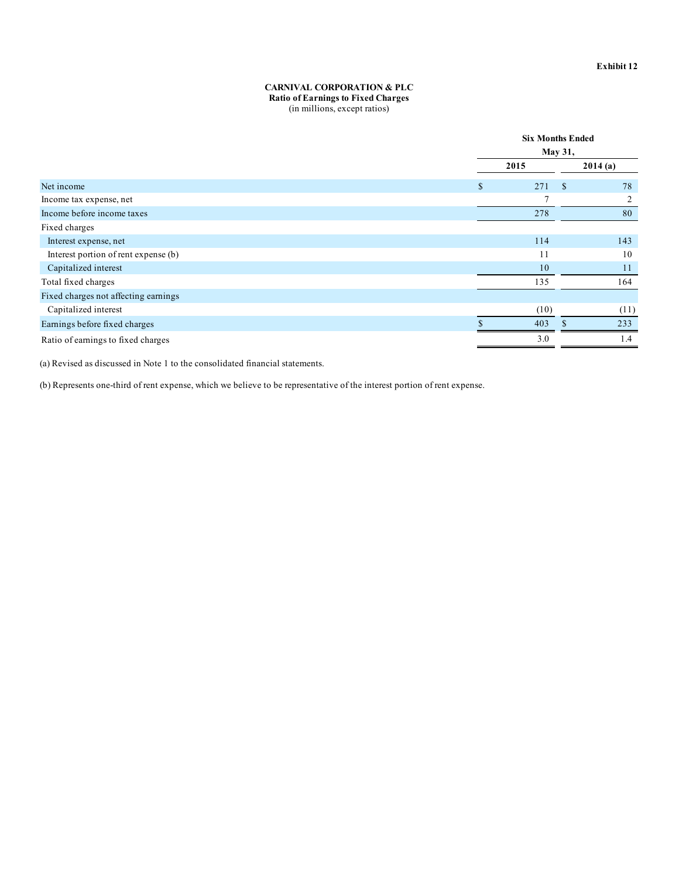**Exhibit 12**

**CARNIVAL CORPORATION & PLC**
**Ratio of Earnings to Fixed Charges**
(in millions, except ratios)

| | Six Months Ended May 31, | |
|---|---|---|
| | **2015** | **2014 (a)** |
| Net income | $ 271 | $ 78 |
| Income tax expense, net | 7 | 2 |
| Income before income taxes | 278 | 80 |
| Fixed charges | | |
| Interest expense, net | 114 | 143 |
| Interest portion of rent expense (b) | 11 | 10 |
| Capitalized interest | 10 | 11 |
| Total fixed charges | 135 | 164 |
| Fixed charges not affecting earnings | | |
| Capitalized interest | (10) | (11) |
| Earnings before fixed charges | $ 403 | $ 233 |
| Ratio of earnings to fixed charges | 3.0 | 1.4 |

(a) Revised as discussed in Note 1 to the consolidated financial statements.

(b) Represents one-third of rent expense, which we believe to be representative of the interest portion of rent expense.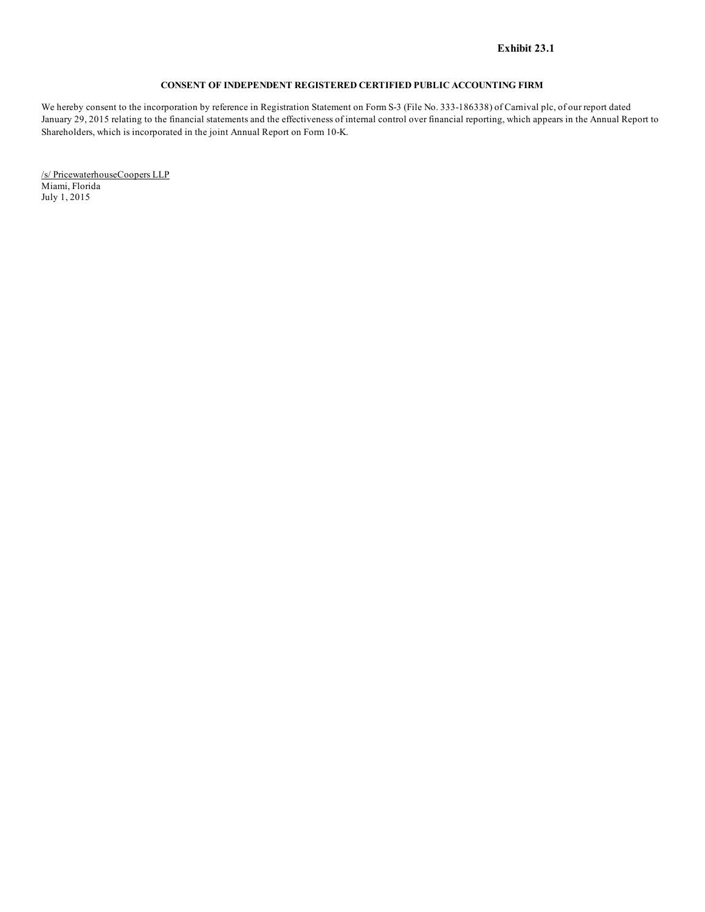**Exhibit 23.1**

**CONSENT OF INDEPENDENT REGISTERED CERTIFIED PUBLIC ACCOUNTING FIRM**

We hereby consent to the incorporation by reference in Registration Statement on Form S-3 (File No. 333-186338) of Carnival plc, of our report dated January 29, 2015 relating to the financial statements and the effectiveness of internal control over financial reporting, which appears in the Annual Report to Shareholders, which is incorporated in the joint Annual Report on Form 10-K.

/s/ PricewaterhouseCoopers LLP
Miami, Florida
July 1, 2015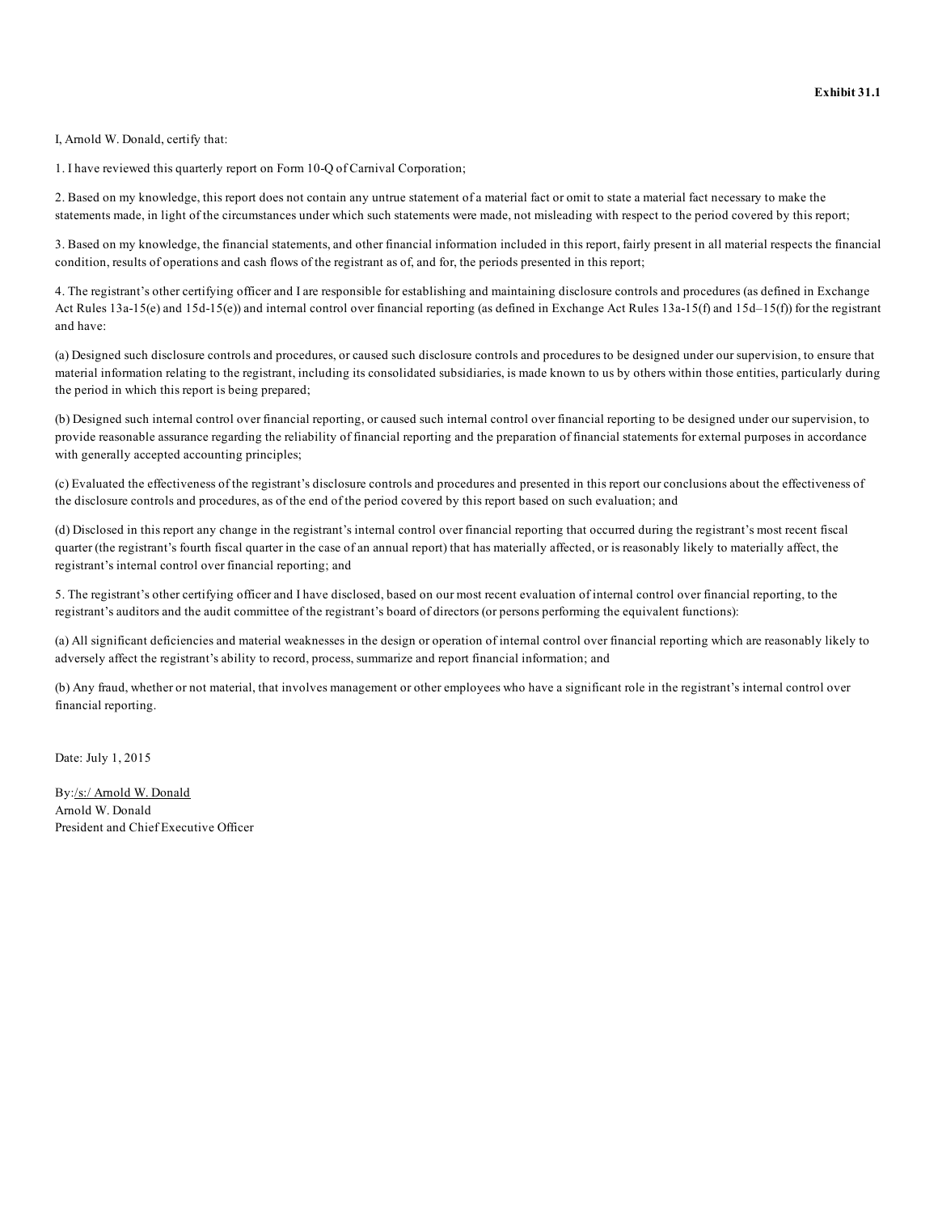**Exhibit 31.1**

I, Arnold W. Donald, certify that:

1. I have reviewed this quarterly report on Form 10-Q of Carnival Corporation;

2. Based on my knowledge, this report does not contain any untrue statement of a material fact or omit to state a material fact necessary to make the statements made, in light of the circumstances under which such statements were made, not misleading with respect to the period covered by this report;

3. Based on my knowledge, the financial statements, and other financial information included in this report, fairly present in all material respects the financial condition, results of operations and cash flows of the registrant as of, and for, the periods presented in this report;

4. The registrant's other certifying officer and I are responsible for establishing and maintaining disclosure controls and procedures (as defined in Exchange Act Rules 13a-15(e) and 15d-15(e)) and internal control over financial reporting (as defined in Exchange Act Rules 13a-15(f) and 15d–15(f)) for the registrant and have:

(a) Designed such disclosure controls and procedures, or caused such disclosure controls and procedures to be designed under our supervision, to ensure that material information relating to the registrant, including its consolidated subsidiaries, is made known to us by others within those entities, particularly during the period in which this report is being prepared;

(b) Designed such internal control over financial reporting, or caused such internal control over financial reporting to be designed under our supervision, to provide reasonable assurance regarding the reliability of financial reporting and the preparation of financial statements for external purposes in accordance with generally accepted accounting principles;

(c) Evaluated the effectiveness of the registrant's disclosure controls and procedures and presented in this report our conclusions about the effectiveness of the disclosure controls and procedures, as of the end of the period covered by this report based on such evaluation; and

(d) Disclosed in this report any change in the registrant's internal control over financial reporting that occurred during the registrant's most recent fiscal quarter (the registrant's fourth fiscal quarter in the case of an annual report) that has materially affected, or is reasonably likely to materially affect, the registrant's internal control over financial reporting; and

5. The registrant's other certifying officer and I have disclosed, based on our most recent evaluation of internal control over financial reporting, to the registrant's auditors and the audit committee of the registrant's board of directors (or persons performing the equivalent functions):

(a) All significant deficiencies and material weaknesses in the design or operation of internal control over financial reporting which are reasonably likely to adversely affect the registrant's ability to record, process, summarize and report financial information; and

(b) Any fraud, whether or not material, that involves management or other employees who have a significant role in the registrant's internal control over financial reporting.

Date: July 1, 2015

By:/s:/ Arnold W. Donald
Arnold W. Donald
President and Chief Executive Officer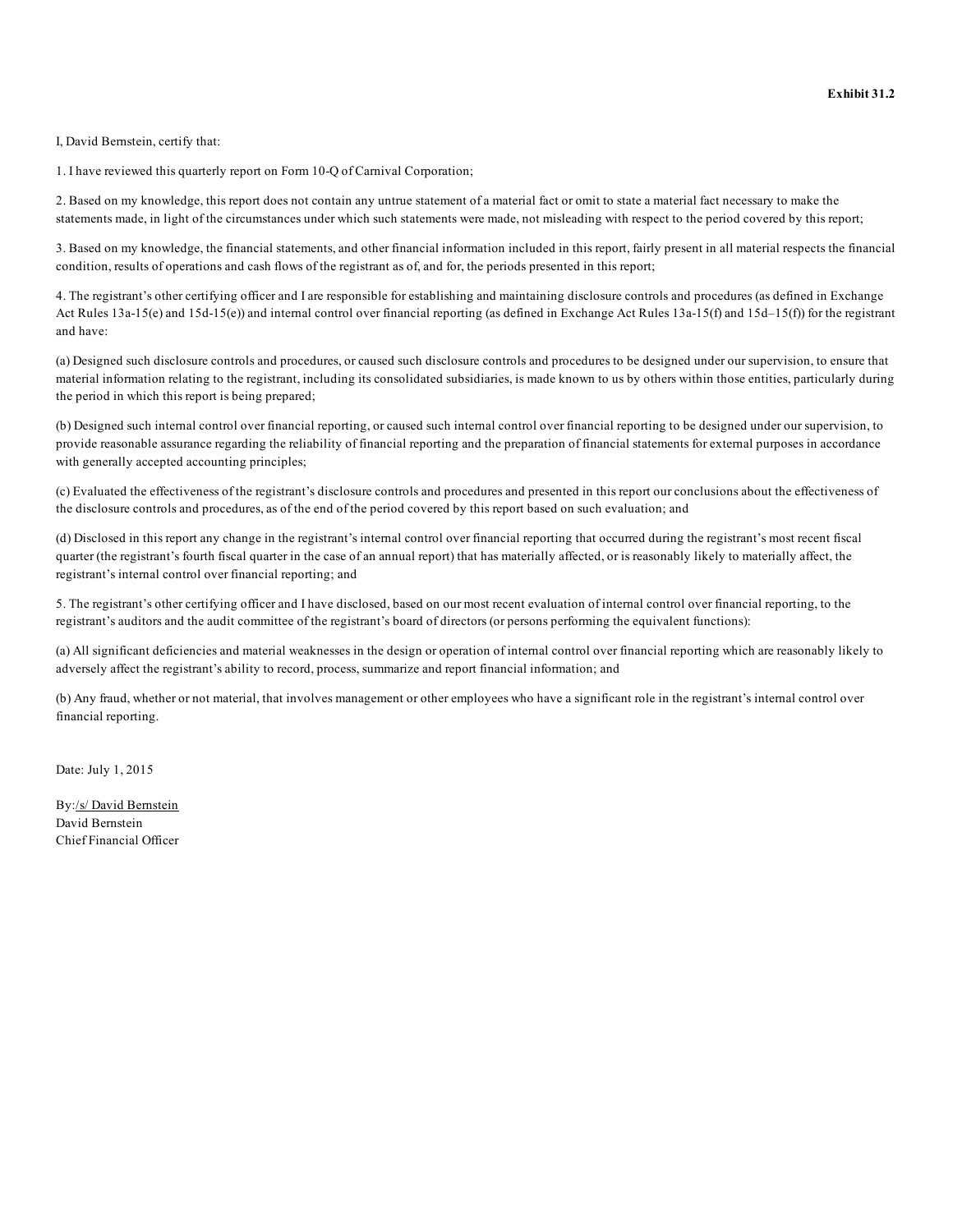**Exhibit 31.2**

I, David Bernstein, certify that:

1. I have reviewed this quarterly report on Form 10-Q of Carnival Corporation;

2. Based on my knowledge, this report does not contain any untrue statement of a material fact or omit to state a material fact necessary to make the statements made, in light of the circumstances under which such statements were made, not misleading with respect to the period covered by this report;

3. Based on my knowledge, the financial statements, and other financial information included in this report, fairly present in all material respects the financial condition, results of operations and cash flows of the registrant as of, and for, the periods presented in this report;

4. The registrant's other certifying officer and I are responsible for establishing and maintaining disclosure controls and procedures (as defined in Exchange Act Rules 13a-15(e) and 15d-15(e)) and internal control over financial reporting (as defined in Exchange Act Rules 13a-15(f) and 15d–15(f)) for the registrant and have:

(a) Designed such disclosure controls and procedures, or caused such disclosure controls and procedures to be designed under our supervision, to ensure that material information relating to the registrant, including its consolidated subsidiaries, is made known to us by others within those entities, particularly during the period in which this report is being prepared;

(b) Designed such internal control over financial reporting, or caused such internal control over financial reporting to be designed under our supervision, to provide reasonable assurance regarding the reliability of financial reporting and the preparation of financial statements for external purposes in accordance with generally accepted accounting principles;

(c) Evaluated the effectiveness of the registrant's disclosure controls and procedures and presented in this report our conclusions about the effectiveness of the disclosure controls and procedures, as of the end of the period covered by this report based on such evaluation; and

(d) Disclosed in this report any change in the registrant's internal control over financial reporting that occurred during the registrant's most recent fiscal quarter (the registrant's fourth fiscal quarter in the case of an annual report) that has materially affected, or is reasonably likely to materially affect, the registrant's internal control over financial reporting; and

5. The registrant's other certifying officer and I have disclosed, based on our most recent evaluation of internal control over financial reporting, to the registrant's auditors and the audit committee of the registrant's board of directors (or persons performing the equivalent functions):

(a) All significant deficiencies and material weaknesses in the design or operation of internal control over financial reporting which are reasonably likely to adversely affect the registrant's ability to record, process, summarize and report financial information; and

(b) Any fraud, whether or not material, that involves management or other employees who have a significant role in the registrant's internal control over financial reporting.

Date: July 1, 2015

By:/s/ David Bernstein
David Bernstein
Chief Financial Officer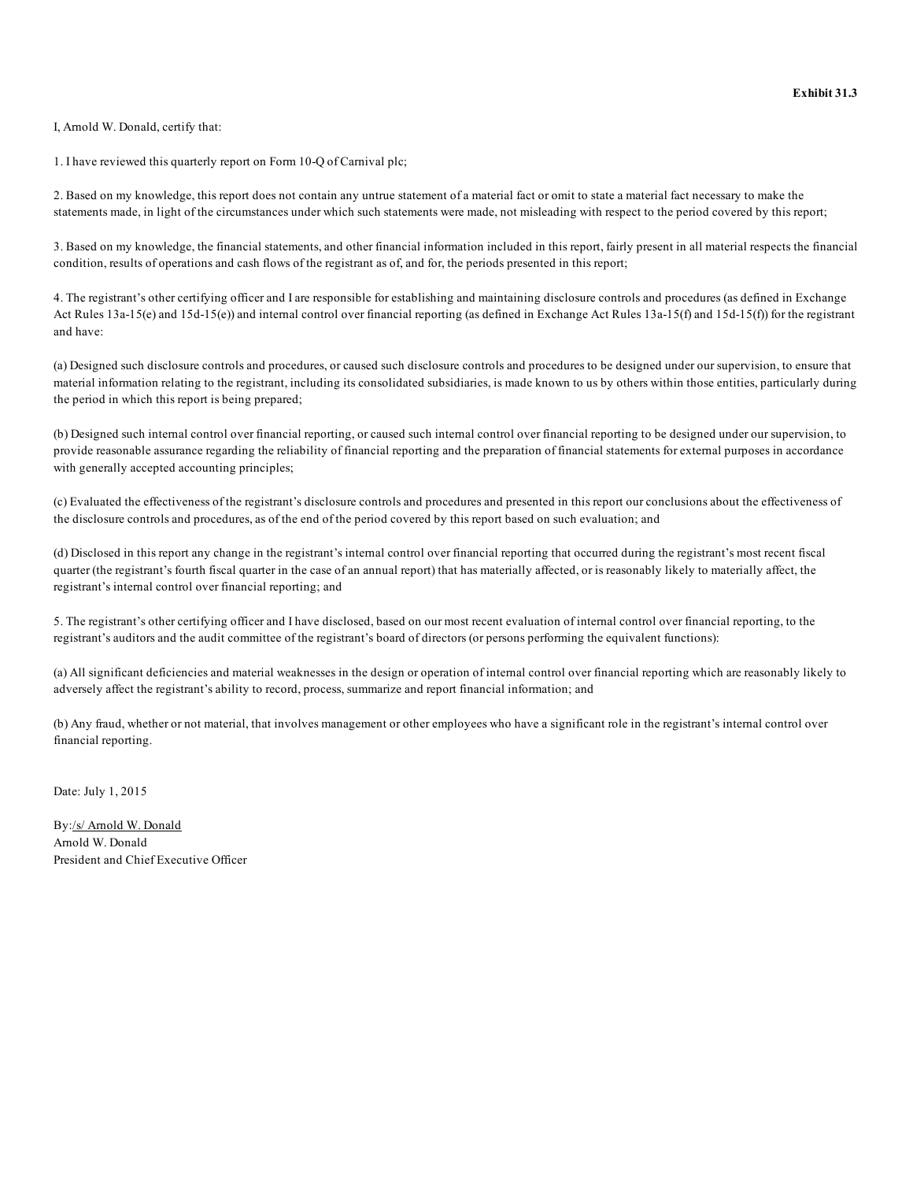**Exhibit 31.3**

I, Arnold W. Donald, certify that:

1. I have reviewed this quarterly report on Form 10-Q of Carnival plc;

2. Based on my knowledge, this report does not contain any untrue statement of a material fact or omit to state a material fact necessary to make the statements made, in light of the circumstances under which such statements were made, not misleading with respect to the period covered by this report;

3. Based on my knowledge, the financial statements, and other financial information included in this report, fairly present in all material respects the financial condition, results of operations and cash flows of the registrant as of, and for, the periods presented in this report;

4. The registrant's other certifying officer and I are responsible for establishing and maintaining disclosure controls and procedures (as defined in Exchange Act Rules 13a-15(e) and 15d-15(e)) and internal control over financial reporting (as defined in Exchange Act Rules 13a-15(f) and 15d-15(f)) for the registrant and have:

(a) Designed such disclosure controls and procedures, or caused such disclosure controls and procedures to be designed under our supervision, to ensure that material information relating to the registrant, including its consolidated subsidiaries, is made known to us by others within those entities, particularly during the period in which this report is being prepared;

(b) Designed such internal control over financial reporting, or caused such internal control over financial reporting to be designed under our supervision, to provide reasonable assurance regarding the reliability of financial reporting and the preparation of financial statements for external purposes in accordance with generally accepted accounting principles;

(c) Evaluated the effectiveness of the registrant's disclosure controls and procedures and presented in this report our conclusions about the effectiveness of the disclosure controls and procedures, as of the end of the period covered by this report based on such evaluation; and

(d) Disclosed in this report any change in the registrant's internal control over financial reporting that occurred during the registrant's most recent fiscal quarter (the registrant's fourth fiscal quarter in the case of an annual report) that has materially affected, or is reasonably likely to materially affect, the registrant's internal control over financial reporting; and

5. The registrant's other certifying officer and I have disclosed, based on our most recent evaluation of internal control over financial reporting, to the registrant's auditors and the audit committee of the registrant's board of directors (or persons performing the equivalent functions):

(a) All significant deficiencies and material weaknesses in the design or operation of internal control over financial reporting which are reasonably likely to adversely affect the registrant's ability to record, process, summarize and report financial information; and

(b) Any fraud, whether or not material, that involves management or other employees who have a significant role in the registrant's internal control over financial reporting.

Date: July 1, 2015

By:/s/ Arnold W. Donald
Arnold W. Donald
President and Chief Executive Officer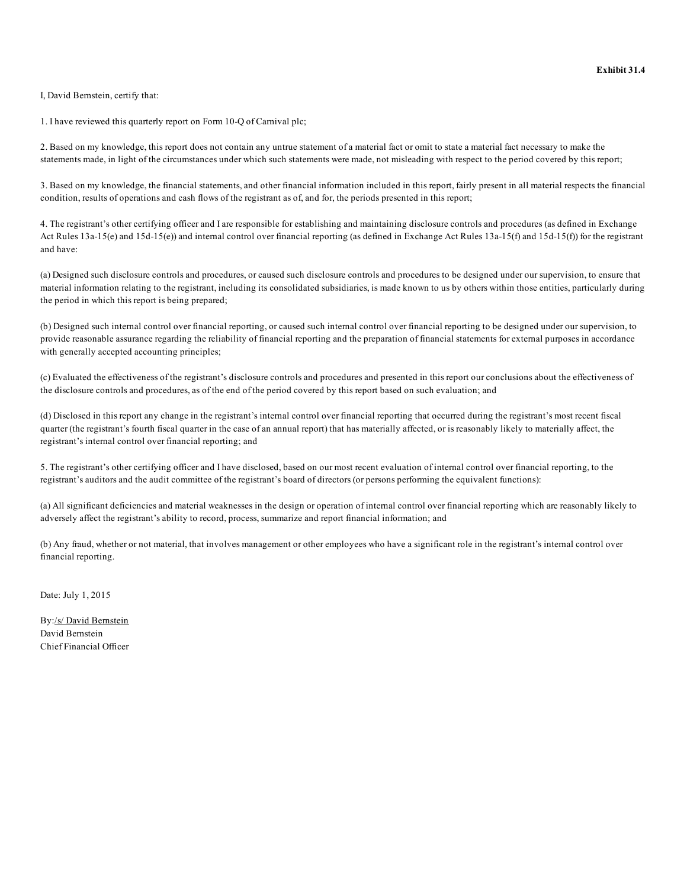**Exhibit 31.4**

I, David Bernstein, certify that:

1. I have reviewed this quarterly report on Form 10-Q of Carnival plc;

2. Based on my knowledge, this report does not contain any untrue statement of a material fact or omit to state a material fact necessary to make the statements made, in light of the circumstances under which such statements were made, not misleading with respect to the period covered by this report;

3. Based on my knowledge, the financial statements, and other financial information included in this report, fairly present in all material respects the financial condition, results of operations and cash flows of the registrant as of, and for, the periods presented in this report;

4. The registrant's other certifying officer and I are responsible for establishing and maintaining disclosure controls and procedures (as defined in Exchange Act Rules 13a-15(e) and 15d-15(e)) and internal control over financial reporting (as defined in Exchange Act Rules 13a-15(f) and 15d-15(f)) for the registrant and have:

(a) Designed such disclosure controls and procedures, or caused such disclosure controls and procedures to be designed under our supervision, to ensure that material information relating to the registrant, including its consolidated subsidiaries, is made known to us by others within those entities, particularly during the period in which this report is being prepared;

(b) Designed such internal control over financial reporting, or caused such internal control over financial reporting to be designed under our supervision, to provide reasonable assurance regarding the reliability of financial reporting and the preparation of financial statements for external purposes in accordance with generally accepted accounting principles;

(c) Evaluated the effectiveness of the registrant's disclosure controls and procedures and presented in this report our conclusions about the effectiveness of the disclosure controls and procedures, as of the end of the period covered by this report based on such evaluation; and

(d) Disclosed in this report any change in the registrant's internal control over financial reporting that occurred during the registrant's most recent fiscal quarter (the registrant's fourth fiscal quarter in the case of an annual report) that has materially affected, or is reasonably likely to materially affect, the registrant's internal control over financial reporting; and

5. The registrant's other certifying officer and I have disclosed, based on our most recent evaluation of internal control over financial reporting, to the registrant's auditors and the audit committee of the registrant's board of directors (or persons performing the equivalent functions):

(a) All significant deficiencies and material weaknesses in the design or operation of internal control over financial reporting which are reasonably likely to adversely affect the registrant's ability to record, process, summarize and report financial information; and

(b) Any fraud, whether or not material, that involves management or other employees who have a significant role in the registrant's internal control over financial reporting.

Date: July 1, 2015

By:/s/ David Bernstein
David Bernstein
Chief Financial Officer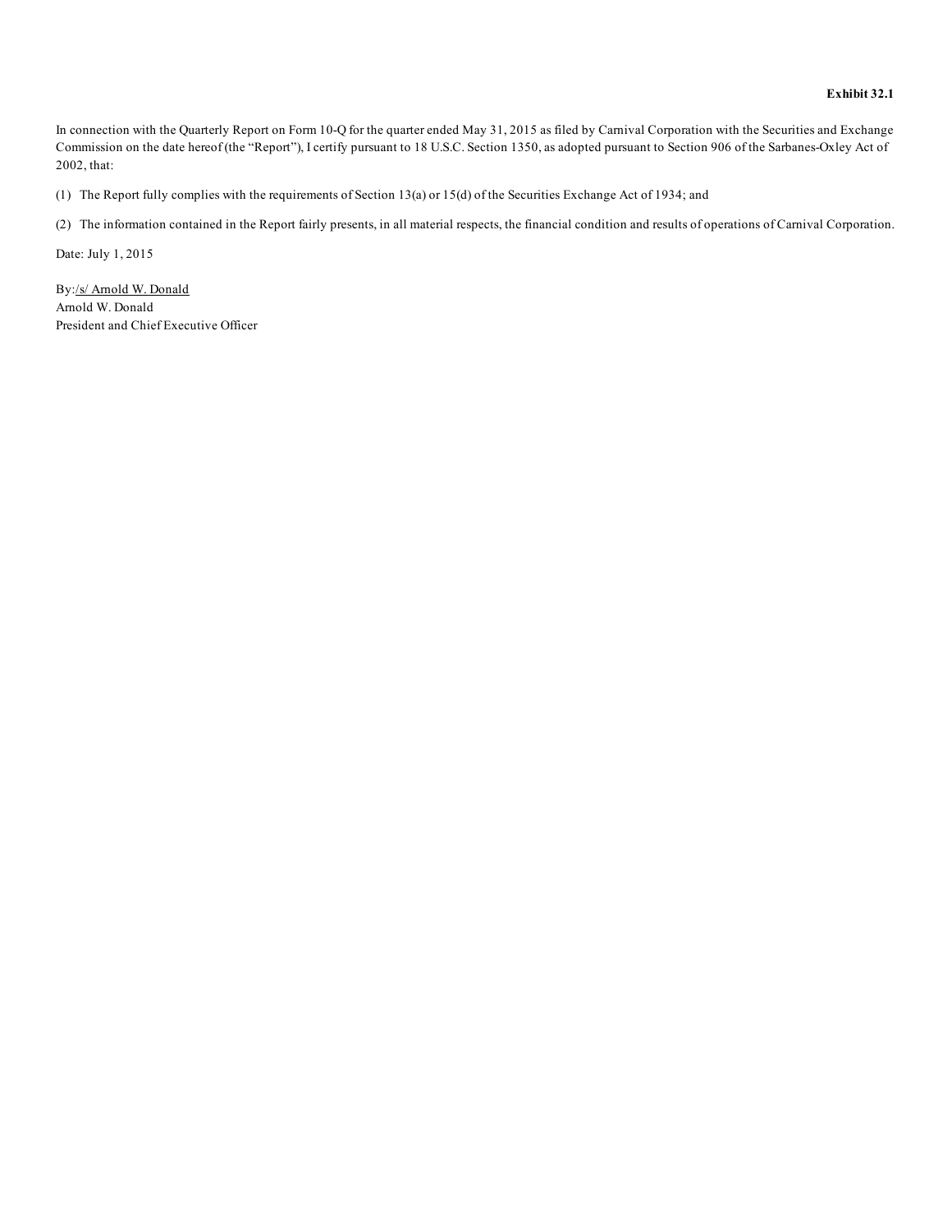**Exhibit 32.1**

In connection with the Quarterly Report on Form 10-Q for the quarter ended May 31, 2015 as filed by Carnival Corporation with the Securities and Exchange Commission on the date hereof (the "Report"), I certify pursuant to 18 U.S.C. Section 1350, as adopted pursuant to Section 906 of the Sarbanes-Oxley Act of 2002, that:

(1) The Report fully complies with the requirements of Section 13(a) or 15(d) of the Securities Exchange Act of 1934; and

(2) The information contained in the Report fairly presents, in all material respects, the financial condition and results of operations of Carnival Corporation.

Date: July 1, 2015

By: /s/ Arnold W. Donald
Arnold W. Donald
President and Chief Executive Officer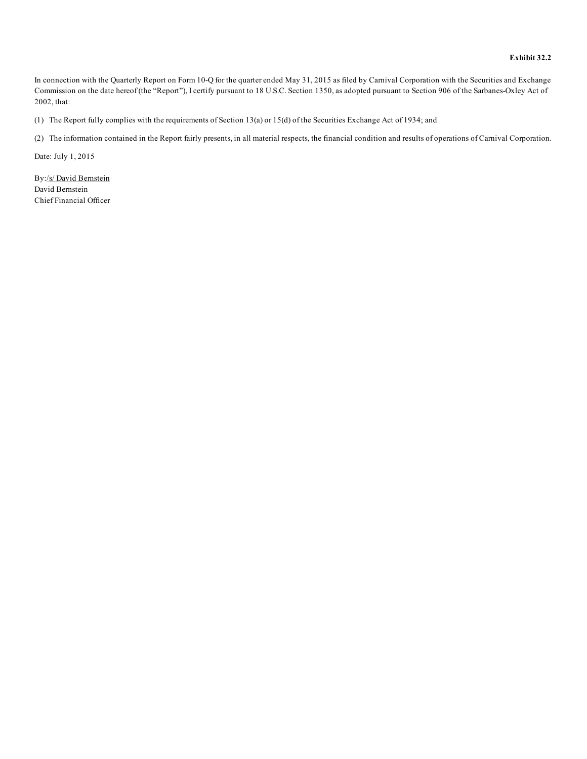**Exhibit 32.2**

In connection with the Quarterly Report on Form 10-Q for the quarter ended May 31, 2015 as filed by Carnival Corporation with the Securities and Exchange Commission on the date hereof (the "Report"), I certify pursuant to 18 U.S.C. Section 1350, as adopted pursuant to Section 906 of the Sarbanes-Oxley Act of 2002, that:

(1) The Report fully complies with the requirements of Section 13(a) or 15(d) of the Securities Exchange Act of 1934; and

(2) The information contained in the Report fairly presents, in all material respects, the financial condition and results of operations of Carnival Corporation.

Date: July 1, 2015

By:/s/ David Bernstein
David Bernstein
Chief Financial Officer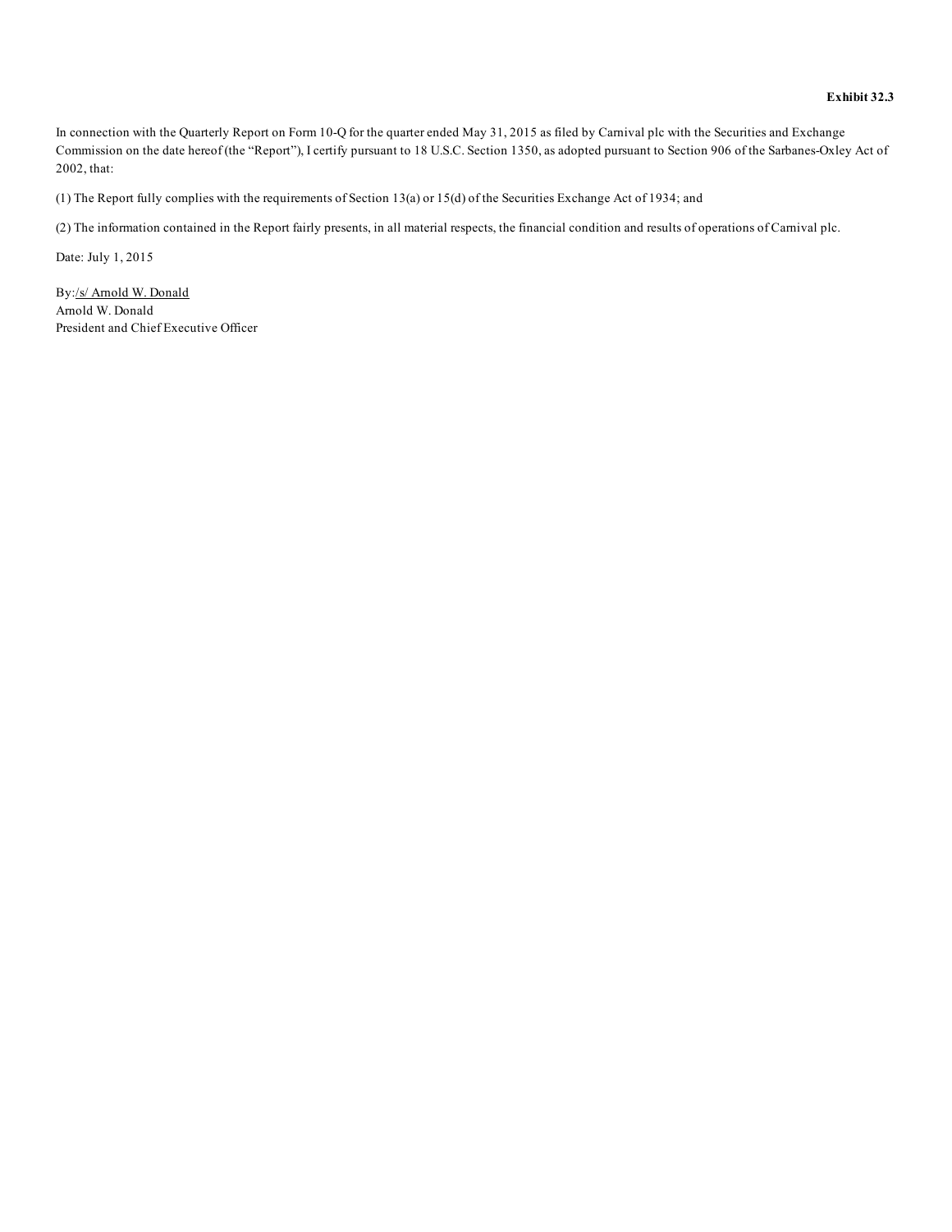**Exhibit 32.3**

In connection with the Quarterly Report on Form 10-Q for the quarter ended May 31, 2015 as filed by Carnival plc with the Securities and Exchange Commission on the date hereof (the "Report"), I certify pursuant to 18 U.S.C. Section 1350, as adopted pursuant to Section 906 of the Sarbanes-Oxley Act of 2002, that:

(1) The Report fully complies with the requirements of Section 13(a) or 15(d) of the Securities Exchange Act of 1934; and

(2) The information contained in the Report fairly presents, in all material respects, the financial condition and results of operations of Carnival plc.

Date: July 1, 2015

By:/s/ Arnold W. Donald
Arnold W. Donald
President and Chief Executive Officer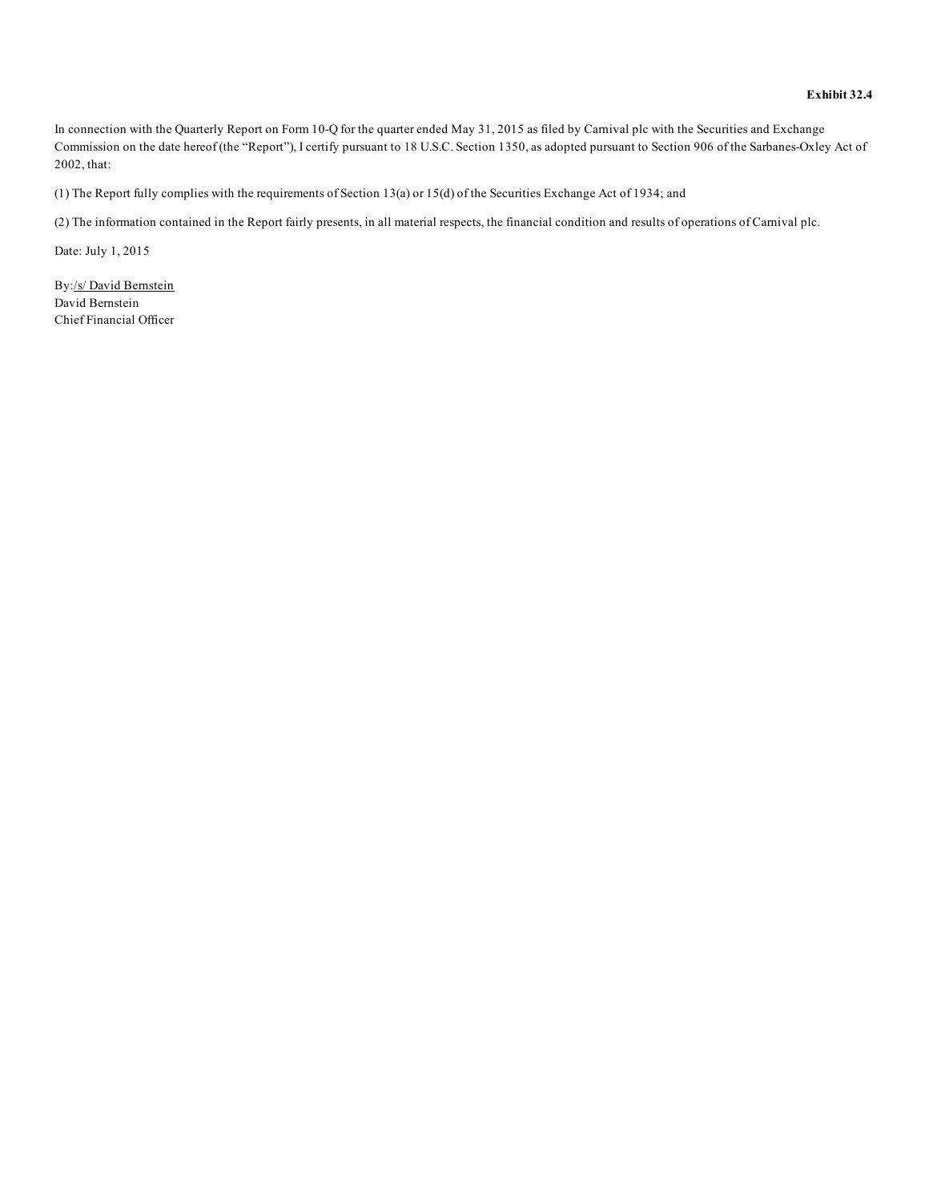**Exhibit 32.4**

In connection with the Quarterly Report on Form 10-Q for the quarter ended May 31, 2015 as filed by Carnival plc with the Securities and Exchange Commission on the date hereof (the "Report"), I certify pursuant to 18 U.S.C. Section 1350, as adopted pursuant to Section 906 of the Sarbanes-Oxley Act of 2002, that:

(1) The Report fully complies with the requirements of Section 13(a) or 15(d) of the Securities Exchange Act of 1934; and

(2) The information contained in the Report fairly presents, in all material respects, the financial condition and results of operations of Carnival plc.

Date: July 1, 2015

By:/s/ David Bernstein
David Bernstein
Chief Financial Officer